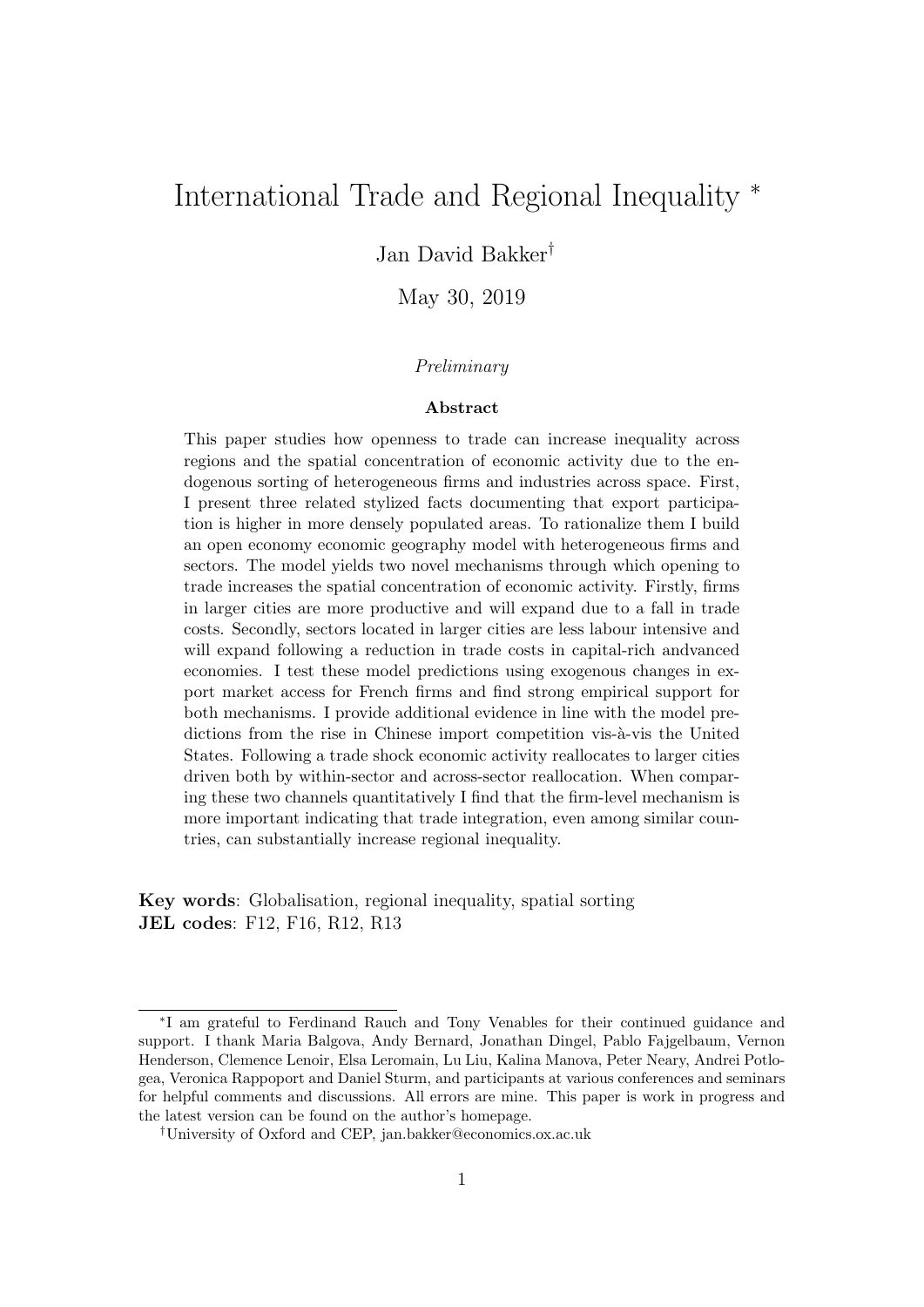# International Trade and Regional Inequality *

Jan David Bakker†

May 30, 2019

*Preliminary*

**Abstract**

This paper studies how openness to trade can increase inequality across regions and the spatial concentration of economic activity due to the endogenous sorting of heterogeneous firms and industries across space. First, I present three related stylized facts documenting that export participation is higher in more densely populated areas. To rationalize them I build an open economy economic geography model with heterogeneous firms and sectors. The model yields two novel mechanisms through which opening to trade increases the spatial concentration of economic activity. Firstly, firms in larger cities are more productive and will expand due to a fall in trade costs. Secondly, sectors located in larger cities are less labour intensive and will expand following a reduction in trade costs in capital-rich andvanced economies. I test these model predictions using exogenous changes in export market access for French firms and find strong empirical support for both mechanisms. I provide additional evidence in line with the model predictions from the rise in Chinese import competition vis-à-vis the United States. Following a trade shock economic activity reallocates to larger cities driven both by within-sector and across-sector reallocation. When comparing these two channels quantitatively I find that the firm-level mechanism is more important indicating that trade integration, even among similar countries, can substantially increase regional inequality.

**Key words**: Globalisation, regional inequality, spatial sorting
**JEL codes**: F12, F16, R12, R13

---

*I am grateful to Ferdinand Rauch and Tony Venables for their continued guidance and support. I thank Maria Balgova, Andy Bernard, Jonathan Dingel, Pablo Fajgelbaum, Vernon Henderson, Clemence Lenoir, Elsa Leromain, Lu Liu, Kalina Manova, Peter Neary, Andrei Potlogea, Veronica Rappoport and Daniel Sturm, and participants at various conferences and seminars for helpful comments and discussions. All errors are mine. This paper is work in progress and the latest version can be found on the author's homepage.

†University of Oxford and CEP, jan.bakker@economics.ox.ac.uk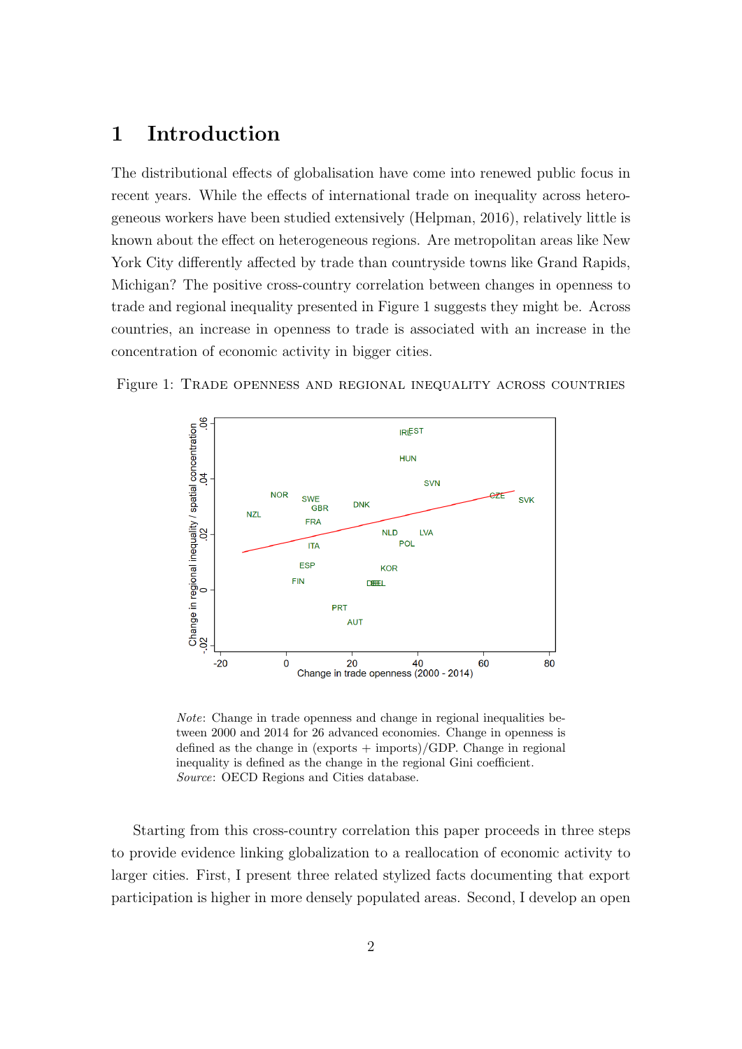# 1 Introduction

The distributional effects of globalisation have come into renewed public focus in recent years. While the effects of international trade on inequality across heterogeneous workers have been studied extensively (Helpman, 2016), relatively little is known about the effect on heterogeneous regions. Are metropolitan areas like New York City differently affected by trade than countryside towns like Grand Rapids, Michigan? The positive cross-country correlation between changes in openness to trade and regional inequality presented in Figure 1 suggests they might be. Across countries, an increase in openness to trade is associated with an increase in the concentration of economic activity in bigger cities.

Figure 1: Trade openness and regional inequality across countries

*Note*: Change in trade openness and change in regional inequalities between 2000 and 2014 for 26 advanced economies. Change in openness is defined as the change in (exports + imports)/GDP. Change in regional inequality is defined as the change in the regional Gini coefficient.
*Source*: OECD Regions and Cities database.

Starting from this cross-country correlation this paper proceeds in three steps to provide evidence linking globalization to a reallocation of economic activity to larger cities. First, I present three related stylized facts documenting that export participation is higher in more densely populated areas. Second, I develop an open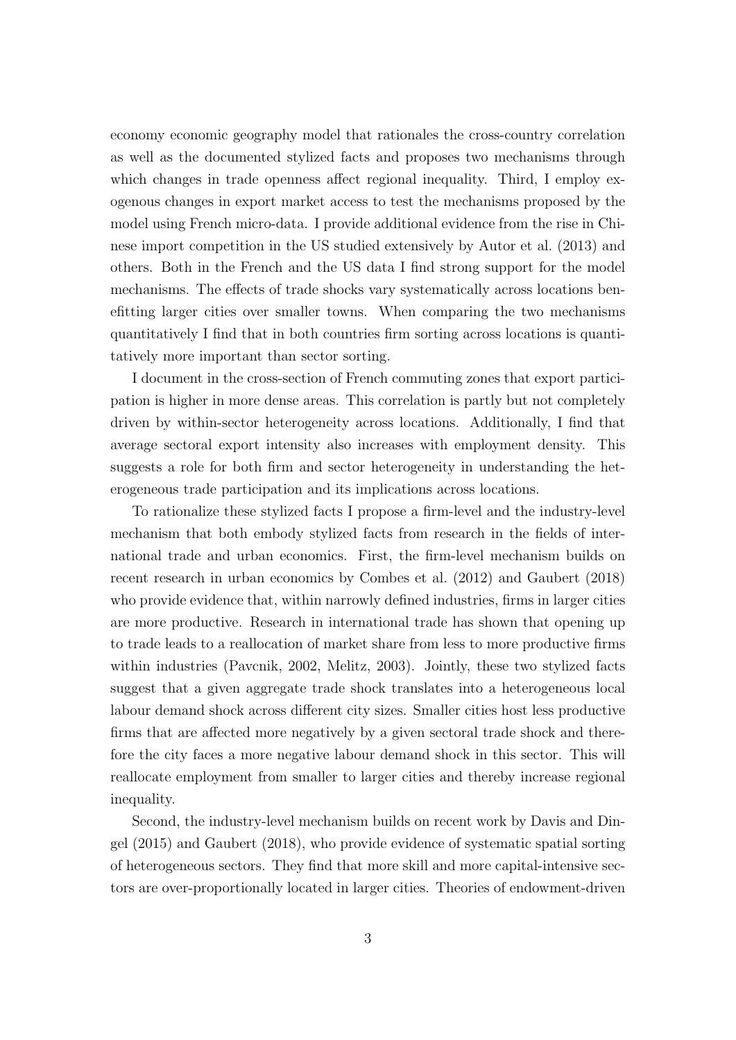economy economic geography model that rationales the cross-country correlation as well as the documented stylized facts and proposes two mechanisms through which changes in trade openness affect regional inequality. Third, I employ exogenous changes in export market access to test the mechanisms proposed by the model using French micro-data. I provide additional evidence from the rise in Chinese import competition in the US studied extensively by Autor et al. (2013) and others. Both in the French and the US data I find strong support for the model mechanisms. The effects of trade shocks vary systematically across locations benefitting larger cities over smaller towns. When comparing the two mechanisms quantitatively I find that in both countries firm sorting across locations is quantitatively more important than sector sorting.

I document in the cross-section of French commuting zones that export participation is higher in more dense areas. This correlation is partly but not completely driven by within-sector heterogeneity across locations. Additionally, I find that average sectoral export intensity also increases with employment density. This suggests a role for both firm and sector heterogeneity in understanding the heterogeneous trade participation and its implications across locations.

To rationalize these stylized facts I propose a firm-level and the industry-level mechanism that both embody stylized facts from research in the fields of international trade and urban economics. First, the firm-level mechanism builds on recent research in urban economics by Combes et al. (2012) and Gaubert (2018) who provide evidence that, within narrowly defined industries, firms in larger cities are more productive. Research in international trade has shown that opening up to trade leads to a reallocation of market share from less to more productive firms within industries (Pavcnik, 2002, Melitz, 2003). Jointly, these two stylized facts suggest that a given aggregate trade shock translates into a heterogeneous local labour demand shock across different city sizes. Smaller cities host less productive firms that are affected more negatively by a given sectoral trade shock and therefore the city faces a more negative labour demand shock in this sector. This will reallocate employment from smaller to larger cities and thereby increase regional inequality.

Second, the industry-level mechanism builds on recent work by Davis and Dingel (2015) and Gaubert (2018), who provide evidence of systematic spatial sorting of heterogeneous sectors. They find that more skill and more capital-intensive sectors are over-proportionally located in larger cities. Theories of endowment-driven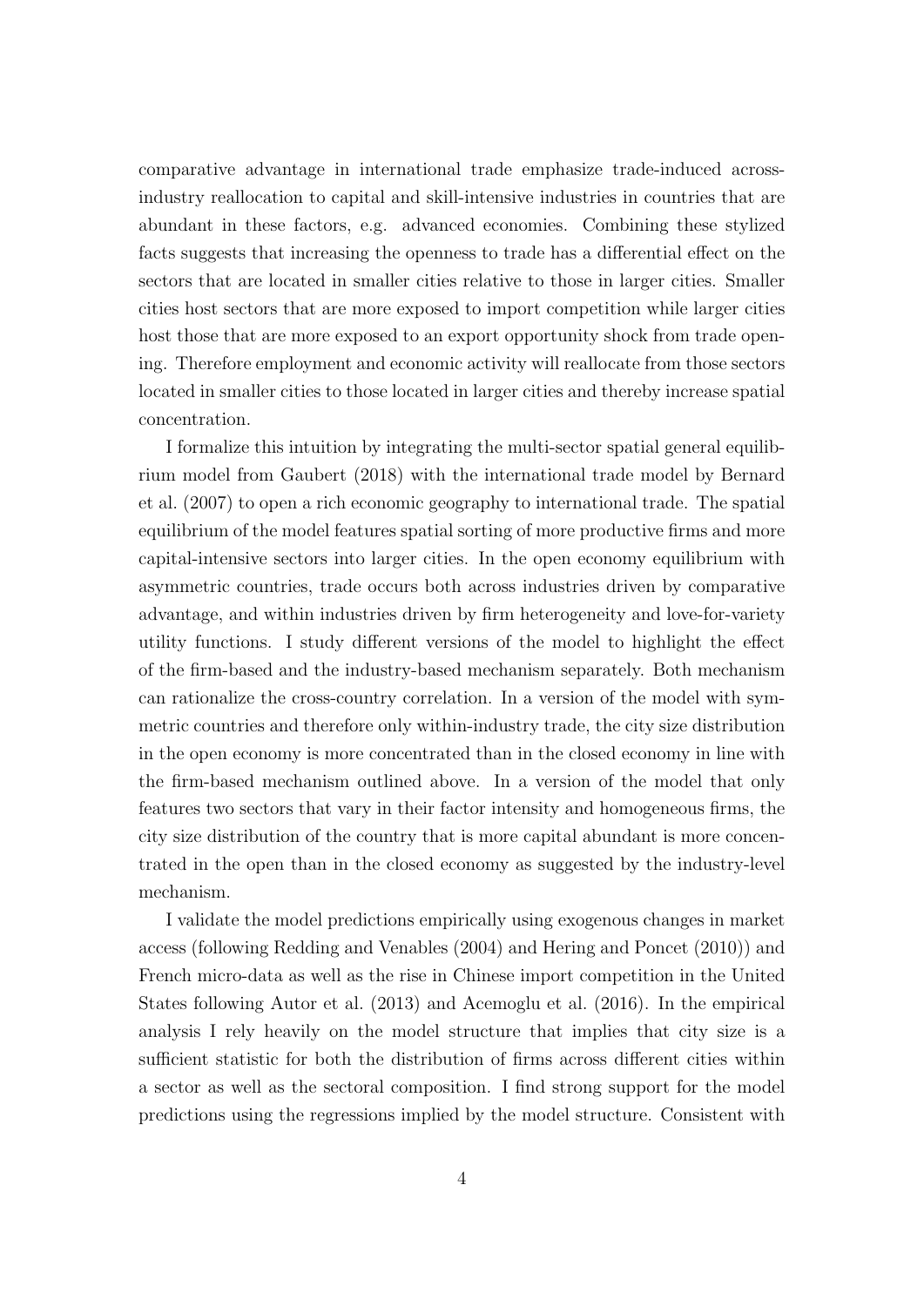comparative advantage in international trade emphasize trade-induced across-industry reallocation to capital and skill-intensive industries in countries that are abundant in these factors, e.g. advanced economies. Combining these stylized facts suggests that increasing the openness to trade has a differential effect on the sectors that are located in smaller cities relative to those in larger cities. Smaller cities host sectors that are more exposed to import competition while larger cities host those that are more exposed to an export opportunity shock from trade opening. Therefore employment and economic activity will reallocate from those sectors located in smaller cities to those located in larger cities and thereby increase spatial concentration.

I formalize this intuition by integrating the multi-sector spatial general equilibrium model from Gaubert (2018) with the international trade model by Bernard et al. (2007) to open a rich economic geography to international trade. The spatial equilibrium of the model features spatial sorting of more productive firms and more capital-intensive sectors into larger cities. In the open economy equilibrium with asymmetric countries, trade occurs both across industries driven by comparative advantage, and within industries driven by firm heterogeneity and love-for-variety utility functions. I study different versions of the model to highlight the effect of the firm-based and the industry-based mechanism separately. Both mechanism can rationalize the cross-country correlation. In a version of the model with symmetric countries and therefore only within-industry trade, the city size distribution in the open economy is more concentrated than in the closed economy in line with the firm-based mechanism outlined above. In a version of the model that only features two sectors that vary in their factor intensity and homogeneous firms, the city size distribution of the country that is more capital abundant is more concentrated in the open than in the closed economy as suggested by the industry-level mechanism.

I validate the model predictions empirically using exogenous changes in market access (following Redding and Venables (2004) and Hering and Poncet (2010)) and French micro-data as well as the rise in Chinese import competition in the United States following Autor et al. (2013) and Acemoglu et al. (2016). In the empirical analysis I rely heavily on the model structure that implies that city size is a sufficient statistic for both the distribution of firms across different cities within a sector as well as the sectoral composition. I find strong support for the model predictions using the regressions implied by the model structure. Consistent with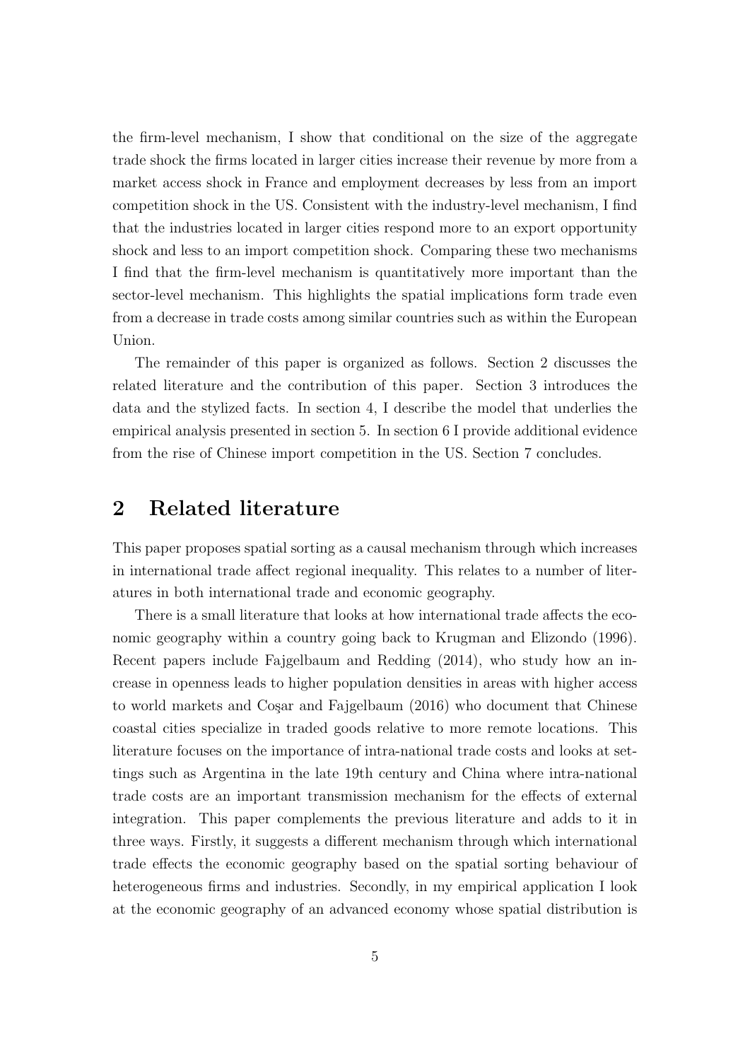the firm-level mechanism, I show that conditional on the size of the aggregate trade shock the firms located in larger cities increase their revenue by more from a market access shock in France and employment decreases by less from an import competition shock in the US. Consistent with the industry-level mechanism, I find that the industries located in larger cities respond more to an export opportunity shock and less to an import competition shock. Comparing these two mechanisms I find that the firm-level mechanism is quantitatively more important than the sector-level mechanism. This highlights the spatial implications form trade even from a decrease in trade costs among similar countries such as within the European Union.

The remainder of this paper is organized as follows. Section 2 discusses the related literature and the contribution of this paper. Section 3 introduces the data and the stylized facts. In section 4, I describe the model that underlies the empirical analysis presented in section 5. In section 6 I provide additional evidence from the rise of Chinese import competition in the US. Section 7 concludes.

## 2 Related literature

This paper proposes spatial sorting as a causal mechanism through which increases in international trade affect regional inequality. This relates to a number of literatures in both international trade and economic geography.

There is a small literature that looks at how international trade affects the economic geography within a country going back to Krugman and Elizondo (1996). Recent papers include Fajgelbaum and Redding (2014), who study how an increase in openness leads to higher population densities in areas with higher access to world markets and Coşar and Fajgelbaum (2016) who document that Chinese coastal cities specialize in traded goods relative to more remote locations. This literature focuses on the importance of intra-national trade costs and looks at settings such as Argentina in the late 19th century and China where intra-national trade costs are an important transmission mechanism for the effects of external integration. This paper complements the previous literature and adds to it in three ways. Firstly, it suggests a different mechanism through which international trade effects the economic geography based on the spatial sorting behaviour of heterogeneous firms and industries. Secondly, in my empirical application I look at the economic geography of an advanced economy whose spatial distribution is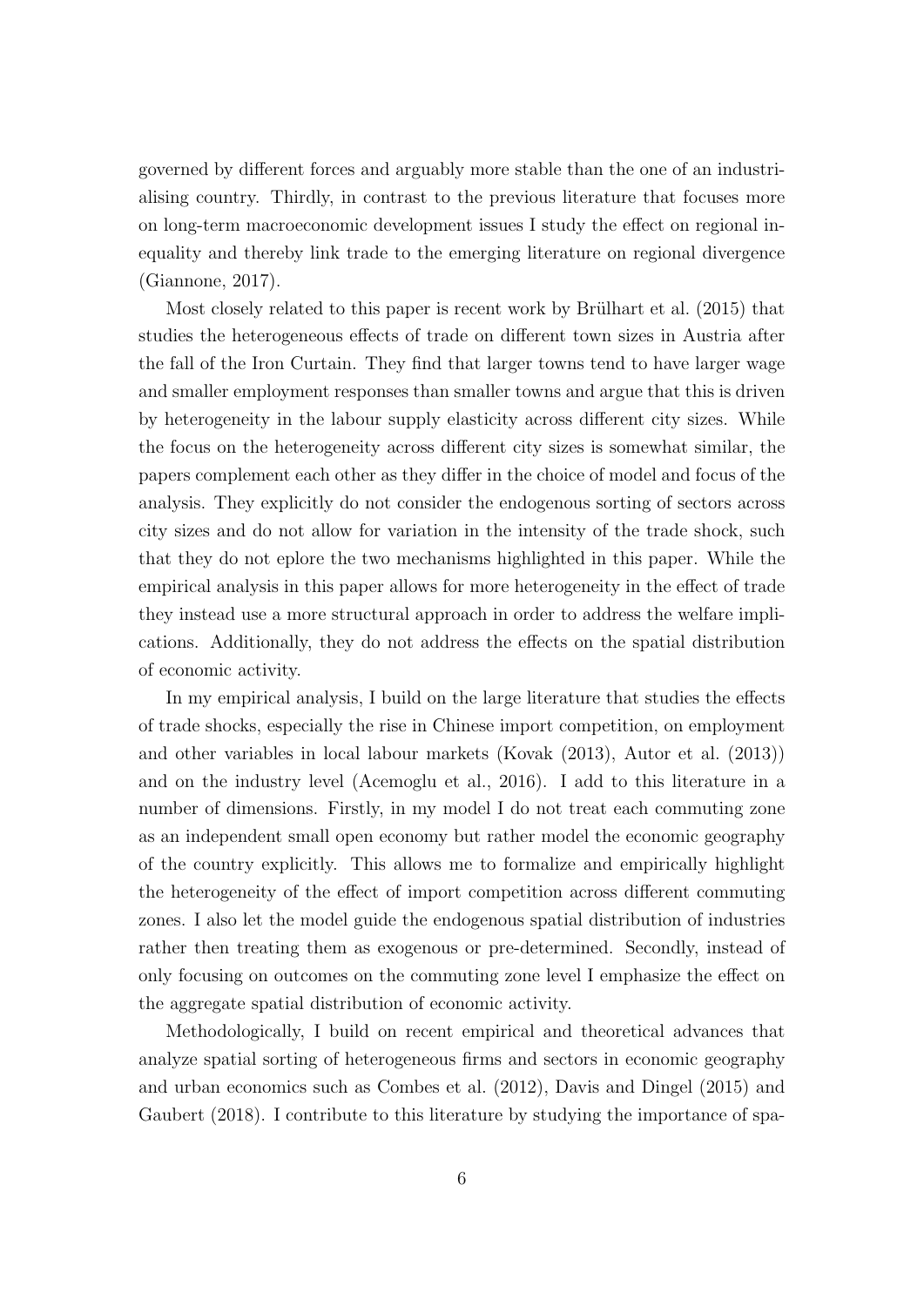governed by different forces and arguably more stable than the one of an industrialising country. Thirdly, in contrast to the previous literature that focuses more on long-term macroeconomic development issues I study the effect on regional inequality and thereby link trade to the emerging literature on regional divergence (Giannone, 2017).

Most closely related to this paper is recent work by Brülhart et al. (2015) that studies the heterogeneous effects of trade on different town sizes in Austria after the fall of the Iron Curtain. They find that larger towns tend to have larger wage and smaller employment responses than smaller towns and argue that this is driven by heterogeneity in the labour supply elasticity across different city sizes. While the focus on the heterogeneity across different city sizes is somewhat similar, the papers complement each other as they differ in the choice of model and focus of the analysis. They explicitly do not consider the endogenous sorting of sectors across city sizes and do not allow for variation in the intensity of the trade shock, such that they do not eplore the two mechanisms highlighted in this paper. While the empirical analysis in this paper allows for more heterogeneity in the effect of trade they instead use a more structural approach in order to address the welfare implications. Additionally, they do not address the effects on the spatial distribution of economic activity.

In my empirical analysis, I build on the large literature that studies the effects of trade shocks, especially the rise in Chinese import competition, on employment and other variables in local labour markets (Kovak (2013), Autor et al. (2013)) and on the industry level (Acemoglu et al., 2016). I add to this literature in a number of dimensions. Firstly, in my model I do not treat each commuting zone as an independent small open economy but rather model the economic geography of the country explicitly. This allows me to formalize and empirically highlight the heterogeneity of the effect of import competition across different commuting zones. I also let the model guide the endogenous spatial distribution of industries rather then treating them as exogenous or pre-determined. Secondly, instead of only focusing on outcomes on the commuting zone level I emphasize the effect on the aggregate spatial distribution of economic activity.

Methodologically, I build on recent empirical and theoretical advances that analyze spatial sorting of heterogeneous firms and sectors in economic geography and urban economics such as Combes et al. (2012), Davis and Dingel (2015) and Gaubert (2018). I contribute to this literature by studying the importance of spa-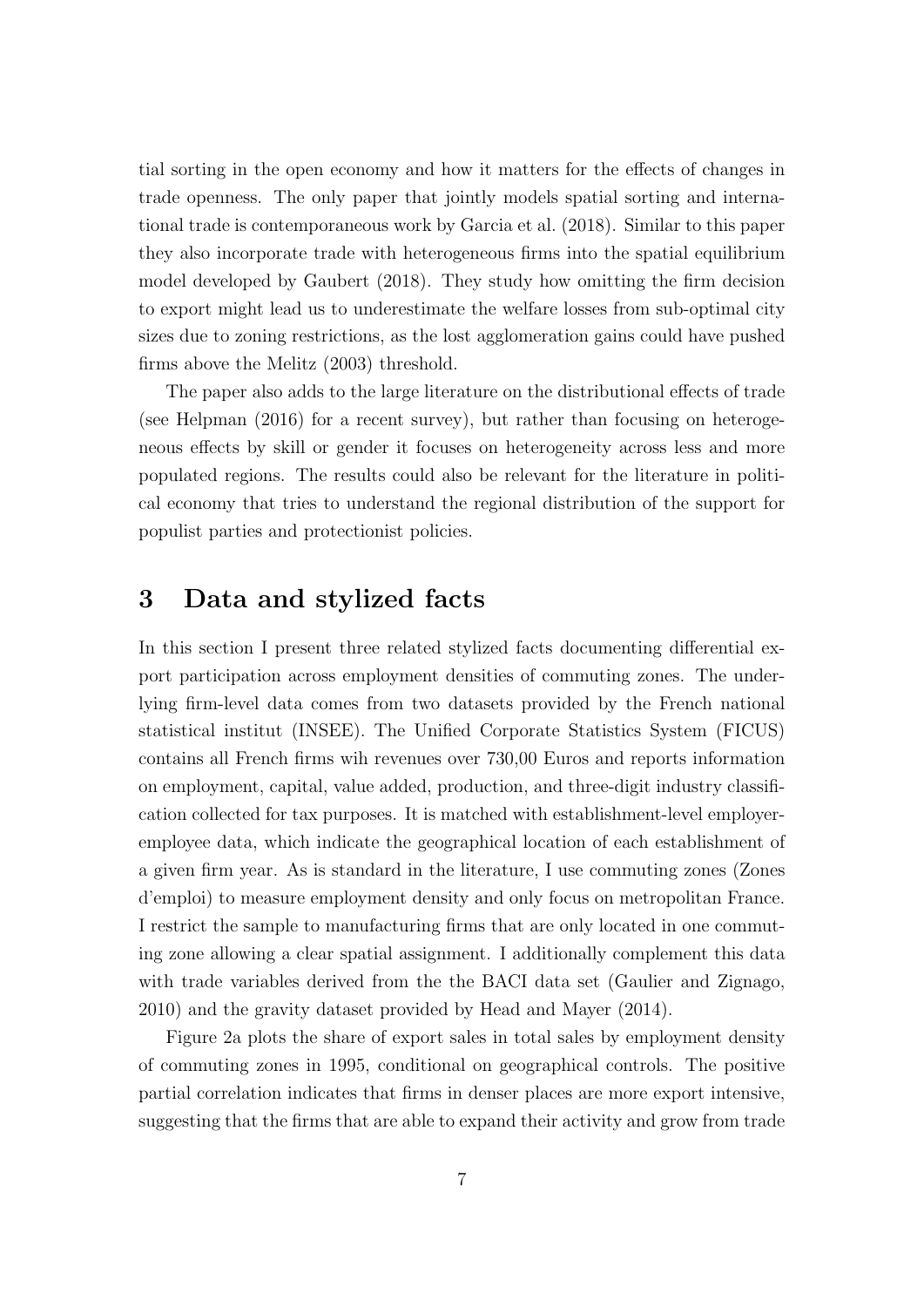tial sorting in the open economy and how it matters for the effects of changes in trade openness. The only paper that jointly models spatial sorting and international trade is contemporaneous work by Garcia et al. (2018). Similar to this paper they also incorporate trade with heterogeneous firms into the spatial equilibrium model developed by Gaubert (2018). They study how omitting the firm decision to export might lead us to underestimate the welfare losses from sub-optimal city sizes due to zoning restrictions, as the lost agglomeration gains could have pushed firms above the Melitz (2003) threshold.

The paper also adds to the large literature on the distributional effects of trade (see Helpman (2016) for a recent survey), but rather than focusing on heterogeneous effects by skill or gender it focuses on heterogeneity across less and more populated regions. The results could also be relevant for the literature in political economy that tries to understand the regional distribution of the support for populist parties and protectionist policies.

# 3 Data and stylized facts

In this section I present three related stylized facts documenting differential export participation across employment densities of commuting zones. The underlying firm-level data comes from two datasets provided by the French national statistical institut (INSEE). The Unified Corporate Statistics System (FICUS) contains all French firms wih revenues over 730,00 Euros and reports information on employment, capital, value added, production, and three-digit industry classification collected for tax purposes. It is matched with establishment-level employer-employee data, which indicate the geographical location of each establishment of a given firm year. As is standard in the literature, I use commuting zones (Zones d'emploi) to measure employment density and only focus on metropolitan France. I restrict the sample to manufacturing firms that are only located in one commuting zone allowing a clear spatial assignment. I additionally complement this data with trade variables derived from the the BACI data set (Gaulier and Zignago, 2010) and the gravity dataset provided by Head and Mayer (2014).

Figure 2a plots the share of export sales in total sales by employment density of commuting zones in 1995, conditional on geographical controls. The positive partial correlation indicates that firms in denser places are more export intensive, suggesting that the firms that are able to expand their activity and grow from trade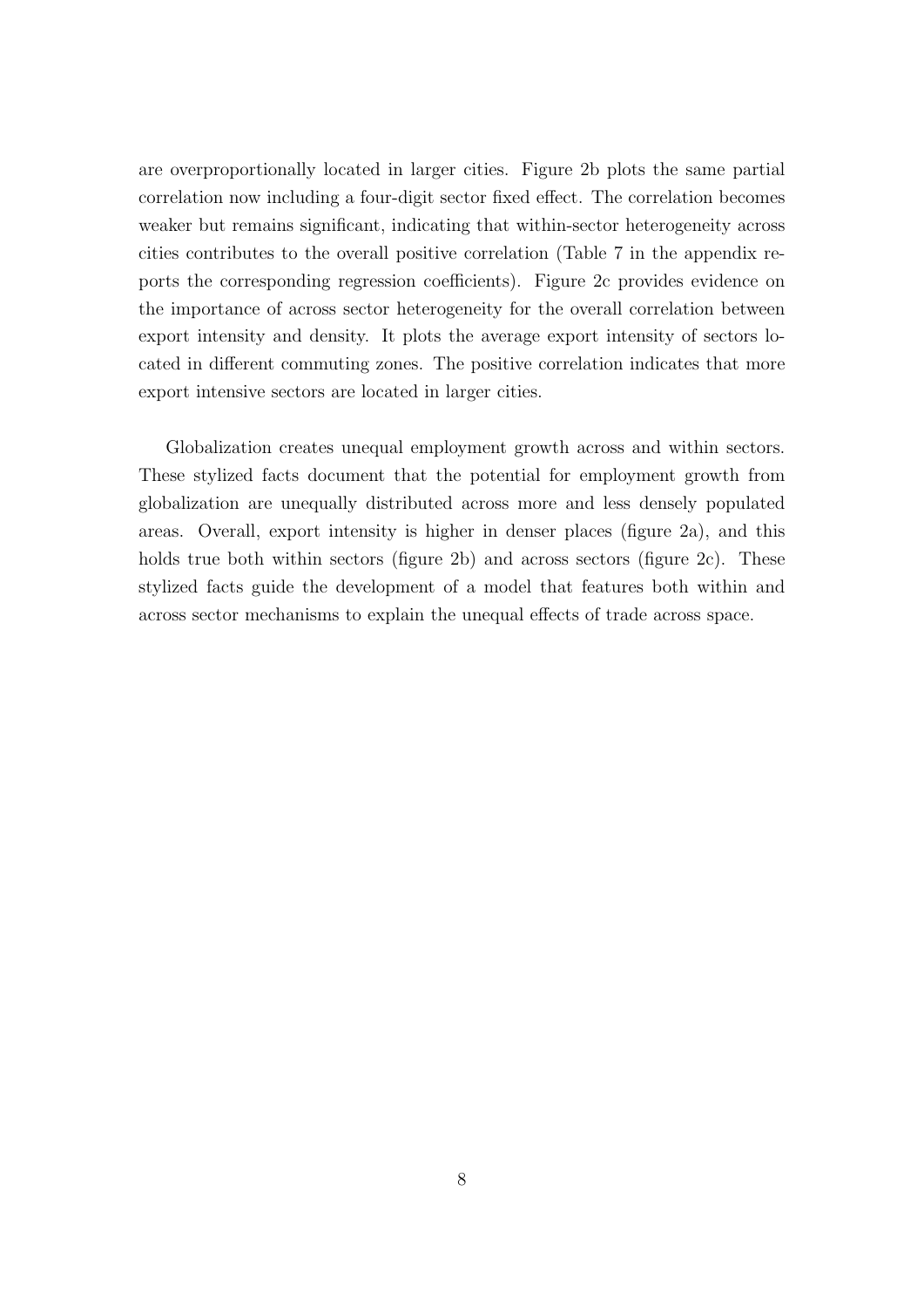are overproportionally located in larger cities. Figure 2b plots the same partial correlation now including a four-digit sector fixed effect. The correlation becomes weaker but remains significant, indicating that within-sector heterogeneity across cities contributes to the overall positive correlation (Table 7 in the appendix reports the corresponding regression coefficients). Figure 2c provides evidence on the importance of across sector heterogeneity for the overall correlation between export intensity and density. It plots the average export intensity of sectors located in different commuting zones. The positive correlation indicates that more export intensive sectors are located in larger cities.

Globalization creates unequal employment growth across and within sectors. These stylized facts document that the potential for employment growth from globalization are unequally distributed across more and less densely populated areas. Overall, export intensity is higher in denser places (figure 2a), and this holds true both within sectors (figure 2b) and across sectors (figure 2c). These stylized facts guide the development of a model that features both within and across sector mechanisms to explain the unequal effects of trade across space.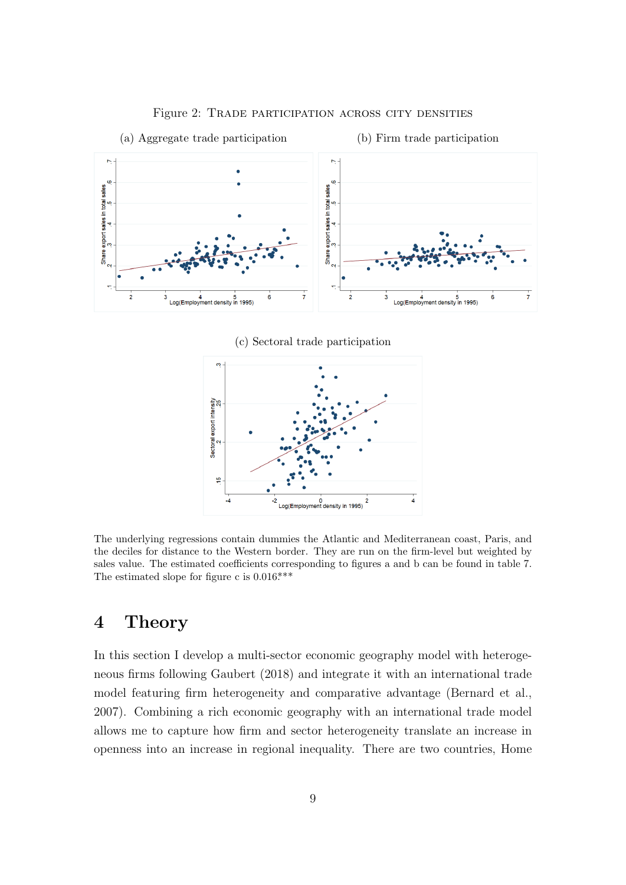Figure 2: Trade participation across city densities

(a) Aggregate trade participation

(b) Firm trade participation

(c) Sectoral trade participation

The underlying regressions contain dummies the Atlantic and Mediterranean coast, Paris, and the deciles for distance to the Western border. They are run on the firm-level but weighted by sales value. The estimated coefficients corresponding to figures a and b can be found in table 7. The estimated slope for figure c is 0.016***

# 4 Theory

In this section I develop a multi-sector economic geography model with heterogeneous firms following Gaubert (2018) and integrate it with an international trade model featuring firm heterogeneity and comparative advantage (Bernard et al., 2007). Combining a rich economic geography with an international trade model allows me to capture how firm and sector heterogeneity translate an increase in openness into an increase in regional inequality. There are two countries, Home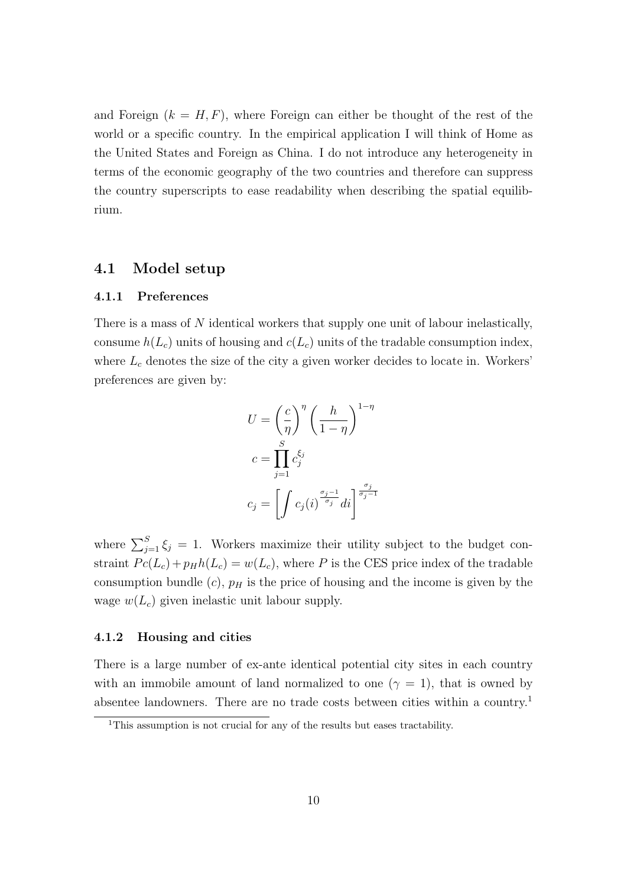and Foreign ($k = H, F$), where Foreign can either be thought of the rest of the world or a specific country. In the empirical application I will think of Home as the United States and Foreign as China. I do not introduce any heterogeneity in terms of the economic geography of the two countries and therefore can suppress the country superscripts to ease readability when describing the spatial equilibrium.

## 4.1 Model setup

### 4.1.1 Preferences

There is a mass of $N$ identical workers that supply one unit of labour inelastically, consume $h(L_c)$ units of housing and $c(L_c)$ units of the tradable consumption index, where $L_c$ denotes the size of the city a given worker decides to locate in. Workers' preferences are given by:

$$U = \left(\frac{c}{\eta}\right)^{\eta} \left(\frac{h}{1-\eta}\right)^{1-\eta}$$

$$c = \prod_{j=1}^{S} c_j^{\xi_j}$$

$$c_j = \left[\int c_j(i)^{\frac{\sigma_j - 1}{\sigma_j}} di\right]^{\frac{\sigma_j}{\sigma_j - 1}}$$

where $\sum_{j=1}^{S} \xi_j = 1$. Workers maximize their utility subject to the budget constraint $Pc(L_c) + p_H h(L_c) = w(L_c)$, where $P$ is the CES price index of the tradable consumption bundle ($c$), $p_H$ is the price of housing and the income is given by the wage $w(L_c)$ given inelastic unit labour supply.

### 4.1.2 Housing and cities

There is a large number of ex-ante identical potential city sites in each country with an immobile amount of land normalized to one ($\gamma = 1$), that is owned by absentee landowners. There are no trade costs between cities within a country.[1]

[1] This assumption is not crucial for any of the results but eases tractability.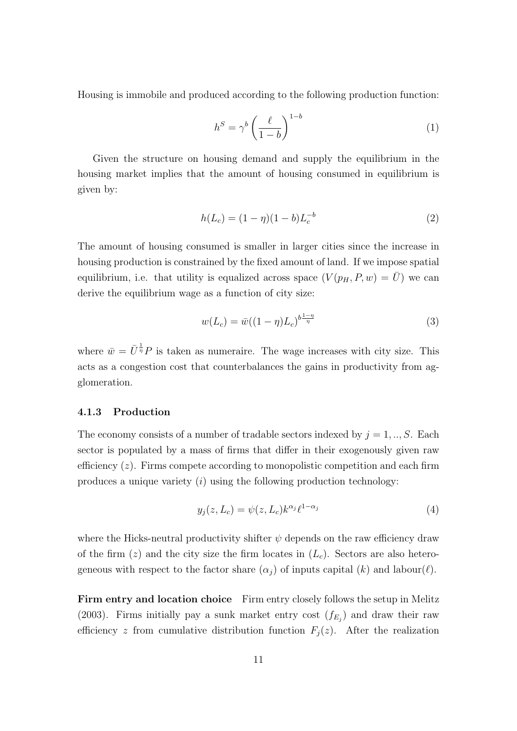Housing is immobile and produced according to the following production function:

$$h^S = \gamma^b \left( \frac{\ell}{1-b} \right)^{1-b} \tag{1}$$

Given the structure on housing demand and supply the equilibrium in the housing market implies that the amount of housing consumed in equilibrium is given by:

$$h(L_c) = (1-\eta)(1-b)L_c^{-b} \tag{2}$$

The amount of housing consumed is smaller in larger cities since the increase in housing production is constrained by the fixed amount of land. If we impose spatial equilibrium, i.e. that utility is equalized across space ($V(p_H, P, w) = \bar{U}$) we can derive the equilibrium wage as a function of city size:

$$w(L_c) = \bar{w}((1-\eta)L_c)^{b\frac{1-\eta}{\eta}} \tag{3}$$

where $\bar{w} = \bar{U}^{\frac{1}{\eta}} P$ is taken as numeraire. The wage increases with city size. This acts as a congestion cost that counterbalances the gains in productivity from agglomeration.

### 4.1.3 Production

The economy consists of a number of tradable sectors indexed by $j = 1, .., S$. Each sector is populated by a mass of firms that differ in their exogenously given raw efficiency ($z$). Firms compete according to monopolistic competition and each firm produces a unique variety ($i$) using the following production technology:

$$y_j(z, L_c) = \psi(z, L_c) k^{\alpha_j} \ell^{1-\alpha_j} \tag{4}$$

where the Hicks-neutral productivity shifter $\psi$ depends on the raw efficiency draw of the firm ($z$) and the city size the firm locates in ($L_c$). Sectors are also heterogeneous with respect to the factor share ($\alpha_j$) of inputs capital ($k$) and labour($\ell$).

**Firm entry and location choice** Firm entry closely follows the setup in Melitz (2003). Firms initially pay a sunk market entry cost ($f_{E_j}$) and draw their raw efficiency $z$ from cumulative distribution function $F_j(z)$. After the realization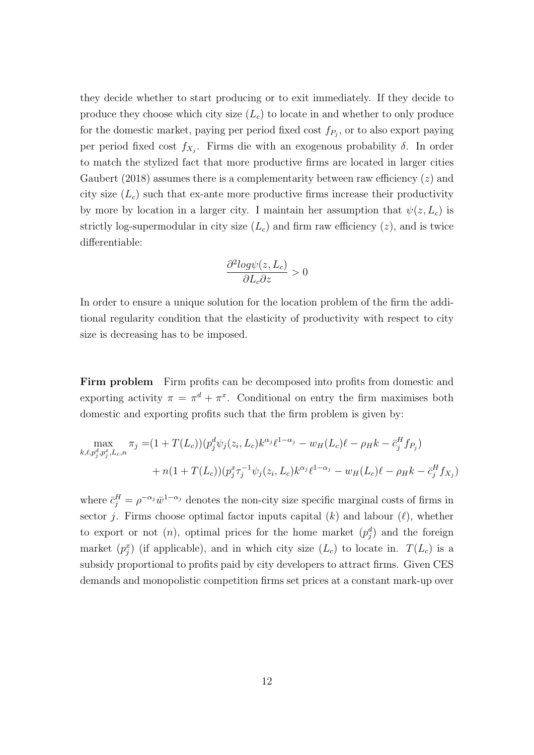they decide whether to start producing or to exit immediately. If they decide to produce they choose which city size ($L_c$) to locate in and whether to only produce for the domestic market, paying per period fixed cost $f_{P_j}$, or to also export paying per period fixed cost $f_{X_j}$. Firms die with an exogenous probability $\delta$. In order to match the stylized fact that more productive firms are located in larger cities Gaubert (2018) assumes there is a complementarity between raw efficiency ($z$) and city size ($L_c$) such that ex-ante more productive firms increase their productivity by more by location in a larger city. I maintain her assumption that $\psi(z, L_c)$ is strictly log-supermodular in city size ($L_c$) and firm raw efficiency ($z$), and is twice differentiable:

$$\frac{\partial^2 log\psi(z, L_c)}{\partial L_c \partial z} > 0$$

In order to ensure a unique solution for the location problem of the firm the additional regularity condition that the elasticity of productivity with respect to city size is decreasing has to be imposed.

**Firm problem** Firm profits can be decomposed into profits from domestic and exporting activity $\pi = \pi^d + \pi^x$. Conditional on entry the firm maximises both domestic and exporting profits such that the firm problem is given by:

$$\begin{aligned}
\max_{k,\ell,p_j^d,p_j^x,L_c,n} \pi_j =& (1 + T(L_c))(p_j^d \psi_j(z_i, L_c) k^{\alpha_j} \ell^{1-\alpha_j} - w_H(L_c)\ell - \rho_H k - \bar{c}_j^H f_{P_j}) \\
&+ n(1 + T(L_c))(p_j^x \tau_j^{-1} \psi_j(z_i, L_c) k^{\alpha_j} \ell^{1-\alpha_j} - w_H(L_c)\ell - \rho_H k - \bar{c}_j^H f_{X_j})
\end{aligned}$$

where $\bar{c}_j^H = \rho^{-\alpha_j} \bar{w}^{1-\alpha_j}$ denotes the non-city size specific marginal costs of firms in sector $j$. Firms choose optimal factor inputs capital ($k$) and labour ($\ell$), whether to export or not ($n$), optimal prices for the home market ($p_j^d$) and the foreign market ($p_j^x$) (if applicable), and in which city size ($L_c$) to locate in. $T(L_c)$ is a subsidy proportional to profits paid by city developers to attract firms. Given CES demands and monopolistic competition firms set prices at a constant mark-up over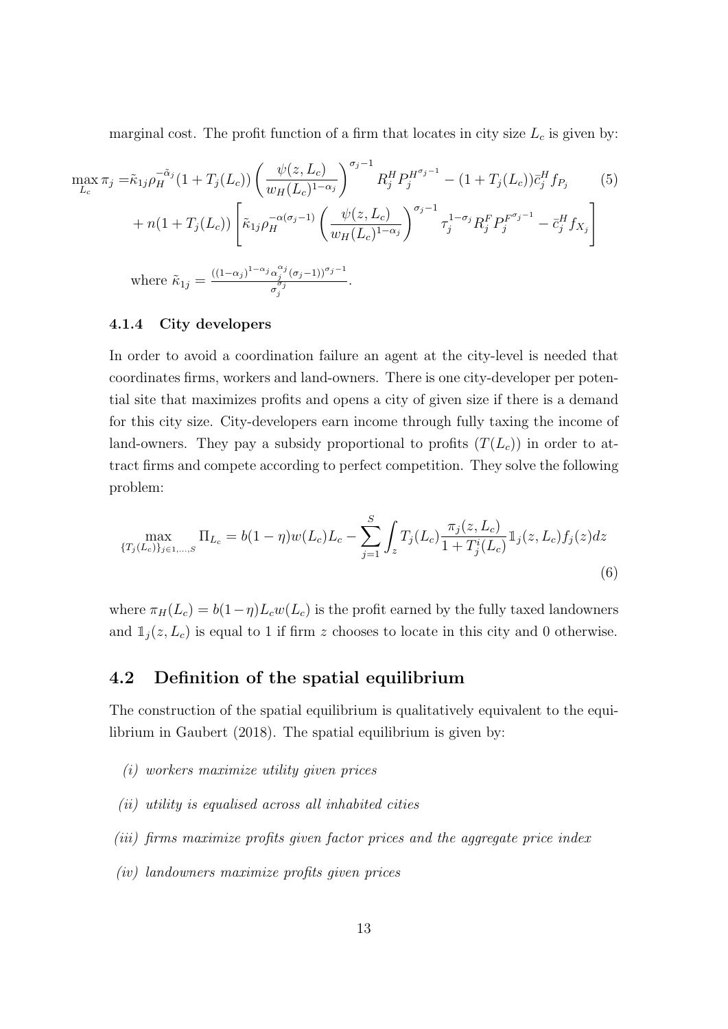marginal cost. The profit function of a firm that locates in city size $L_c$ is given by:

$$\max_{L_c} \pi_j = \tilde{\kappa}_{1j} \rho_H^{-\tilde{\alpha}_j} (1 + T_j(L_c)) \left( \frac{\psi(z, L_c)}{w_H(L_c)^{1-\alpha_j}} \right)^{\sigma_j - 1} R_j^H P_j^{H^{\sigma_j - 1}} - (1 + T_j(L_c)) \bar{c}_j^H f_{P_j} \tag{5}$$
$$+ n(1 + T_j(L_c)) \left[ \tilde{\kappa}_{1j} \rho_H^{-\alpha(\sigma_j - 1)} \left( \frac{\psi(z, L_c)}{w_H(L_c)^{1-\alpha_j}} \right)^{\sigma_j - 1} \tau_j^{1-\sigma_j} R_j^F P_j^{F^{\sigma_j - 1}} - \bar{c}_j^H f_{X_j} \right]$$

where $\tilde{\kappa}_{1j} = \frac{((1-\alpha_j)^{1-\alpha_j} \alpha_j^{\alpha_j} (\sigma_j - 1))^{\sigma_j - 1}}{\sigma_j^{\sigma_j}}$.

### 4.1.4 City developers

In order to avoid a coordination failure an agent at the city-level is needed that coordinates firms, workers and land-owners. There is one city-developer per potential site that maximizes profits and opens a city of given size if there is a demand for this city size. City-developers earn income through fully taxing the income of land-owners. They pay a subsidy proportional to profits ($T(L_c)$) in order to attract firms and compete according to perfect competition. They solve the following problem:

$$\max_{\{T_j(L_c)\}_{j \in 1, \ldots, S}} \Pi_{L_c} = b(1-\eta) w(L_c) L_c - \sum_{j=1}^{S} \int_z T_j(L_c) \frac{\pi_j(z, L_c)}{1 + T_j^i(L_c)} \mathbb{1}_j(z, L_c) f_j(z) dz \tag{6}$$

where $\pi_H(L_c) = b(1-\eta) L_c w(L_c)$ is the profit earned by the fully taxed landowners and $\mathbb{1}_j(z, L_c)$ is equal to 1 if firm $z$ chooses to locate in this city and 0 otherwise.

## 4.2 Definition of the spatial equilibrium

The construction of the spatial equilibrium is qualitatively equivalent to the equilibrium in Gaubert (2018). The spatial equilibrium is given by:

*(i) workers maximize utility given prices*

*(ii) utility is equalised across all inhabited cities*

*(iii) firms maximize profits given factor prices and the aggregate price index*

*(iv) landowners maximize profits given prices*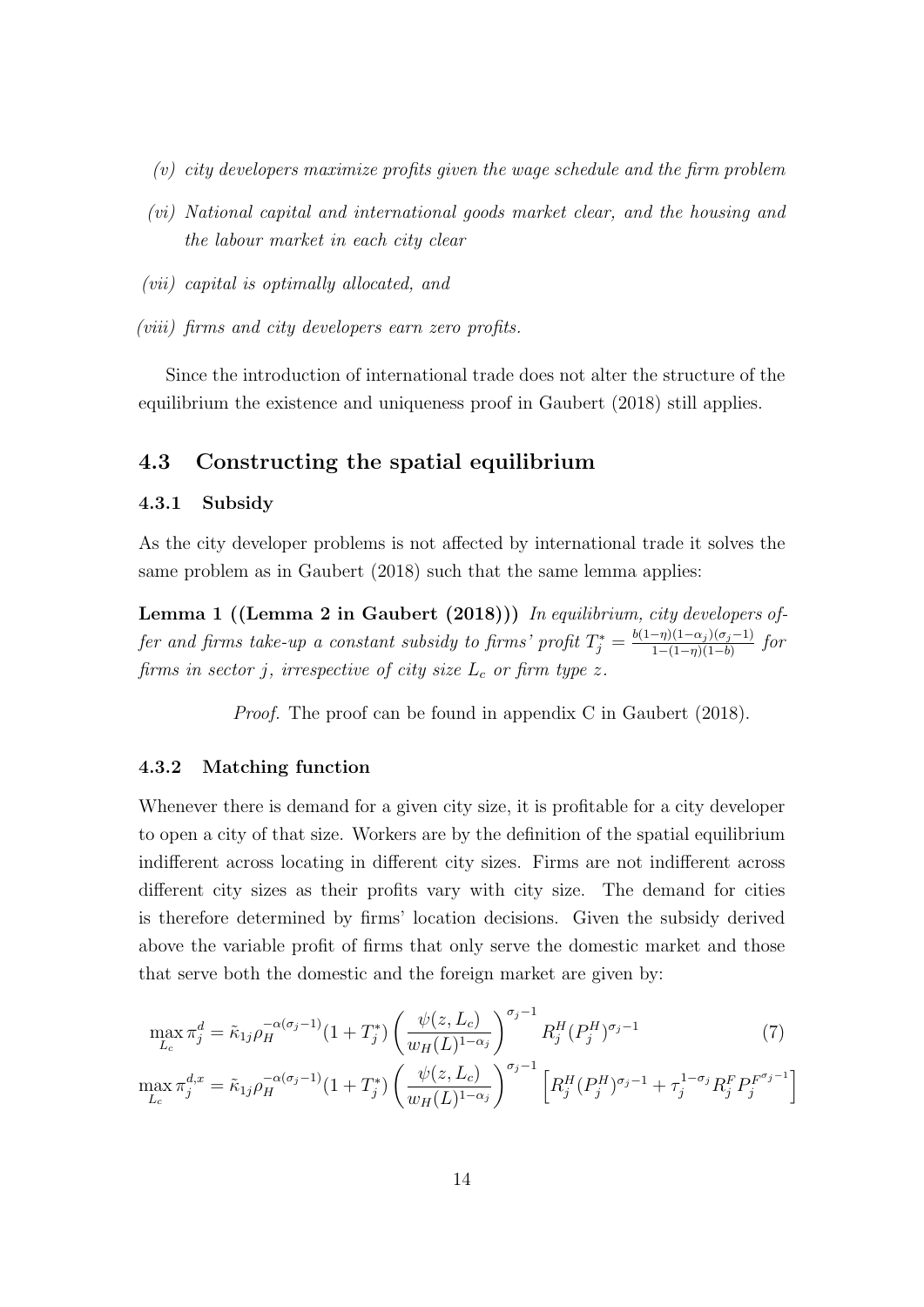*(v) city developers maximize profits given the wage schedule and the firm problem*

*(vi) National capital and international goods market clear, and the housing and the labour market in each city clear*

*(vii) capital is optimally allocated, and*

*(viii) firms and city developers earn zero profits.*

Since the introduction of international trade does not alter the structure of the equilibrium the existence and uniqueness proof in Gaubert (2018) still applies.

## 4.3 Constructing the spatial equilibrium

### 4.3.1 Subsidy

As the city developer problems is not affected by international trade it solves the same problem as in Gaubert (2018) such that the same lemma applies:

**Lemma 1 ((Lemma 2 in Gaubert (2018)))** *In equilibrium, city developers offer and firms take-up a constant subsidy to firms' profit* $T_j^* = \frac{b(1-\eta)(1-\alpha_j)(\sigma_j-1)}{1-(1-\eta)(1-b)}$ *for firms in sector* $j$*, irrespective of city size* $L_c$ *or firm type* $z$*.*

*Proof.* The proof can be found in appendix C in Gaubert (2018).

### 4.3.2 Matching function

Whenever there is demand for a given city size, it is profitable for a city developer to open a city of that size. Workers are by the definition of the spatial equilibrium indifferent across locating in different city sizes. Firms are not indifferent across different city sizes as their profits vary with city size. The demand for cities is therefore determined by firms' location decisions. Given the subsidy derived above the variable profit of firms that only serve the domestic market and those that serve both the domestic and the foreign market are given by:

$$\max_{L_c} \pi_j^d = \tilde{\kappa}_{1j} \rho_H^{-\alpha(\sigma_j-1)} (1+T_j^*) \left( \frac{\psi(z, L_c)}{w_H(L)^{1-\alpha_j}} \right)^{\sigma_j-1} R_j^H (P_j^H)^{\sigma_j-1} \tag{7}$$

$$\max_{L_c} \pi_j^{d,x} = \tilde{\kappa}_{1j} \rho_H^{-\alpha(\sigma_j-1)} (1+T_j^*) \left( \frac{\psi(z, L_c)}{w_H(L)^{1-\alpha_j}} \right)^{\sigma_j-1} \left[ R_j^H (P_j^H)^{\sigma_j-1} + \tau_j^{1-\sigma_j} R_j^F P_j^{F^{\sigma_j-1}} \right]$$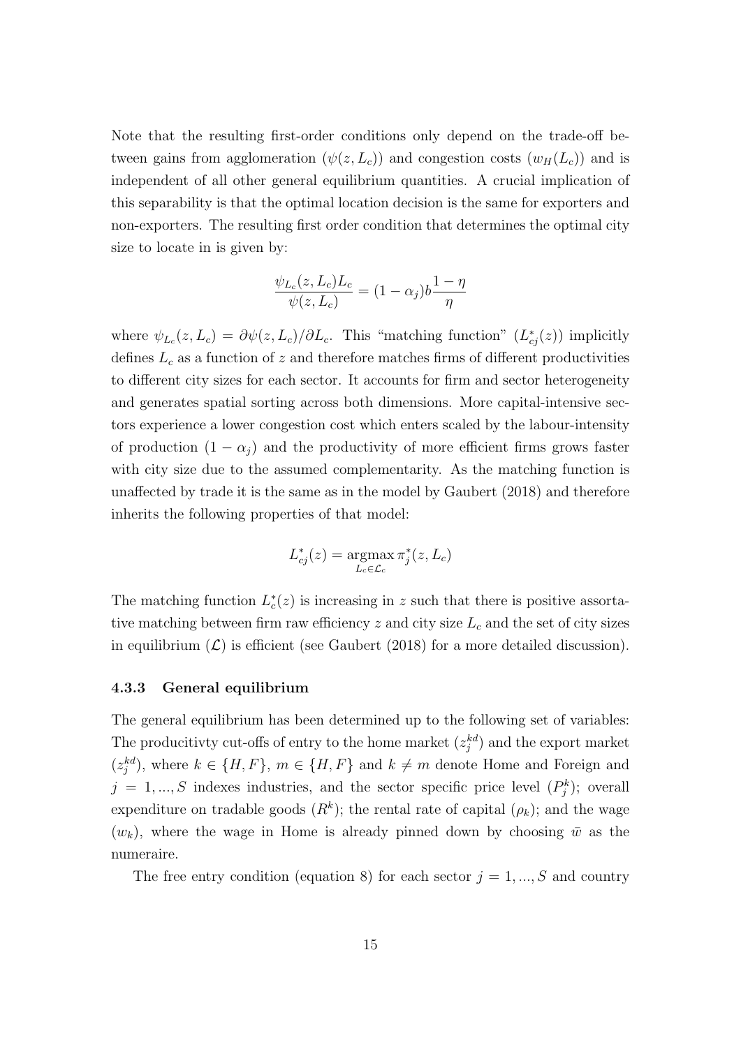Note that the resulting first-order conditions only depend on the trade-off between gains from agglomeration ($\psi(z, L_c)$) and congestion costs ($w_H(L_c)$) and is independent of all other general equilibrium quantities. A crucial implication of this separability is that the optimal location decision is the same for exporters and non-exporters. The resulting first order condition that determines the optimal city size to locate in is given by:

$$\frac{\psi_{L_c}(z, L_c)L_c}{\psi(z, L_c)} = (1 - \alpha_j)b\frac{1 - \eta}{\eta}$$

where $\psi_{L_c}(z, L_c) = \partial\psi(z, L_c)/\partial L_c$. This "matching function" ($L^*_{cj}(z)$) implicitly defines $L_c$ as a function of $z$ and therefore matches firms of different productivities to different city sizes for each sector. It accounts for firm and sector heterogeneity and generates spatial sorting across both dimensions. More capital-intensive sectors experience a lower congestion cost which enters scaled by the labour-intensity of production $(1 - \alpha_j)$ and the productivity of more efficient firms grows faster with city size due to the assumed complementarity. As the matching function is unaffected by trade it is the same as in the model by Gaubert (2018) and therefore inherits the following properties of that model:

$$L^*_{cj}(z) = \underset{L_c \in \mathcal{L}_c}{\operatorname{argmax}}\, \pi^*_j(z, L_c)$$

The matching function $L^*_c(z)$ is increasing in $z$ such that there is positive assortative matching between firm raw efficiency $z$ and city size $L_c$ and the set of city sizes in equilibrium ($\mathcal{L}$) is efficient (see Gaubert (2018) for a more detailed discussion).

### 4.3.3 General equilibrium

The general equilibrium has been determined up to the following set of variables: The producitivty cut-offs of entry to the home market ($z^{kd}_j$) and the export market ($z^{kd}_j$), where $k \in \{H, F\}$, $m \in \{H, F\}$ and $k \neq m$ denote Home and Foreign and $j = 1, ..., S$ indexes industries, and the sector specific price level ($P^k_j$); overall expenditure on tradable goods ($R^k$); the rental rate of capital ($\rho_k$); and the wage ($w_k$), where the wage in Home is already pinned down by choosing $\bar{w}$ as the numeraire.

The free entry condition (equation 8) for each sector $j = 1, ..., S$ and country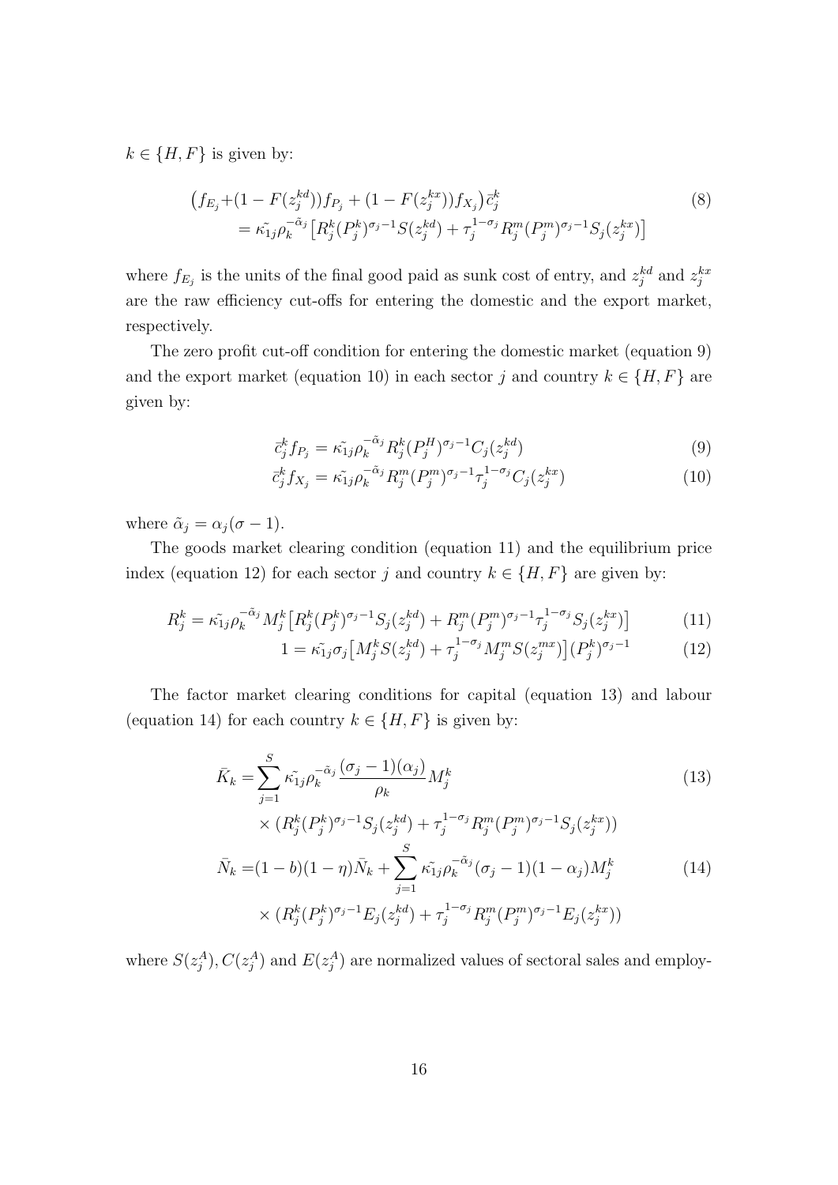$k \in \{H, F\}$ is given by:

$$
\begin{aligned}
\big(f_{E_j} + &(1 - F(z_j^{kd}))f_{P_j} + (1 - F(z_j^{kx}))f_{X_j}\big)\bar{c}_j^k \\
&= \tilde{\kappa_{1j}}\rho_k^{-\tilde{\alpha}_j}\big[R_j^k(P_j^k)^{\sigma_j-1}S(z_j^{kd}) + \tau_j^{1-\sigma_j}R_j^m(P_j^m)^{\sigma_j-1}S_j(z_j^{kx})\big]
\end{aligned} \tag{8}
$$

where $f_{E_j}$ is the units of the final good paid as sunk cost of entry, and $z_j^{kd}$ and $z_j^{kx}$ are the raw efficiency cut-offs for entering the domestic and the export market, respectively.

The zero profit cut-off condition for entering the domestic market (equation 9) and the export market (equation 10) in each sector $j$ and country $k \in \{H, F\}$ are given by:

$$
\bar{c}_j^k f_{P_j} = \tilde{\kappa_{1j}}\rho_k^{-\tilde{\alpha}_j}R_j^k(P_j^H)^{\sigma_j-1}C_j(z_j^{kd}) \tag{9}
$$

$$
\bar{c}_j^k f_{X_j} = \tilde{\kappa_{1j}}\rho_k^{-\tilde{\alpha}_j}R_j^m(P_j^m)^{\sigma_j-1}\tau_j^{1-\sigma_j}C_j(z_j^{kx}) \tag{10}
$$

where $\tilde{\alpha}_j = \alpha_j(\sigma - 1)$.

The goods market clearing condition (equation 11) and the equilibrium price index (equation 12) for each sector $j$ and country $k \in \{H, F\}$ are given by:

$$
R_j^k = \tilde{\kappa_{1j}}\rho_k^{-\tilde{\alpha}_j}M_j^k\big[R_j^k(P_j^k)^{\sigma_j-1}S_j(z_j^{kd}) + R_j^m(P_j^m)^{\sigma_j-1}\tau_j^{1-\sigma_j}S_j(z_j^{kx})\big] \tag{11}
$$

$$
1 = \tilde{\kappa_{1j}}\sigma_j\big[M_j^kS(z_j^{kd}) + \tau_j^{1-\sigma_j}M_j^mS(z_j^{mx})\big](P_j^k)^{\sigma_j-1} \tag{12}
$$

The factor market clearing conditions for capital (equation 13) and labour (equation 14) for each country $k \in \{H, F\}$ is given by:

$$
\begin{aligned}
\bar{K}_k = &\sum_{j=1}^{S}\tilde{\kappa_{1j}}\rho_k^{-\tilde{\alpha}_j}\frac{(\sigma_j - 1)(\alpha_j)}{\rho_k}M_j^k \\
&\times (R_j^k(P_j^k)^{\sigma_j-1}S_j(z_j^{kd}) + \tau_j^{1-\sigma_j}R_j^m(P_j^m)^{\sigma_j-1}S_j(z_j^{kx}))
\end{aligned} \tag{13}
$$

$$
\begin{aligned}
\bar{N}_k = &(1-b)(1-\eta)\bar{N}_k + \sum_{j=1}^{S}\tilde{\kappa_{1j}}\rho_k^{-\tilde{\alpha}_j}(\sigma_j - 1)(1-\alpha_j)M_j^k \\
&\times (R_j^k(P_j^k)^{\sigma_j-1}E_j(z_j^{kd}) + \tau_j^{1-\sigma_j}R_j^m(P_j^m)^{\sigma_j-1}E_j(z_j^{kx}))
\end{aligned} \tag{14}
$$

where $S(z_j^A)$, $C(z_j^A)$ and $E(z_j^A)$ are normalized values of sectoral sales and employ-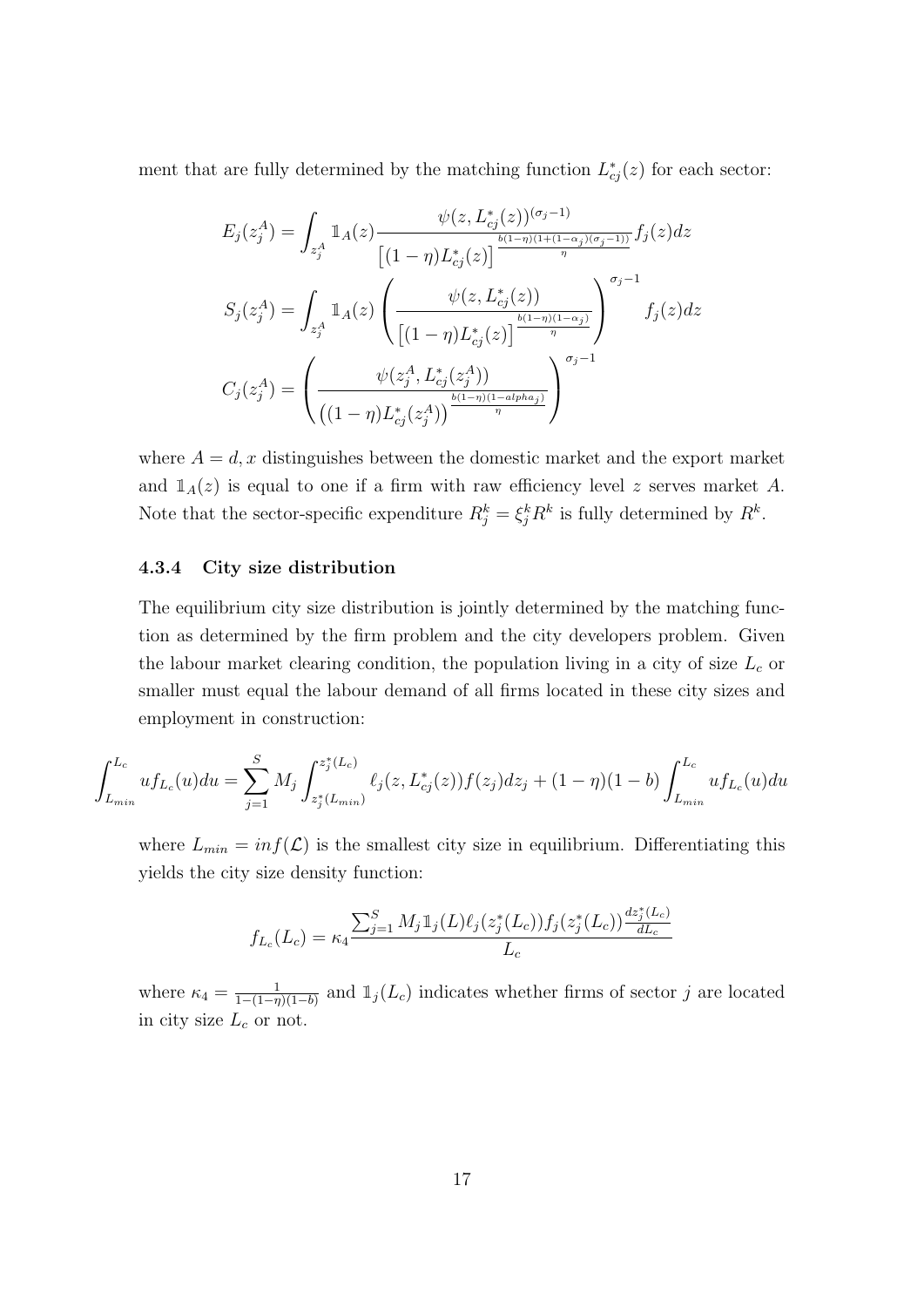ment that are fully determined by the matching function $L^*_{cj}(z)$ for each sector:

$$E_j(z_j^A) = \int_{z_j^A} \mathbb{1}_A(z) \frac{\psi(z, L^*_{cj}(z))^{(\sigma_j - 1)}}{\left[(1-\eta)L^*_{cj}(z)\right]^{\frac{b(1-\eta)(1+(1-\alpha_j)(\sigma_j-1))}{\eta}}} f_j(z) dz$$

$$S_j(z_j^A) = \int_{z_j^A} \mathbb{1}_A(z) \left( \frac{\psi(z, L^*_{cj}(z))}{\left[(1-\eta)L^*_{cj}(z)\right]^{\frac{b(1-\eta)(1-\alpha_j)}{\eta}}} \right)^{\sigma_j - 1} f_j(z) dz$$

$$C_j(z_j^A) = \left( \frac{\psi(z_j^A, L^*_{cj}(z_j^A))}{\left((1-\eta)L^*_{cj}(z_j^A)\right)^{\frac{b(1-\eta)(1-alpha_j)}{\eta}}} \right)^{\sigma_j - 1}$$

where $A = d, x$ distinguishes between the domestic market and the export market and $\mathbb{1}_A(z)$ is equal to one if a firm with raw efficiency level $z$ serves market $A$. Note that the sector-specific expenditure $R_j^k = \xi_j^k R^k$ is fully determined by $R^k$.

### 4.3.4 City size distribution

The equilibrium city size distribution is jointly determined by the matching function as determined by the firm problem and the city developers problem. Given the labour market clearing condition, the population living in a city of size $L_c$ or smaller must equal the labour demand of all firms located in these city sizes and employment in construction:

$$\int_{L_{min}}^{L_c} u f_{L_c}(u) du = \sum_{j=1}^{S} M_j \int_{z_j^*(L_{min})}^{z_j^*(L_c)} \ell_j(z, L^*_{cj}(z)) f(z_j) dz_j + (1-\eta)(1-b) \int_{L_{min}}^{L_c} u f_{L_c}(u) du$$

where $L_{min} = inf(\mathcal{L})$ is the smallest city size in equilibrium. Differentiating this yields the city size density function:

$$f_{L_c}(L_c) = \kappa_4 \frac{\sum_{j=1}^{S} M_j \mathbb{1}_j(L) \ell_j(z_j^*(L_c)) f_j(z_j^*(L_c)) \frac{dz_j^*(L_c)}{dL_c}}{L_c}$$

where $\kappa_4 = \frac{1}{1-(1-\eta)(1-b)}$ and $\mathbb{1}_j(L_c)$ indicates whether firms of sector $j$ are located in city size $L_c$ or not.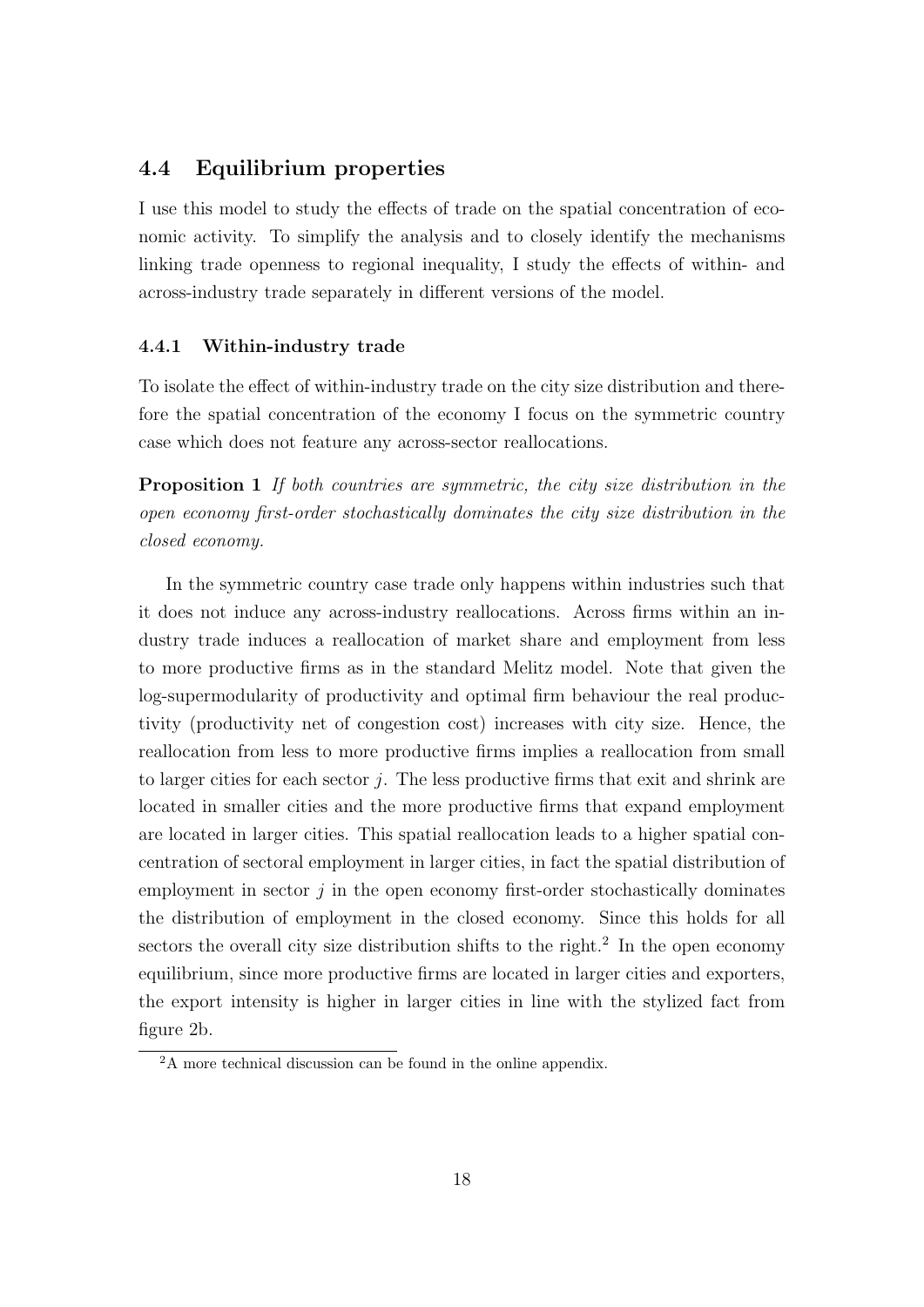### 4.4 Equilibrium properties

I use this model to study the effects of trade on the spatial concentration of economic activity. To simplify the analysis and to closely identify the mechanisms linking trade openness to regional inequality, I study the effects of within- and across-industry trade separately in different versions of the model.

#### 4.4.1 Within-industry trade

To isolate the effect of within-industry trade on the city size distribution and therefore the spatial concentration of the economy I focus on the symmetric country case which does not feature any across-sector reallocations.

**Proposition 1** *If both countries are symmetric, the city size distribution in the open economy first-order stochastically dominates the city size distribution in the closed economy.*

In the symmetric country case trade only happens within industries such that it does not induce any across-industry reallocations. Across firms within an industry trade induces a reallocation of market share and employment from less to more productive firms as in the standard Melitz model. Note that given the log-supermodularity of productivity and optimal firm behaviour the real productivity (productivity net of congestion cost) increases with city size. Hence, the reallocation from less to more productive firms implies a reallocation from small to larger cities for each sector $j$. The less productive firms that exit and shrink are located in smaller cities and the more productive firms that expand employment are located in larger cities. This spatial reallocation leads to a higher spatial concentration of sectoral employment in larger cities, in fact the spatial distribution of employment in sector $j$ in the open economy first-order stochastically dominates the distribution of employment in the closed economy. Since this holds for all sectors the overall city size distribution shifts to the right.[2] In the open economy equilibrium, since more productive firms are located in larger cities and exporters, the export intensity is higher in larger cities in line with the stylized fact from figure 2b.

[2] A more technical discussion can be found in the online appendix.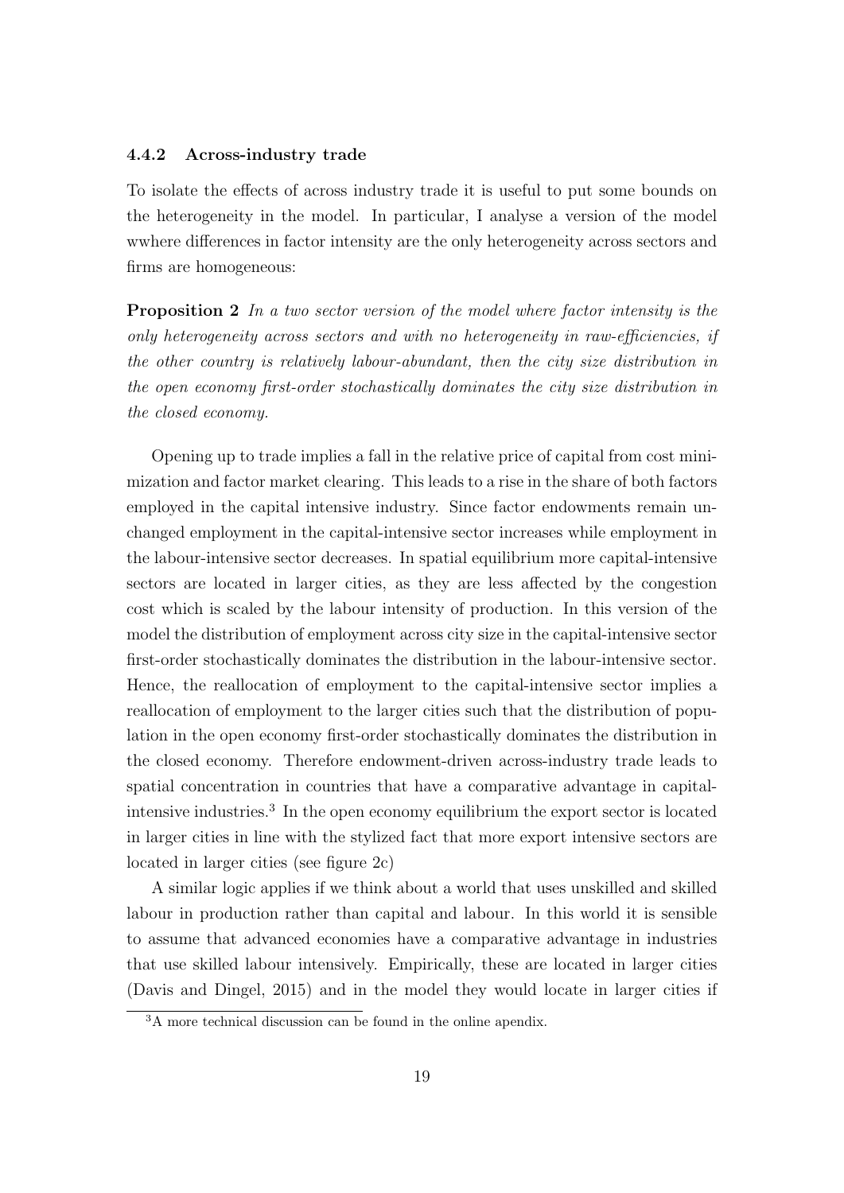### 4.4.2 Across-industry trade

To isolate the effects of across industry trade it is useful to put some bounds on the heterogeneity in the model. In particular, I analyse a version of the model wwhere differences in factor intensity are the only heterogeneity across sectors and firms are homogeneous:

**Proposition 2** *In a two sector version of the model where factor intensity is the only heterogeneity across sectors and with no heterogeneity in raw-efficiencies, if the other country is relatively labour-abundant, then the city size distribution in the open economy first-order stochastically dominates the city size distribution in the closed economy.*

Opening up to trade implies a fall in the relative price of capital from cost minimization and factor market clearing. This leads to a rise in the share of both factors employed in the capital intensive industry. Since factor endowments remain unchanged employment in the capital-intensive sector increases while employment in the labour-intensive sector decreases. In spatial equilibrium more capital-intensive sectors are located in larger cities, as they are less affected by the congestion cost which is scaled by the labour intensity of production. In this version of the model the distribution of employment across city size in the capital-intensive sector first-order stochastically dominates the distribution in the labour-intensive sector. Hence, the reallocation of employment to the capital-intensive sector implies a reallocation of employment to the larger cities such that the distribution of population in the open economy first-order stochastically dominates the distribution in the closed economy. Therefore endowment-driven across-industry trade leads to spatial concentration in countries that have a comparative advantage in capital-intensive industries.[3] In the open economy equilibrium the export sector is located in larger cities in line with the stylized fact that more export intensive sectors are located in larger cities (see figure 2c)

A similar logic applies if we think about a world that uses unskilled and skilled labour in production rather than capital and labour. In this world it is sensible to assume that advanced economies have a comparative advantage in industries that use skilled labour intensively. Empirically, these are located in larger cities (Davis and Dingel, 2015) and in the model they would locate in larger cities if

[3] A more technical discussion can be found in the online apendix.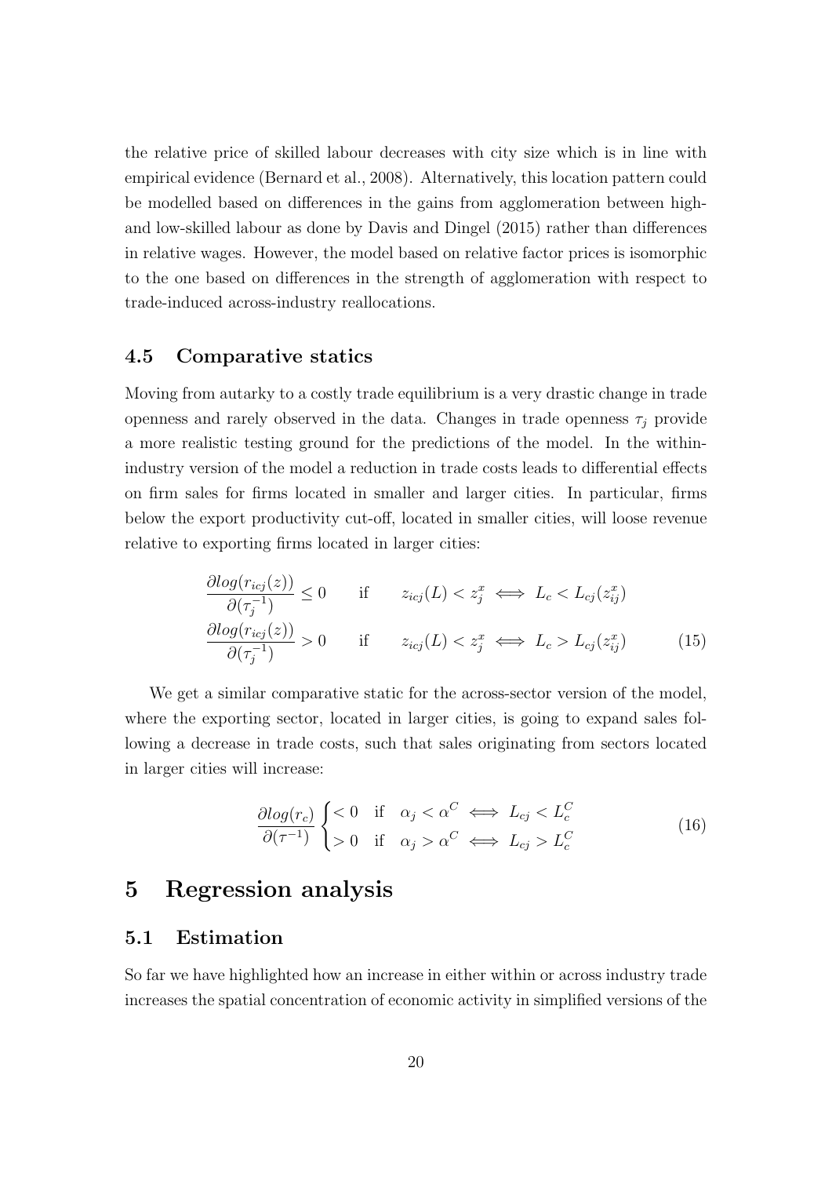the relative price of skilled labour decreases with city size which is in line with empirical evidence (Bernard et al., 2008). Alternatively, this location pattern could be modelled based on differences in the gains from agglomeration between high- and low-skilled labour as done by Davis and Dingel (2015) rather than differences in relative wages. However, the model based on relative factor prices is isomorphic to the one based on differences in the strength of agglomeration with respect to trade-induced across-industry reallocations.

### 4.5 Comparative statics

Moving from autarky to a costly trade equilibrium is a very drastic change in trade openness and rarely observed in the data. Changes in trade openness $\tau_j$ provide a more realistic testing ground for the predictions of the model. In the within-industry version of the model a reduction in trade costs leads to differential effects on firm sales for firms located in smaller and larger cities. In particular, firms below the export productivity cut-off, located in smaller cities, will loose revenue relative to exporting firms located in larger cities:

$$
\begin{aligned}
\frac{\partial log(r_{icj}(z))}{\partial(\tau_j^{-1})} &\leq 0 \qquad \text{if} \qquad z_{icj}(L) < z_j^x \iff L_c < L_{cj}(z_{ij}^x) \\
\frac{\partial log(r_{icj}(z))}{\partial(\tau_j^{-1})} &> 0 \qquad \text{if} \qquad z_{icj}(L) < z_j^x \iff L_c > L_{cj}(z_{ij}^x)
\end{aligned} \tag{15}
$$

We get a similar comparative static for the across-sector version of the model, where the exporting sector, located in larger cities, is going to expand sales following a decrease in trade costs, such that sales originating from sectors located in larger cities will increase:

$$
\frac{\partial log(r_c)}{\partial(\tau^{-1})} \begin{cases} < 0 & \text{if} \quad \alpha_j < \alpha^C \iff L_{cj} < L_c^C \\ > 0 & \text{if} \quad \alpha_j > \alpha^C \iff L_{cj} > L_c^C \end{cases} \tag{16}
$$

## 5 Regression analysis

### 5.1 Estimation

So far we have highlighted how an increase in either within or across industry trade increases the spatial concentration of economic activity in simplified versions of the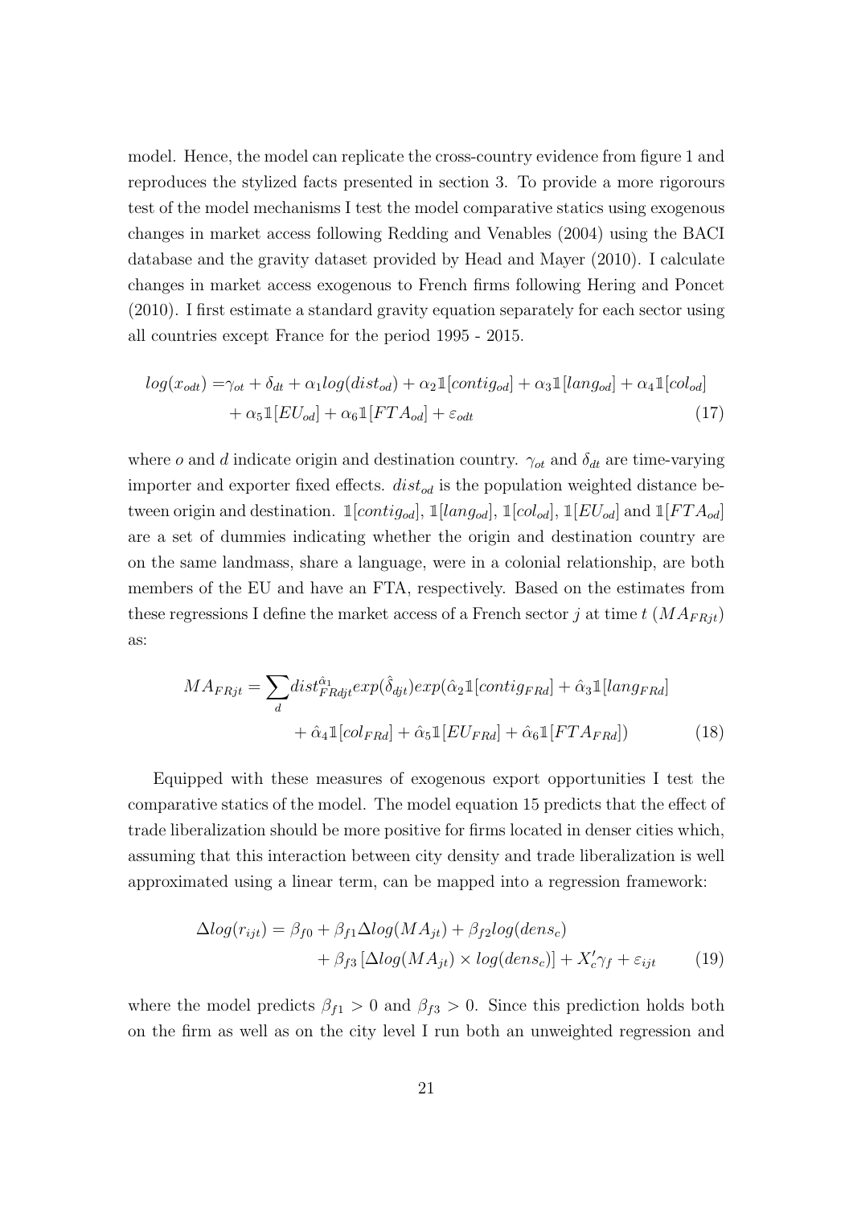model. Hence, the model can replicate the cross-country evidence from figure 1 and reproduces the stylized facts presented in section 3. To provide a more rigorours test of the model mechanisms I test the model comparative statics using exogenous changes in market access following Redding and Venables (2004) using the BACI database and the gravity dataset provided by Head and Mayer (2010). I calculate changes in market access exogenous to French firms following Hering and Poncet (2010). I first estimate a standard gravity equation separately for each sector using all countries except France for the period 1995 - 2015.

$$
\begin{aligned}
log(x_{odt}) = &\gamma_{ot} + \delta_{dt} + \alpha_1 log(dist_{od}) + \alpha_2 \mathbb{1}[contig_{od}] + \alpha_3 \mathbb{1}[lang_{od}] + \alpha_4 \mathbb{1}[col_{od}] \\
&+ \alpha_5 \mathbb{1}[EU_{od}] + \alpha_6 \mathbb{1}[FTA_{od}] + \varepsilon_{odt} \qquad (17)
\end{aligned}
$$

where $o$ and $d$ indicate origin and destination country. $\gamma_{ot}$ and $\delta_{dt}$ are time-varying importer and exporter fixed effects. $dist_{od}$ is the population weighted distance between origin and destination. $\mathbb{1}[contig_{od}]$, $\mathbb{1}[lang_{od}]$, $\mathbb{1}[col_{od}]$, $\mathbb{1}[EU_{od}]$ and $\mathbb{1}[FTA_{od}]$ are a set of dummies indicating whether the origin and destination country are on the same landmass, share a language, were in a colonial relationship, are both members of the EU and have an FTA, respectively. Based on the estimates from these regressions I define the market access of a French sector $j$ at time $t$ ($MA_{FRjt}$) as:

$$
\begin{aligned}
MA_{FRjt} = \sum_d &dist_{FRdjt}^{\hat{\alpha}_1} exp(\hat{\delta}_{djt}) exp(\hat{\alpha}_2 \mathbb{1}[contig_{FRd}] + \hat{\alpha}_3 \mathbb{1}[lang_{FRd}] \\
&+ \hat{\alpha}_4 \mathbb{1}[col_{FRd}] + \hat{\alpha}_5 \mathbb{1}[EU_{FRd}] + \hat{\alpha}_6 \mathbb{1}[FTA_{FRd}]) \qquad (18)
\end{aligned}
$$

Equipped with these measures of exogenous export opportunities I test the comparative statics of the model. The model equation 15 predicts that the effect of trade liberalization should be more positive for firms located in denser cities which, assuming that this interaction between city density and trade liberalization is well approximated using a linear term, can be mapped into a regression framework:

$$
\begin{aligned}
\Delta log(r_{ijt}) = &\beta_{f0} + \beta_{f1} \Delta log(MA_{jt}) + \beta_{f2} log(dens_c) \\
&+ \beta_{f3} \left[\Delta log(MA_{jt}) \times log(dens_c)\right] + X_c' \gamma_f + \varepsilon_{ijt} \qquad (19)
\end{aligned}
$$

where the model predicts $\beta_{f1} > 0$ and $\beta_{f3} > 0$. Since this prediction holds both on the firm as well as on the city level I run both an unweighted regression and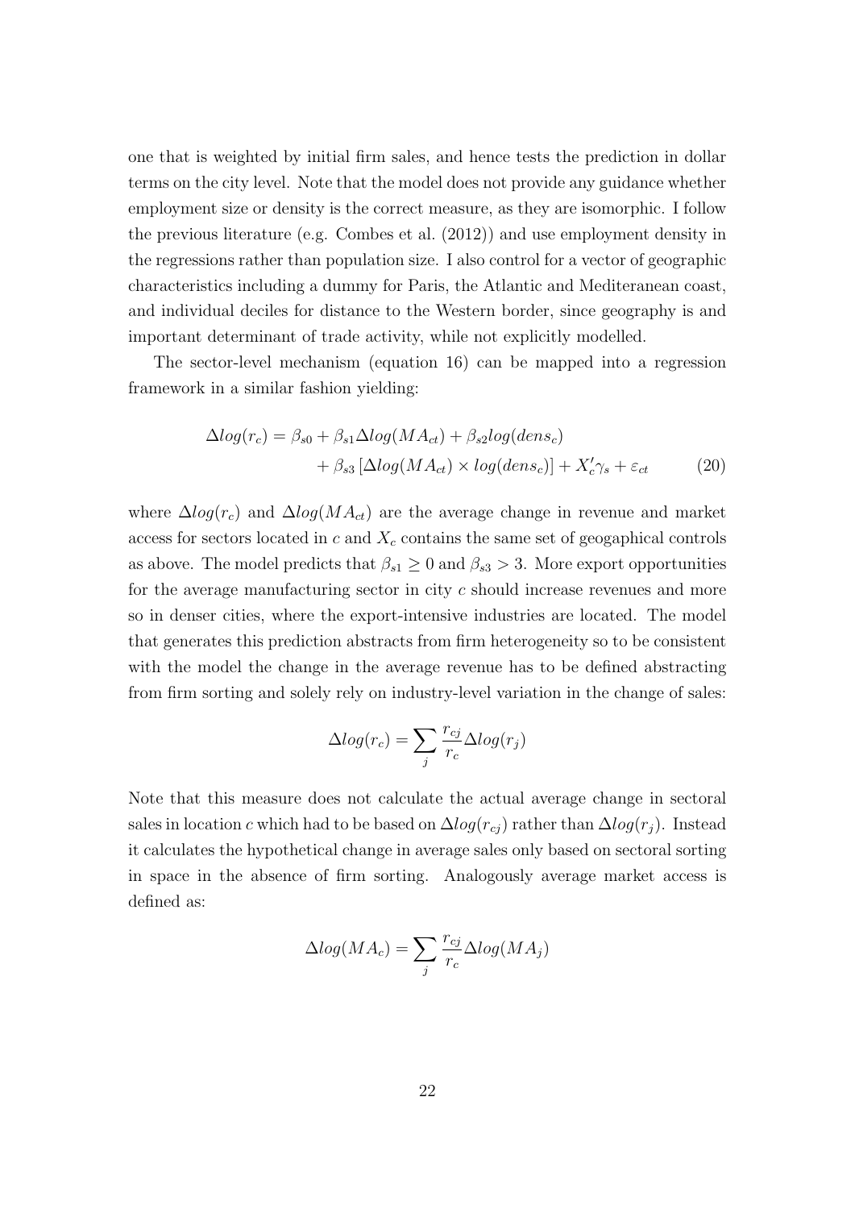one that is weighted by initial firm sales, and hence tests the prediction in dollar terms on the city level. Note that the model does not provide any guidance whether employment size or density is the correct measure, as they are isomorphic. I follow the previous literature (e.g. Combes et al. (2012)) and use employment density in the regressions rather than population size. I also control for a vector of geographic characteristics including a dummy for Paris, the Atlantic and Mediteranean coast, and individual deciles for distance to the Western border, since geography is and important determinant of trade activity, while not explicitly modelled.

The sector-level mechanism (equation 16) can be mapped into a regression framework in a similar fashion yielding:

$$\Delta log(r_c) = \beta_{s0} + \beta_{s1}\Delta log(MA_{ct}) + \beta_{s2}log(dens_c) + \beta_{s3}\left[\Delta log(MA_{ct}) \times log(dens_c)\right] + X_c'\gamma_s + \varepsilon_{ct} \tag{20}$$

where $\Delta log(r_c)$ and $\Delta log(MA_{ct})$ are the average change in revenue and market access for sectors located in $c$ and $X_c$ contains the same set of geogaphical controls as above. The model predicts that $\beta_{s1} \geq 0$ and $\beta_{s3} > 3$. More export opportunities for the average manufacturing sector in city $c$ should increase revenues and more so in denser cities, where the export-intensive industries are located. The model that generates this prediction abstracts from firm heterogeneity so to be consistent with the model the change in the average revenue has to be defined abstracting from firm sorting and solely rely on industry-level variation in the change of sales:

$$\Delta log(r_c) = \sum_j \frac{r_{cj}}{r_c}\Delta log(r_j)$$

Note that this measure does not calculate the actual average change in sectoral sales in location $c$ which had to be based on $\Delta log(r_{cj})$ rather than $\Delta log(r_j)$. Instead it calculates the hypothetical change in average sales only based on sectoral sorting in space in the absence of firm sorting. Analogously average market access is defined as:

$$\Delta log(MA_c) = \sum_j \frac{r_{cj}}{r_c}\Delta log(MA_j)$$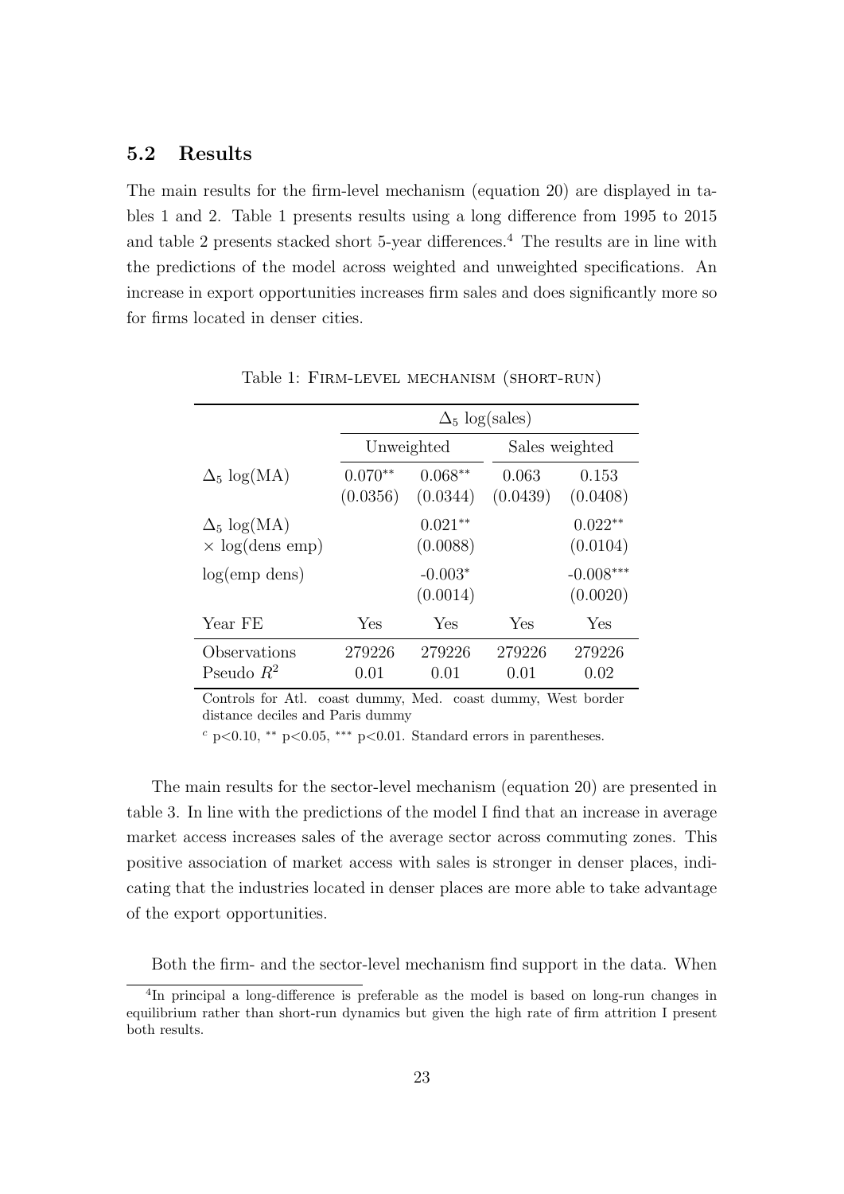## 5.2 Results

The main results for the firm-level mechanism (equation 20) are displayed in tables 1 and 2. Table 1 presents results using a long difference from 1995 to 2015 and table 2 presents stacked short 5-year differences.[4] The results are in line with the predictions of the model across weighted and unweighted specifications. An increase in export opportunities increases firm sales and does significantly more so for firms located in denser cities.

Table 1: Firm-level mechanism (short-run)

| | $\Delta_5$ log(sales) | | | |
|---|---|---|---|---|
| | Unweighted | | Sales weighted | |
| $\Delta_5$ log(MA) | $0.070^{**}$ | $0.068^{**}$ | 0.063 | 0.153 |
| | (0.0356) | (0.0344) | (0.0439) | (0.0408) |
| $\Delta_5$ log(MA) $\times$ log(dens emp) | | $0.021^{**}$ | | $0.022^{**}$ |
| | | (0.0088) | | (0.0104) |
| log(emp dens) | | $-0.003^{*}$ | | $-0.008^{***}$ |
| | | (0.0014) | | (0.0020) |
| Year FE | Yes | Yes | Yes | Yes |
| Observations | 279226 | 279226 | 279226 | 279226 |
| Pseudo $R^2$ | 0.01 | 0.01 | 0.01 | 0.02 |

Controls for Atl. coast dummy, Med. coast dummy, West border distance deciles and Paris dummy

$^{c}$ p<0.10, $^{**}$ p<0.05, $^{***}$ p<0.01. Standard errors in parentheses.

The main results for the sector-level mechanism (equation 20) are presented in table 3. In line with the predictions of the model I find that an increase in average market access increases sales of the average sector across commuting zones. This positive association of market access with sales is stronger in denser places, indicating that the industries located in denser places are more able to take advantage of the export opportunities.

Both the firm- and the sector-level mechanism find support in the data. When

[4] In principal a long-difference is preferable as the model is based on long-run changes in equilibrium rather than short-run dynamics but given the high rate of firm attrition I present both results.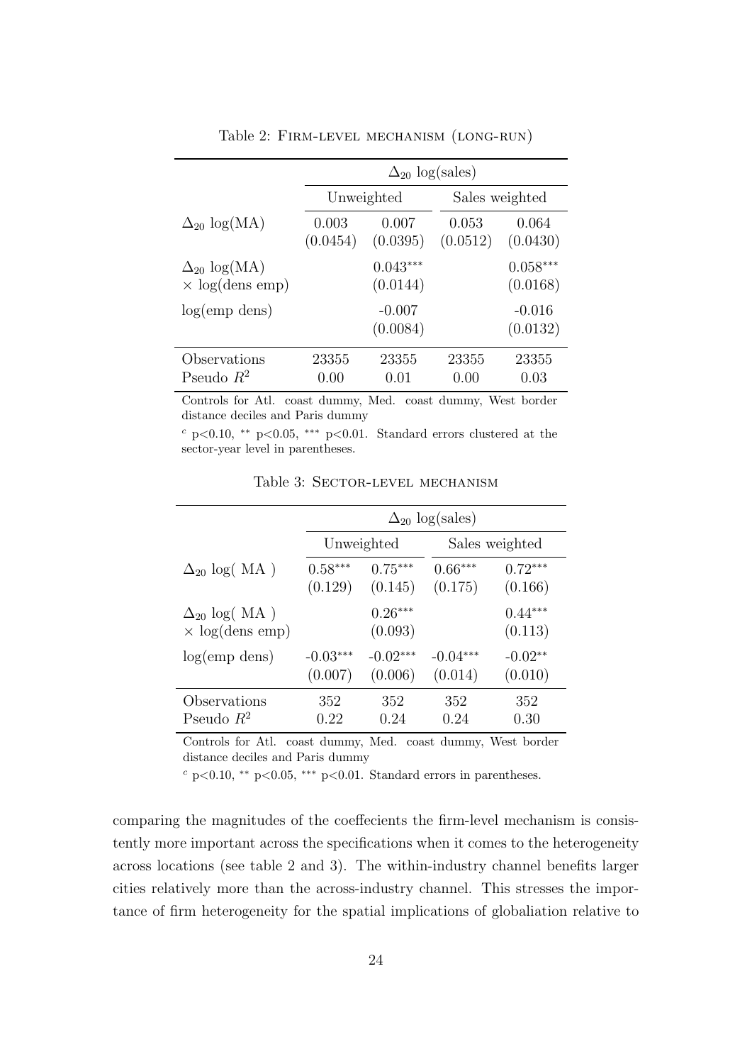Table 2: FIRM-LEVEL MECHANISM (LONG-RUN)

| | $\Delta_{20}$ log(sales) | | | |
|---|---|---|---|---|
| | Unweighted | | Sales weighted | |
| $\Delta_{20}$ log(MA) | 0.003 | 0.007 | 0.053 | 0.064 |
| | (0.0454) | (0.0395) | (0.0512) | (0.0430) |
| $\Delta_{20}$ log(MA) $\times$ log(dens emp) | | $0.043^{***}$ | | $0.058^{***}$ |
| | | (0.0144) | | (0.0168) |
| log(emp dens) | | -0.007 | | -0.016 |
| | | (0.0084) | | (0.0132) |
| Observations | 23355 | 23355 | 23355 | 23355 |
| Pseudo $R^2$ | 0.00 | 0.01 | 0.00 | 0.03 |

Controls for Atl. coast dummy, Med. coast dummy, West border distance deciles and Paris dummy

$^c$ p<0.10, $^{**}$ p<0.05, $^{***}$ p<0.01. Standard errors clustered at the sector-year level in parentheses.

Table 3: SECTOR-LEVEL MECHANISM

| | $\Delta_{20}$ log(sales) | | | |
|---|---|---|---|---|
| | Unweighted | | Sales weighted | |
| $\Delta_{20}$ log( MA ) | $0.58^{***}$ | $0.75^{***}$ | $0.66^{***}$ | $0.72^{***}$ |
| | (0.129) | (0.145) | (0.175) | (0.166) |
| $\Delta_{20}$ log( MA ) $\times$ log(dens emp) | | $0.26^{***}$ | | $0.44^{***}$ |
| | | (0.093) | | (0.113) |
| log(emp dens) | $-0.03^{***}$ | $-0.02^{***}$ | $-0.04^{***}$ | $-0.02^{**}$ |
| | (0.007) | (0.006) | (0.014) | (0.010) |
| Observations | 352 | 352 | 352 | 352 |
| Pseudo $R^2$ | 0.22 | 0.24 | 0.24 | 0.30 |

Controls for Atl. coast dummy, Med. coast dummy, West border distance deciles and Paris dummy

$^c$ p<0.10, $^{**}$ p<0.05, $^{***}$ p<0.01. Standard errors in parentheses.

comparing the magnitudes of the coeffecients the firm-level mechanism is consistently more important across the specifications when it comes to the heterogeneity across locations (see table 2 and 3). The within-industry channel benefits larger cities relatively more than the across-industry channel. This stresses the importance of firm heterogeneity for the spatial implications of globaliation relative to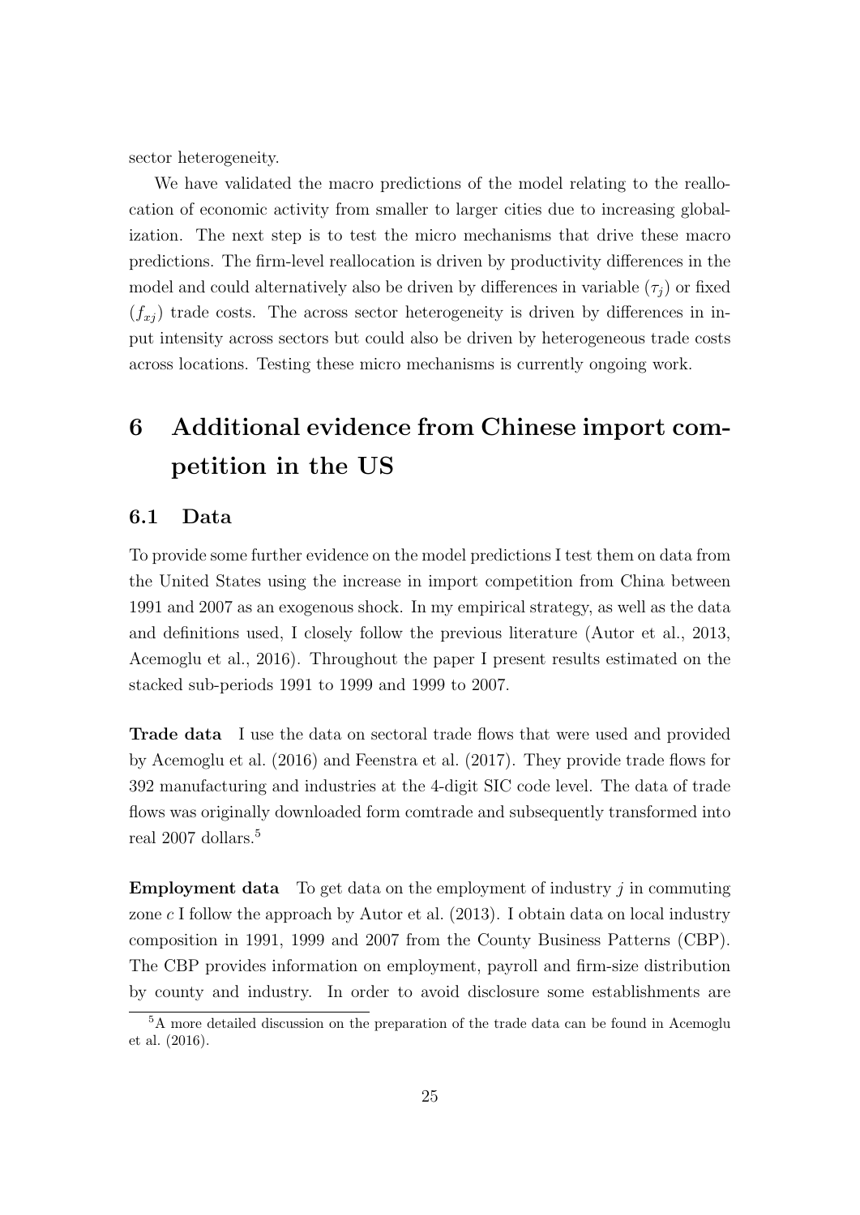sector heterogeneity.

We have validated the macro predictions of the model relating to the reallocation of economic activity from smaller to larger cities due to increasing globalization. The next step is to test the micro mechanisms that drive these macro predictions. The firm-level reallocation is driven by productivity differences in the model and could alternatively also be driven by differences in variable ($\tau_j$) or fixed ($f_{xj}$) trade costs. The across sector heterogeneity is driven by differences in input intensity across sectors but could also be driven by heterogeneous trade costs across locations. Testing these micro mechanisms is currently ongoing work.

# 6 Additional evidence from Chinese import competition in the US

## 6.1 Data

To provide some further evidence on the model predictions I test them on data from the United States using the increase in import competition from China between 1991 and 2007 as an exogenous shock. In my empirical strategy, as well as the data and definitions used, I closely follow the previous literature (Autor et al., 2013, Acemoglu et al., 2016). Throughout the paper I present results estimated on the stacked sub-periods 1991 to 1999 and 1999 to 2007.

**Trade data** I use the data on sectoral trade flows that were used and provided by Acemoglu et al. (2016) and Feenstra et al. (2017). They provide trade flows for 392 manufacturing and industries at the 4-digit SIC code level. The data of trade flows was originally downloaded form comtrade and subsequently transformed into real 2007 dollars.[5]

**Employment data** To get data on the employment of industry $j$ in commuting zone $c$ I follow the approach by Autor et al. (2013). I obtain data on local industry composition in 1991, 1999 and 2007 from the County Business Patterns (CBP). The CBP provides information on employment, payroll and firm-size distribution by county and industry. In order to avoid disclosure some establishments are

[5]A more detailed discussion on the preparation of the trade data can be found in Acemoglu et al. (2016).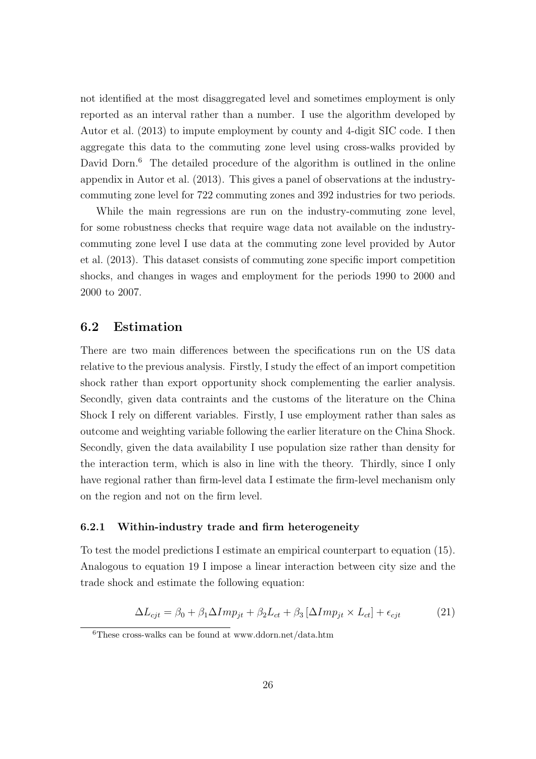not identified at the most disaggregated level and sometimes employment is only reported as an interval rather than a number. I use the algorithm developed by Autor et al. (2013) to impute employment by county and 4-digit SIC code. I then aggregate this data to the commuting zone level using cross-walks provided by David Dorn.[6] The detailed procedure of the algorithm is outlined in the online appendix in Autor et al. (2013). This gives a panel of observations at the industry-commuting zone level for 722 commuting zones and 392 industries for two periods.

While the main regressions are run on the industry-commuting zone level, for some robustness checks that require wage data not available on the industry-commuting zone level I use data at the commuting zone level provided by Autor et al. (2013). This dataset consists of commuting zone specific import competition shocks, and changes in wages and employment for the periods 1990 to 2000 and 2000 to 2007.

## 6.2 Estimation

There are two main differences between the specifications run on the US data relative to the previous analysis. Firstly, I study the effect of an import competition shock rather than export opportunity shock complementing the earlier analysis. Secondly, given data contraints and the customs of the literature on the China Shock I rely on different variables. Firstly, I use employment rather than sales as outcome and weighting variable following the earlier literature on the China Shock. Secondly, given the data availability I use population size rather than density for the interaction term, which is also in line with the theory. Thirdly, since I only have regional rather than firm-level data I estimate the firm-level mechanism only on the region and not on the firm level.

### 6.2.1 Within-industry trade and firm heterogeneity

To test the model predictions I estimate an empirical counterpart to equation (15). Analogous to equation 19 I impose a linear interaction between city size and the trade shock and estimate the following equation:

$$\Delta L_{cjt} = \beta_0 + \beta_1 \Delta Imp_{jt} + \beta_2 L_{ct} + \beta_3 \left[ \Delta Imp_{jt} \times L_{ct} \right] + \epsilon_{cjt} \tag{21}$$

[6] These cross-walks can be found at www.ddorn.net/data.htm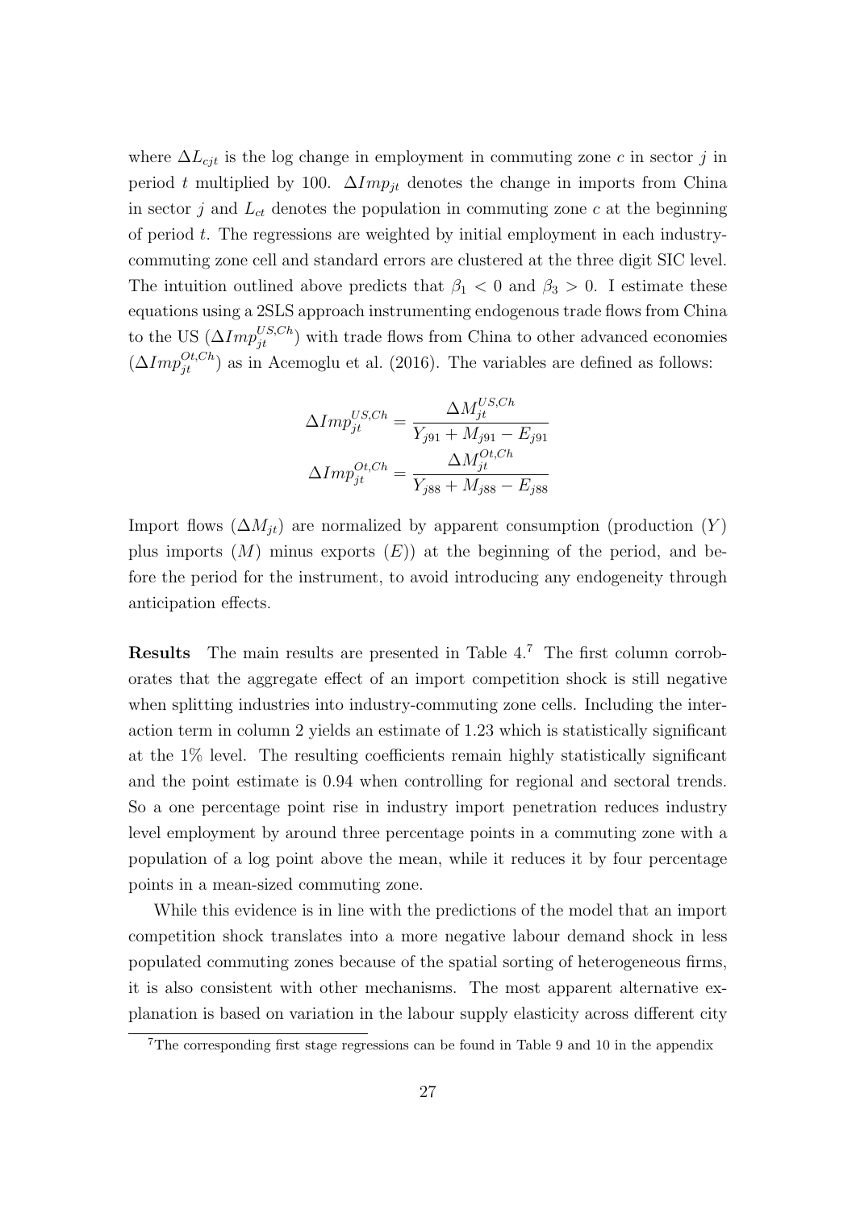where $\Delta L_{cjt}$ is the log change in employment in commuting zone $c$ in sector $j$ in period $t$ multiplied by 100. $\Delta Imp_{jt}$ denotes the change in imports from China in sector $j$ and $L_{ct}$ denotes the population in commuting zone $c$ at the beginning of period $t$. The regressions are weighted by initial employment in each industry-commuting zone cell and standard errors are clustered at the three digit SIC level. The intuition outlined above predicts that $\beta_1 < 0$ and $\beta_3 > 0$. I estimate these equations using a 2SLS approach instrumenting endogenous trade flows from China to the US ($\Delta Imp_{jt}^{US,Ch}$) with trade flows from China to other advanced economies ($\Delta Imp_{jt}^{Ot,Ch}$) as in Acemoglu et al. (2016). The variables are defined as follows:

$$\Delta Imp_{jt}^{US,Ch} = \frac{\Delta M_{jt}^{US,Ch}}{Y_{j91} + M_{j91} - E_{j91}}$$

$$\Delta Imp_{jt}^{Ot,Ch} = \frac{\Delta M_{jt}^{Ot,Ch}}{Y_{j88} + M_{j88} - E_{j88}}$$

Import flows ($\Delta M_{jt}$) are normalized by apparent consumption (production ($Y$) plus imports ($M$) minus exports ($E$)) at the beginning of the period, and before the period for the instrument, to avoid introducing any endogeneity through anticipation effects.

**Results** The main results are presented in Table 4.[7] The first column corroborates that the aggregate effect of an import competition shock is still negative when splitting industries into industry-commuting zone cells. Including the interaction term in column 2 yields an estimate of 1.23 which is statistically significant at the 1% level. The resulting coefficients remain highly statistically significant and the point estimate is 0.94 when controlling for regional and sectoral trends. So a one percentage point rise in industry import penetration reduces industry level employment by around three percentage points in a commuting zone with a population of a log point above the mean, while it reduces it by four percentage points in a mean-sized commuting zone.

While this evidence is in line with the predictions of the model that an import competition shock translates into a more negative labour demand shock in less populated commuting zones because of the spatial sorting of heterogeneous firms, it is also consistent with other mechanisms. The most apparent alternative explanation is based on variation in the labour supply elasticity across different city

[7] The corresponding first stage regressions can be found in Table 9 and 10 in the appendix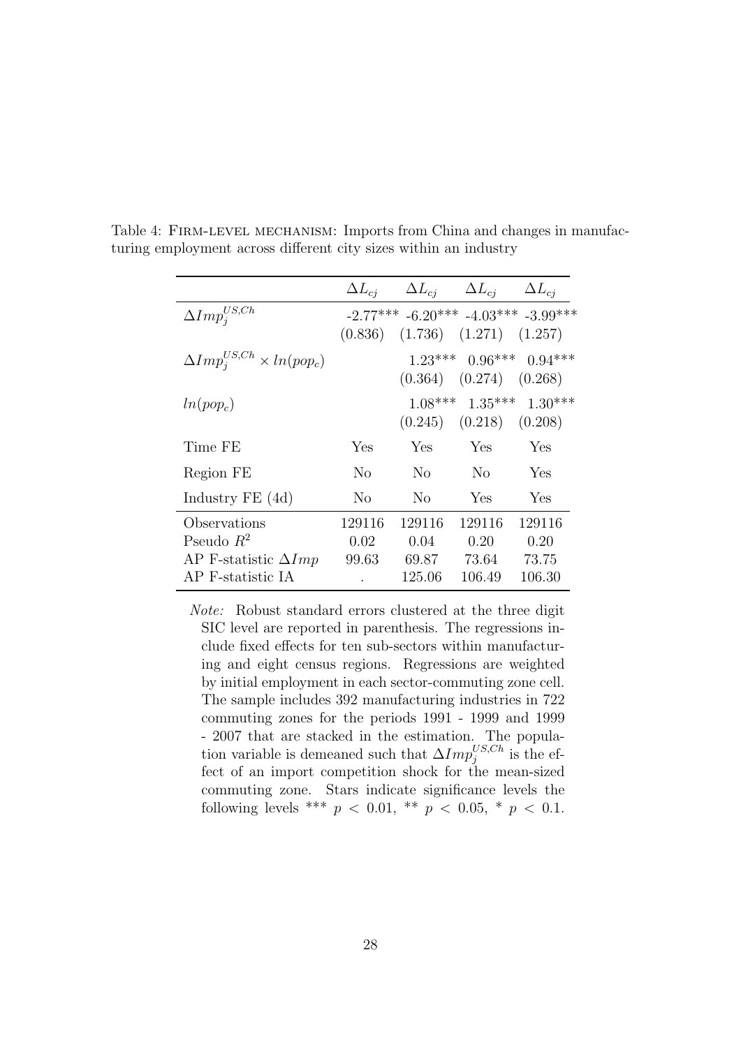Table 4: Firm-level mechanism: Imports from China and changes in manufacturing employment across different city sizes within an industry

| | $\Delta L_{cj}$ | $\Delta L_{cj}$ | $\Delta L_{cj}$ | $\Delta L_{cj}$ |
|---|---|---|---|---|
| $\Delta Imp_j^{US,Ch}$ | -2.77*** | -6.20*** | -4.03*** | -3.99*** |
| | (0.836) | (1.736) | (1.271) | (1.257) |
| $\Delta Imp_j^{US,Ch} \times ln(pop_c)$ | | 1.23*** | 0.96*** | 0.94*** |
| | | (0.364) | (0.274) | (0.268) |
| $ln(pop_c)$ | | 1.08*** | 1.35*** | 1.30*** |
| | | (0.245) | (0.218) | (0.208) |
| Time FE | Yes | Yes | Yes | Yes |
| Region FE | No | No | No | Yes |
| Industry FE (4d) | No | No | Yes | Yes |
| Observations | 129116 | 129116 | 129116 | 129116 |
| Pseudo $R^2$ | 0.02 | 0.04 | 0.20 | 0.20 |
| AP F-statistic $\Delta Imp$ | 99.63 | 69.87 | 73.64 | 73.75 |
| AP F-statistic IA | . | 125.06 | 106.49 | 106.30 |

*Note:* Robust standard errors clustered at the three digit SIC level are reported in parenthesis. The regressions include fixed effects for ten sub-sectors within manufacturing and eight census regions. Regressions are weighted by initial employment in each sector-commuting zone cell. The sample includes 392 manufacturing industries in 722 commuting zones for the periods 1991 - 1999 and 1999 - 2007 that are stacked in the estimation. The population variable is demeaned such that $\Delta Imp_j^{US,Ch}$ is the effect of an import competition shock for the mean-sized commuting zone. Stars indicate significance levels the following levels *** $p < 0.01$, ** $p < 0.05$, * $p < 0.1$.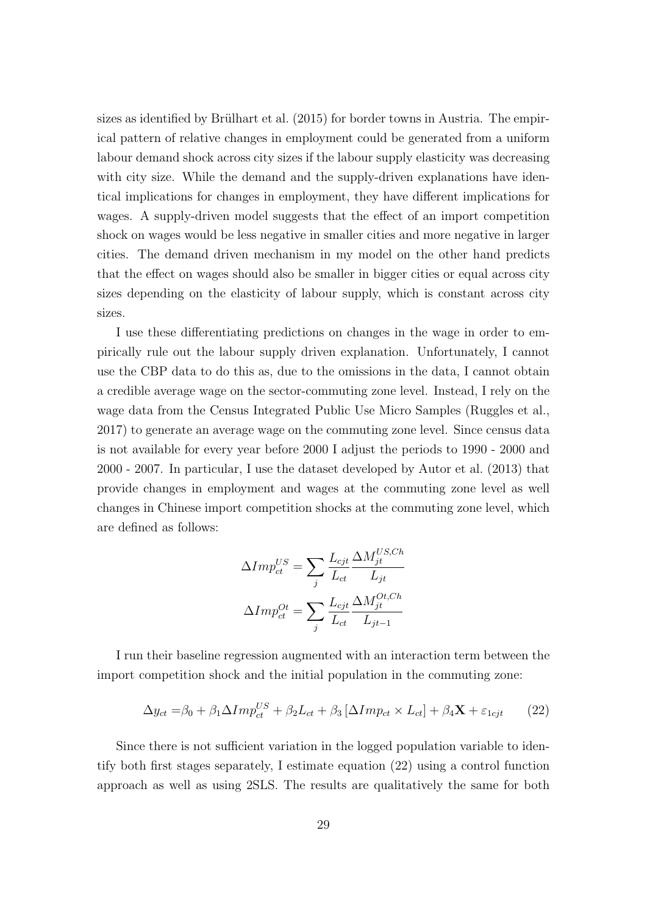sizes as identified by Brülhart et al. (2015) for border towns in Austria. The empirical pattern of relative changes in employment could be generated from a uniform labour demand shock across city sizes if the labour supply elasticity was decreasing with city size. While the demand and the supply-driven explanations have identical implications for changes in employment, they have different implications for wages. A supply-driven model suggests that the effect of an import competition shock on wages would be less negative in smaller cities and more negative in larger cities. The demand driven mechanism in my model on the other hand predicts that the effect on wages should also be smaller in bigger cities or equal across city sizes depending on the elasticity of labour supply, which is constant across city sizes.

I use these differentiating predictions on changes in the wage in order to empirically rule out the labour supply driven explanation. Unfortunately, I cannot use the CBP data to do this as, due to the omissions in the data, I cannot obtain a credible average wage on the sector-commuting zone level. Instead, I rely on the wage data from the Census Integrated Public Use Micro Samples (Ruggles et al., 2017) to generate an average wage on the commuting zone level. Since census data is not available for every year before 2000 I adjust the periods to 1990 - 2000 and 2000 - 2007. In particular, I use the dataset developed by Autor et al. (2013) that provide changes in employment and wages at the commuting zone level as well changes in Chinese import competition shocks at the commuting zone level, which are defined as follows:

$$\Delta Imp_{ct}^{US} = \sum_j \frac{L_{cjt}}{L_{ct}} \frac{\Delta M_{jt}^{US,Ch}}{L_{jt}}$$

$$\Delta Imp_{ct}^{Ot} = \sum_j \frac{L_{cjt}}{L_{ct}} \frac{\Delta M_{jt}^{Ot,Ch}}{L_{jt-1}}$$

I run their baseline regression augmented with an interaction term between the import competition shock and the initial population in the commuting zone:

$$\Delta y_{ct} = \beta_0 + \beta_1 \Delta Imp_{ct}^{US} + \beta_2 L_{ct} + \beta_3 \left[\Delta Imp_{ct} \times L_{ct}\right] + \beta_4 \mathbf{X} + \varepsilon_{1cjt} \qquad (22)$$

Since there is not sufficient variation in the logged population variable to identify both first stages separately, I estimate equation (22) using a control function approach as well as using 2SLS. The results are qualitatively the same for both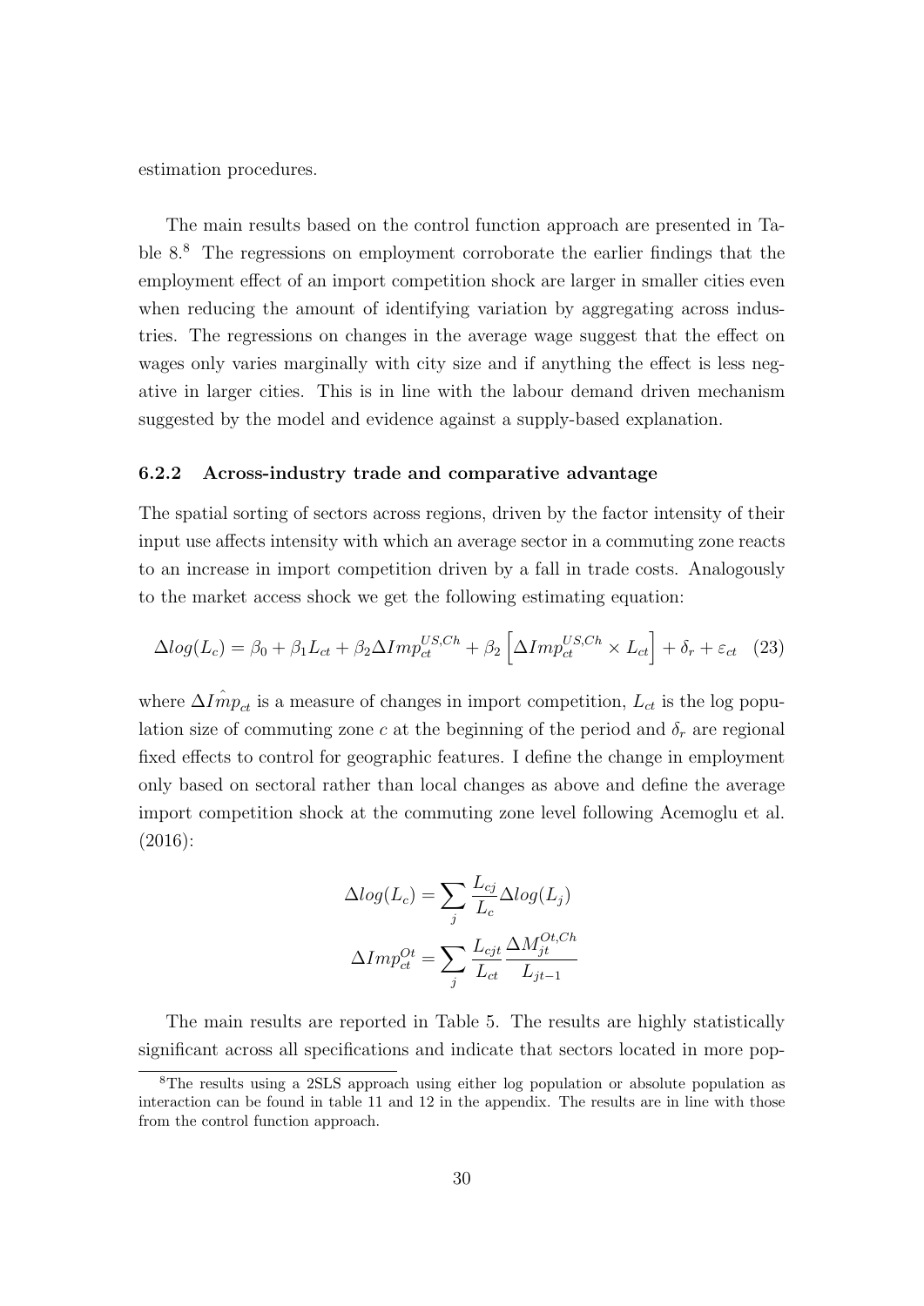estimation procedures.

The main results based on the control function approach are presented in Table 8.[8] The regressions on employment corroborate the earlier findings that the employment effect of an import competition shock are larger in smaller cities even when reducing the amount of identifying variation by aggregating across industries. The regressions on changes in the average wage suggest that the effect on wages only varies marginally with city size and if anything the effect is less negative in larger cities. This is in line with the labour demand driven mechanism suggested by the model and evidence against a supply-based explanation.

### 6.2.2 Across-industry trade and comparative advantage

The spatial sorting of sectors across regions, driven by the factor intensity of their input use affects intensity with which an average sector in a commuting zone reacts to an increase in import competition driven by a fall in trade costs. Analogously to the market access shock we get the following estimating equation:

$$\Delta log(L_c) = \beta_0 + \beta_1 L_{ct} + \beta_2 \Delta Imp_{ct}^{US,Ch} + \beta_2 \left[\Delta Imp_{ct}^{US,Ch} \times L_{ct}\right] + \delta_r + \varepsilon_{ct} \quad (23)$$

where $\Delta I\hat{m}p_{ct}$ is a measure of changes in import competition, $L_{ct}$ is the log population size of commuting zone $c$ at the beginning of the period and $\delta_r$ are regional fixed effects to control for geographic features. I define the change in employment only based on sectoral rather than local changes as above and define the average import competition shock at the commuting zone level following Acemoglu et al. (2016):

$$\Delta log(L_c) = \sum_j \frac{L_{cj}}{L_c} \Delta log(L_j)$$

$$\Delta Imp_{ct}^{Ot} = \sum_j \frac{L_{cjt}}{L_{ct}} \frac{\Delta M_{jt}^{Ot,Ch}}{L_{jt-1}}$$

The main results are reported in Table 5. The results are highly statistically significant across all specifications and indicate that sectors located in more pop-

[8] The results using a 2SLS approach using either log population or absolute population as interaction can be found in table 11 and 12 in the appendix. The results are in line with those from the control function approach.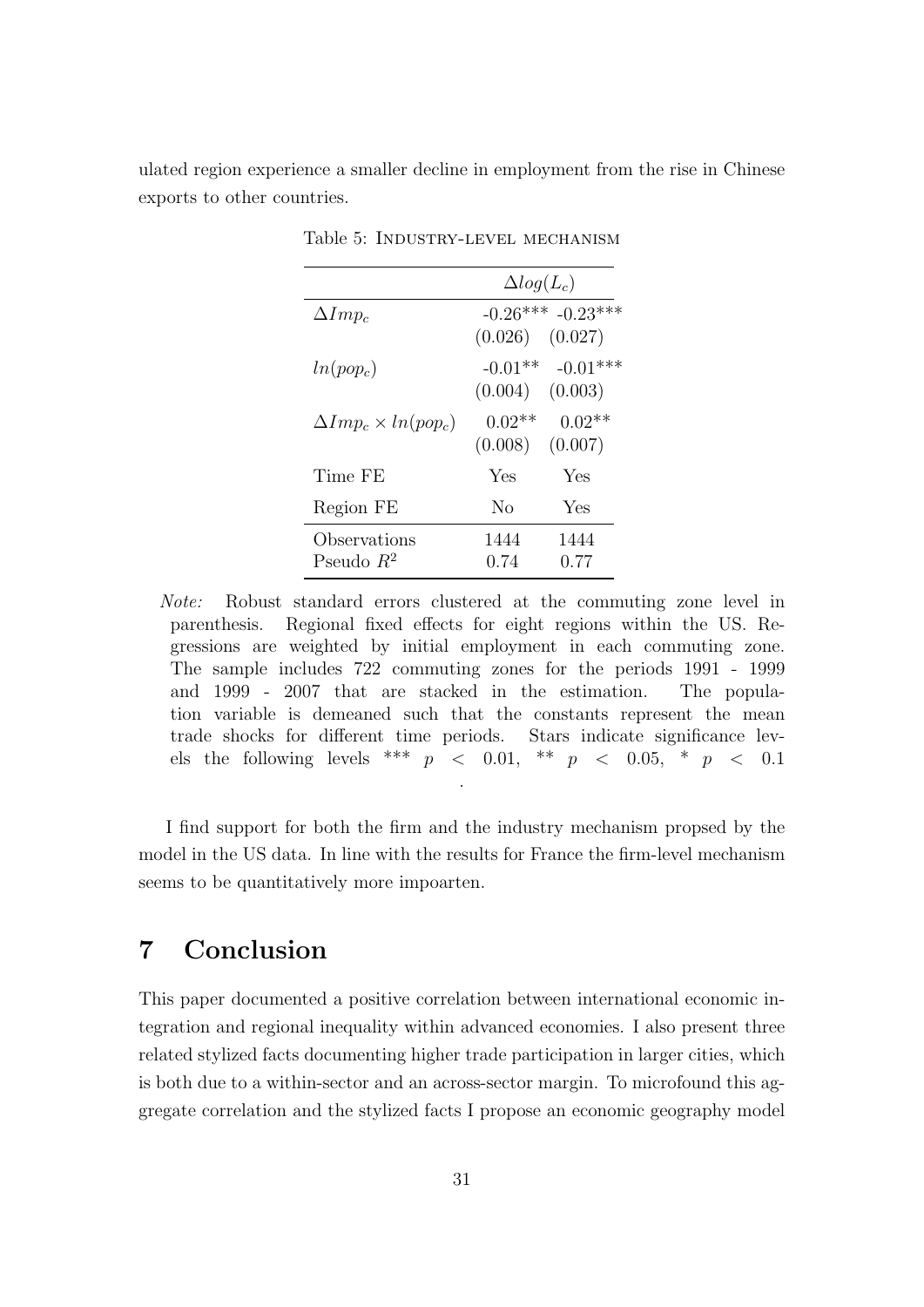ulated region experience a smaller decline in employment from the rise in Chinese exports to other countries.

Table 5: Industry-level mechanism

| | $\Delta log(L_c)$ | |
|---|---|---|
| $\Delta Imp_c$ | -0.26*** | -0.23*** |
| | (0.026) | (0.027) |
| $ln(pop_c)$ | -0.01** | -0.01*** |
| | (0.004) | (0.003) |
| $\Delta Imp_c \times ln(pop_c)$ | 0.02** | 0.02** |
| | (0.008) | (0.007) |
| Time FE | Yes | Yes |
| Region FE | No | Yes |
| Observations | 1444 | 1444 |
| Pseudo $R^2$ | 0.74 | 0.77 |

*Note:* Robust standard errors clustered at the commuting zone level in parenthesis. Regional fixed effects for eight regions within the US. Regressions are weighted by initial employment in each commuting zone. The sample includes 722 commuting zones for the periods 1991 - 1999 and 1999 - 2007 that are stacked in the estimation. The population variable is demeaned such that the constants represent the mean trade shocks for different time periods. Stars indicate significance levels the following levels *** $p < 0.01$, ** $p < 0.05$, * $p < 0.1$ .

I find support for both the firm and the industry mechanism propsed by the model in the US data. In line with the results for France the firm-level mechanism seems to be quantitatively more impoarten.

# 7 Conclusion

This paper documented a positive correlation between international economic integration and regional inequality within advanced economies. I also present three related stylized facts documenting higher trade participation in larger cities, which is both due to a within-sector and an across-sector margin. To microfound this aggregate correlation and the stylized facts I propose an economic geography model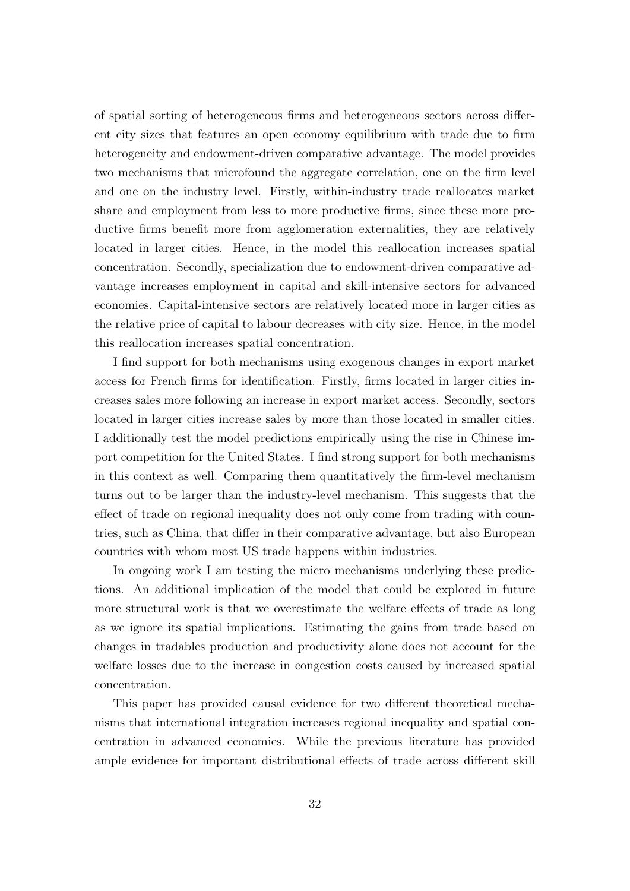of spatial sorting of heterogeneous firms and heterogeneous sectors across different city sizes that features an open economy equilibrium with trade due to firm heterogeneity and endowment-driven comparative advantage. The model provides two mechanisms that microfound the aggregate correlation, one on the firm level and one on the industry level. Firstly, within-industry trade reallocates market share and employment from less to more productive firms, since these more productive firms benefit more from agglomeration externalities, they are relatively located in larger cities. Hence, in the model this reallocation increases spatial concentration. Secondly, specialization due to endowment-driven comparative advantage increases employment in capital and skill-intensive sectors for advanced economies. Capital-intensive sectors are relatively located more in larger cities as the relative price of capital to labour decreases with city size. Hence, in the model this reallocation increases spatial concentration.

I find support for both mechanisms using exogenous changes in export market access for French firms for identification. Firstly, firms located in larger cities increases sales more following an increase in export market access. Secondly, sectors located in larger cities increase sales by more than those located in smaller cities. I additionally test the model predictions empirically using the rise in Chinese import competition for the United States. I find strong support for both mechanisms in this context as well. Comparing them quantitatively the firm-level mechanism turns out to be larger than the industry-level mechanism. This suggests that the effect of trade on regional inequality does not only come from trading with countries, such as China, that differ in their comparative advantage, but also European countries with whom most US trade happens within industries.

In ongoing work I am testing the micro mechanisms underlying these predictions. An additional implication of the model that could be explored in future more structural work is that we overestimate the welfare effects of trade as long as we ignore its spatial implications. Estimating the gains from trade based on changes in tradables production and productivity alone does not account for the welfare losses due to the increase in congestion costs caused by increased spatial concentration.

This paper has provided causal evidence for two different theoretical mechanisms that international integration increases regional inequality and spatial concentration in advanced economies. While the previous literature has provided ample evidence for important distributional effects of trade across different skill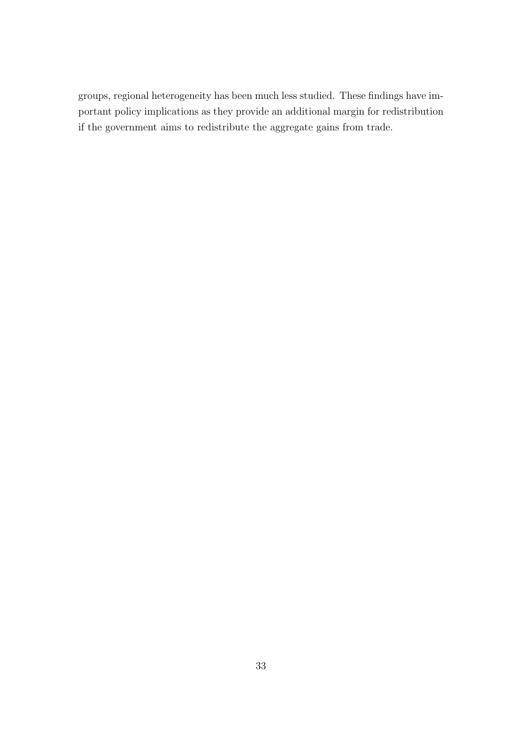groups, regional heterogeneity has been much less studied. These findings have important policy implications as they provide an additional margin for redistribution if the government aims to redistribute the aggregate gains from trade.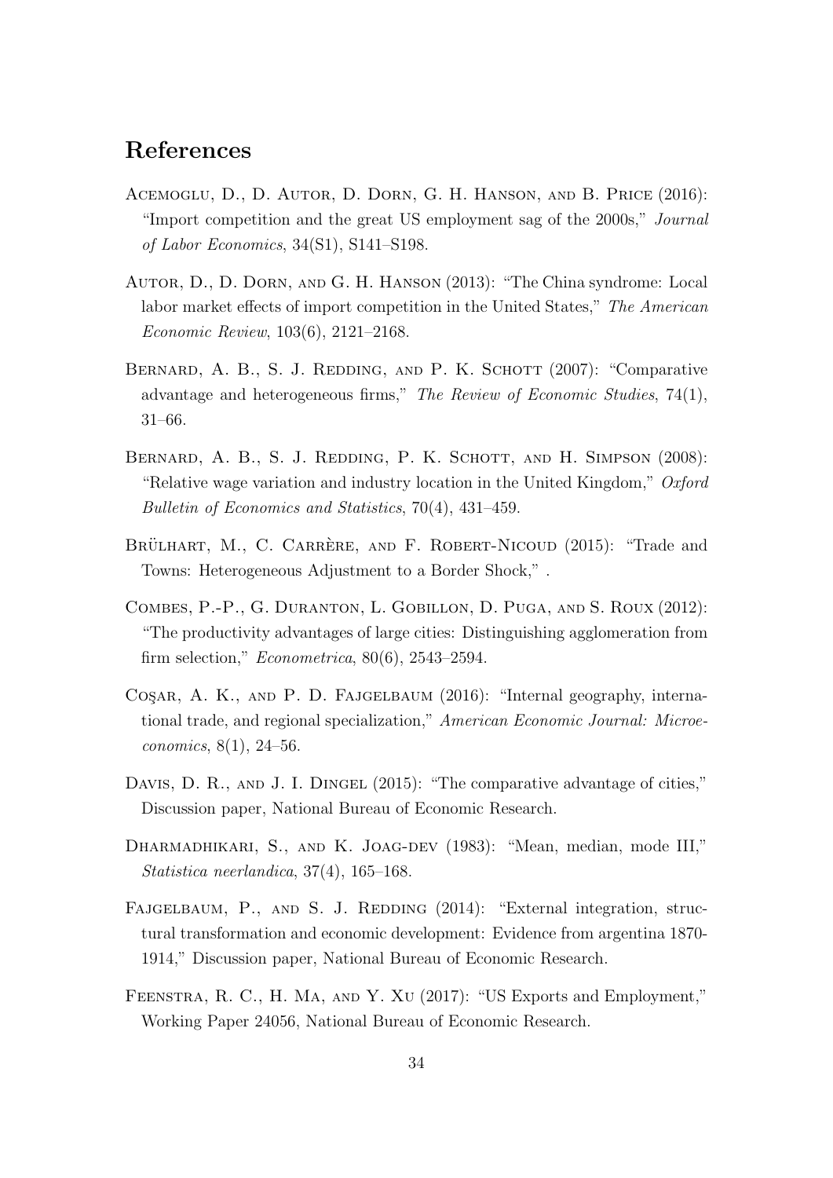# References

Acemoglu, D., D. Autor, D. Dorn, G. H. Hanson, and B. Price (2016): "Import competition and the great US employment sag of the 2000s," *Journal of Labor Economics*, 34(S1), S141–S198.

Autor, D., D. Dorn, and G. H. Hanson (2013): "The China syndrome: Local labor market effects of import competition in the United States," *The American Economic Review*, 103(6), 2121–2168.

Bernard, A. B., S. J. Redding, and P. K. Schott (2007): "Comparative advantage and heterogeneous firms," *The Review of Economic Studies*, 74(1), 31–66.

Bernard, A. B., S. J. Redding, P. K. Schott, and H. Simpson (2008): "Relative wage variation and industry location in the United Kingdom," *Oxford Bulletin of Economics and Statistics*, 70(4), 431–459.

Brülhart, M., C. Carrère, and F. Robert-Nicoud (2015): "Trade and Towns: Heterogeneous Adjustment to a Border Shock," .

Combes, P.-P., G. Duranton, L. Gobillon, D. Puga, and S. Roux (2012): "The productivity advantages of large cities: Distinguishing agglomeration from firm selection," *Econometrica*, 80(6), 2543–2594.

Coşar, A. K., and P. D. Fajgelbaum (2016): "Internal geography, international trade, and regional specialization," *American Economic Journal: Microeconomics*, 8(1), 24–56.

Davis, D. R., and J. I. Dingel (2015): "The comparative advantage of cities," Discussion paper, National Bureau of Economic Research.

Dharmadhikari, S., and K. Joag-dev (1983): "Mean, median, mode III," *Statistica neerlandica*, 37(4), 165–168.

Fajgelbaum, P., and S. J. Redding (2014): "External integration, structural transformation and economic development: Evidence from argentina 1870-1914," Discussion paper, National Bureau of Economic Research.

Feenstra, R. C., H. Ma, and Y. Xu (2017): "US Exports and Employment," Working Paper 24056, National Bureau of Economic Research.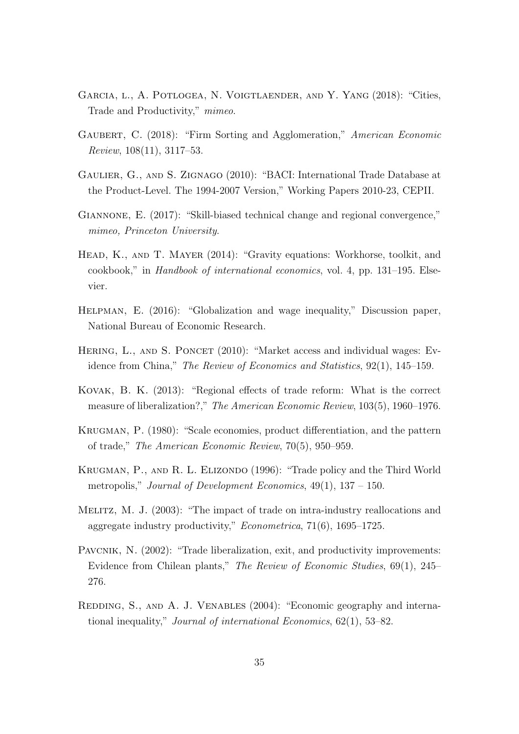Garcia, l., A. Potlogea, N. Voigtlaender, and Y. Yang (2018): "Cities, Trade and Productivity," *mimeo*.

Gaubert, C. (2018): "Firm Sorting and Agglomeration," *American Economic Review*, 108(11), 3117–53.

Gaulier, G., and S. Zignago (2010): "BACI: International Trade Database at the Product-Level. The 1994-2007 Version," Working Papers 2010-23, CEPII.

Giannone, E. (2017): "Skill-biased technical change and regional convergence," *mimeo, Princeton University*.

Head, K., and T. Mayer (2014): "Gravity equations: Workhorse, toolkit, and cookbook," in *Handbook of international economics*, vol. 4, pp. 131–195. Elsevier.

Helpman, E. (2016): "Globalization and wage inequality," Discussion paper, National Bureau of Economic Research.

Hering, L., and S. Poncet (2010): "Market access and individual wages: Evidence from China," *The Review of Economics and Statistics*, 92(1), 145–159.

Kovak, B. K. (2013): "Regional effects of trade reform: What is the correct measure of liberalization?," *The American Economic Review*, 103(5), 1960–1976.

Krugman, P. (1980): "Scale economies, product differentiation, and the pattern of trade," *The American Economic Review*, 70(5), 950–959.

Krugman, P., and R. L. Elizondo (1996): "Trade policy and the Third World metropolis," *Journal of Development Economics*, 49(1), 137 – 150.

Melitz, M. J. (2003): "The impact of trade on intra-industry reallocations and aggregate industry productivity," *Econometrica*, 71(6), 1695–1725.

Pavcnik, N. (2002): "Trade liberalization, exit, and productivity improvements: Evidence from Chilean plants," *The Review of Economic Studies*, 69(1), 245–276.

Redding, S., and A. J. Venables (2004): "Economic geography and international inequality," *Journal of international Economics*, 62(1), 53–82.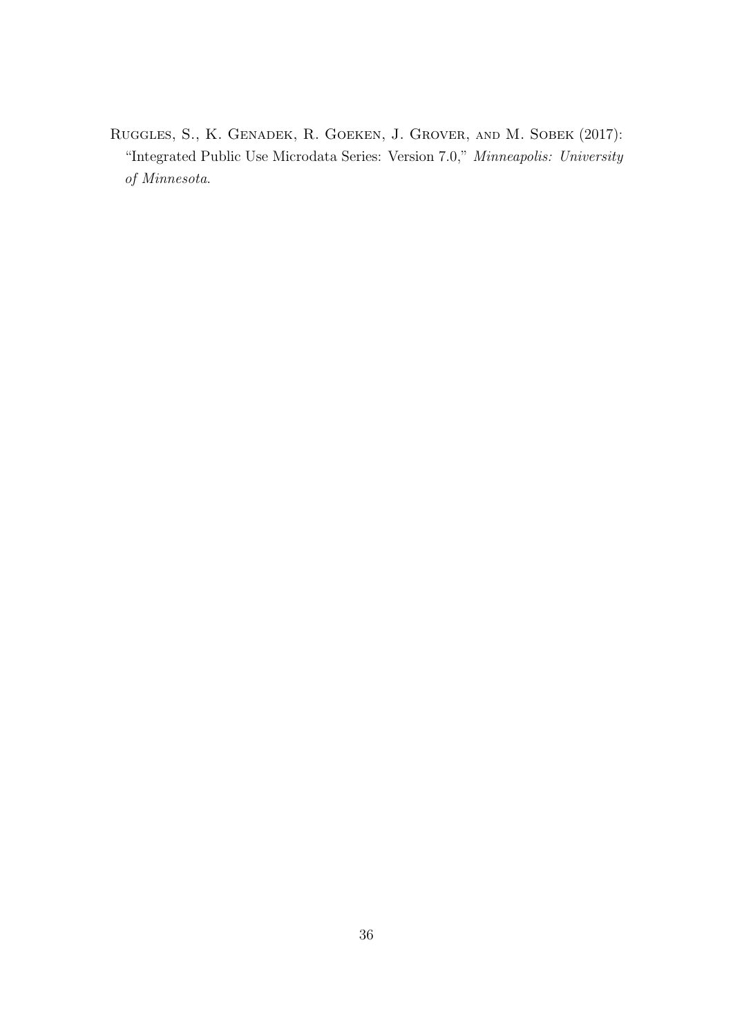Ruggles, S., K. Genadek, R. Goeken, J. Grover, and M. Sobek (2017): "Integrated Public Use Microdata Series: Version 7.0," *Minneapolis: University of Minnesota*.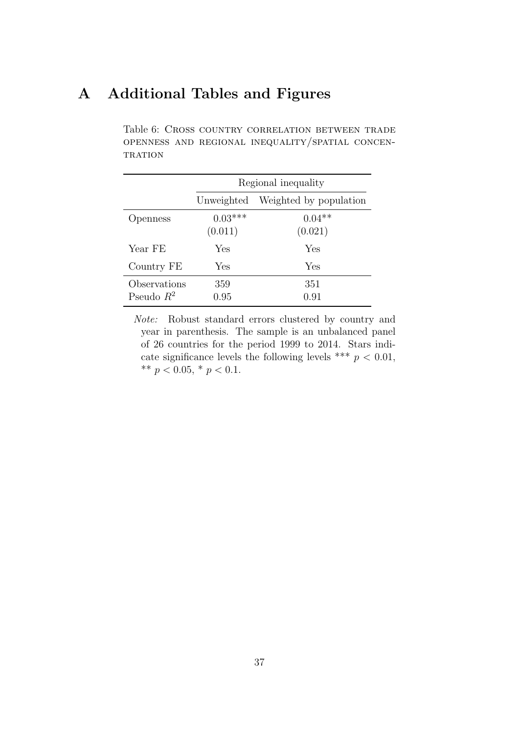# A Additional Tables and Figures

Table 6: Cross country correlation between trade openness and regional inequality/spatial concentration

| | Regional inequality | |
|---|---|---|
| | Unweighted | Weighted by population |
| Openness | 0.03*** | 0.04** |
| | (0.011) | (0.021) |
| Year FE | Yes | Yes |
| Country FE | Yes | Yes |
| Observations | 359 | 351 |
| Pseudo $R^2$ | 0.95 | 0.91 |

*Note:* Robust standard errors clustered by country and year in parenthesis. The sample is an unbalanced panel of 26 countries for the period 1999 to 2014. Stars indicate significance levels the following levels *** $p < 0.01$, ** $p < 0.05$, * $p < 0.1$.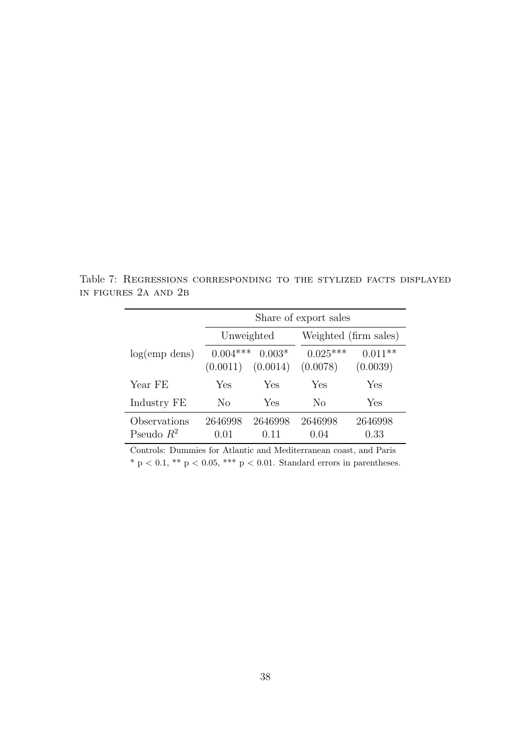Table 7: Regressions corresponding to the stylized facts displayed in figures 2a and 2b

| | Share of export sales | | | |
|---|---|---|---|---|
| | Unweighted | | Weighted (firm sales) | |
| log(emp dens) | 0.004*** | 0.003* | 0.025*** | 0.011** |
| | (0.0011) | (0.0014) | (0.0078) | (0.0039) |
| Year FE | Yes | Yes | Yes | Yes |
| Industry FE | No | Yes | No | Yes |
| Observations | 2646998 | 2646998 | 2646998 | 2646998 |
| Pseudo $R^2$ | 0.01 | 0.11 | 0.04 | 0.33 |

Controls: Dummies for Atlantic and Mediterranean coast, and Paris

* $p < 0.1$, ** $p < 0.05$, *** $p < 0.01$. Standard errors in parentheses.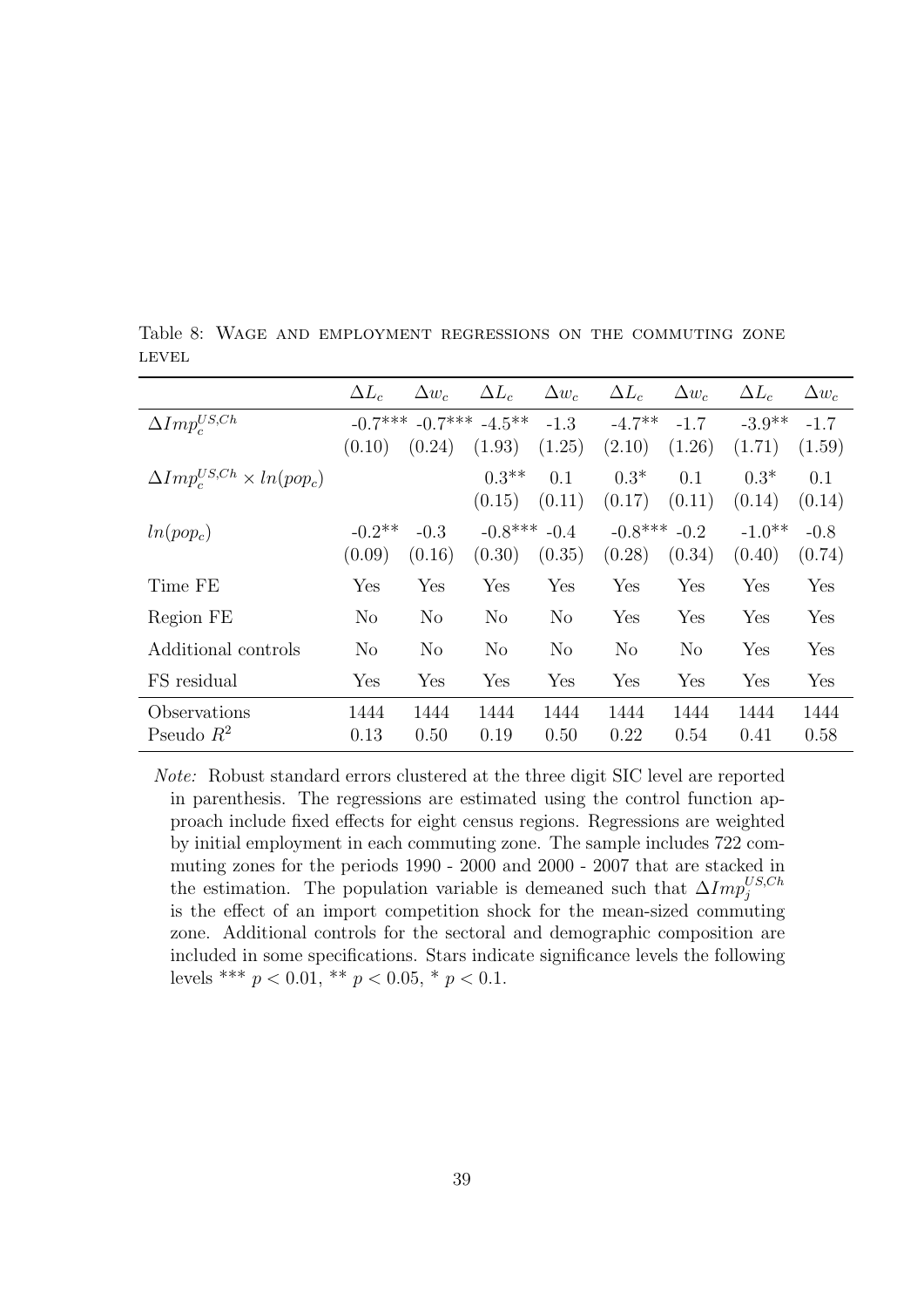Table 8: Wage and employment regressions on the commuting zone level

| | $\Delta L_c$ | $\Delta w_c$ | $\Delta L_c$ | $\Delta w_c$ | $\Delta L_c$ | $\Delta w_c$ | $\Delta L_c$ | $\Delta w_c$ |
|---|---|---|---|---|---|---|---|---|
| $\Delta Imp_c^{US,Ch}$ | -0.7*** | -0.7*** | -4.5** | -1.3 | -4.7** | -1.7 | -3.9** | -1.7 |
| | (0.10) | (0.24) | (1.93) | (1.25) | (2.10) | (1.26) | (1.71) | (1.59) |
| $\Delta Imp_c^{US,Ch} \times ln(pop_c)$ | | | 0.3** | 0.1 | 0.3* | 0.1 | 0.3* | 0.1 |
| | | | (0.15) | (0.11) | (0.17) | (0.11) | (0.14) | (0.14) |
| $ln(pop_c)$ | -0.2** | -0.3 | -0.8*** | -0.4 | -0.8*** | -0.2 | -1.0** | -0.8 |
| | (0.09) | (0.16) | (0.30) | (0.35) | (0.28) | (0.34) | (0.40) | (0.74) |
| Time FE | Yes | Yes | Yes | Yes | Yes | Yes | Yes | Yes |
| Region FE | No | No | No | No | Yes | Yes | Yes | Yes |
| Additional controls | No | No | No | No | No | No | Yes | Yes |
| FS residual | Yes | Yes | Yes | Yes | Yes | Yes | Yes | Yes |
| Observations | 1444 | 1444 | 1444 | 1444 | 1444 | 1444 | 1444 | 1444 |
| Pseudo $R^2$ | 0.13 | 0.50 | 0.19 | 0.50 | 0.22 | 0.54 | 0.41 | 0.58 |

*Note:* Robust standard errors clustered at the three digit SIC level are reported in parenthesis. The regressions are estimated using the control function approach include fixed effects for eight census regions. Regressions are weighted by initial employment in each commuting zone. The sample includes 722 commuting zones for the periods 1990 - 2000 and 2000 - 2007 that are stacked in the estimation. The population variable is demeaned such that $\Delta Imp_j^{US,Ch}$ is the effect of an import competition shock for the mean-sized commuting zone. Additional controls for the sectoral and demographic composition are included in some specifications. Stars indicate significance levels the following levels *** $p < 0.01$, ** $p < 0.05$, * $p < 0.1$.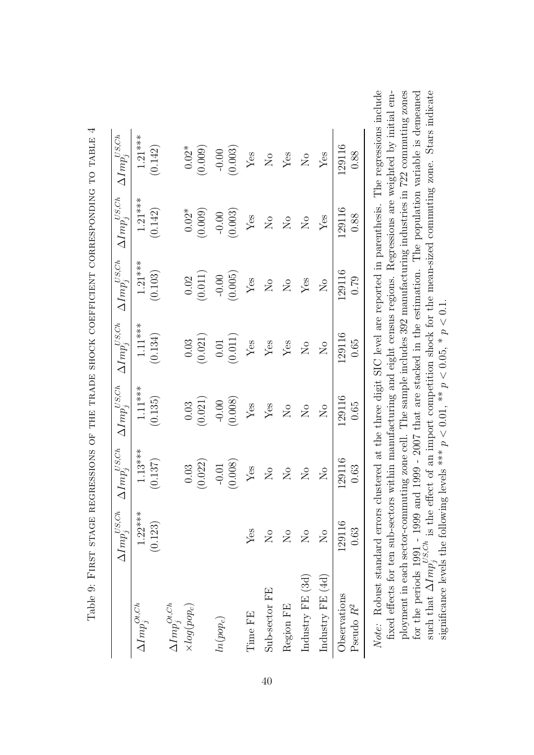Table 9: First stage regressions of the trade shock coefficient corresponding to table 4

| | $\Delta Imp_j^{US,Ch}$ | $\Delta Imp_j^{US,Ch}$ | $\Delta Imp_j^{US,Ch}$ | $\Delta Imp_j^{US,Ch}$ | $\Delta Imp_j^{US,Ch}$ | $\Delta Imp_j^{US,Ch}$ | $\Delta Imp_j^{US,Ch}$ |
|---|---|---|---|---|---|---|---|
| $\Delta Imp_j^{Ot,Ch}$ | 1.22*** | 1.13*** | 1.11*** | 1.11*** | 1.21*** | 1.21*** | 1.21*** |
| | (0.123) | (0.137) | (0.135) | (0.134) | (0.103) | (0.142) | (0.142) |
| $\Delta Imp_j^{Ot,Ch}$ $\times log(pop_c)$ | | 0.03 | 0.03 | 0.03 | 0.02 | 0.02* | 0.02* |
| | | (0.022) | (0.021) | (0.021) | (0.011) | (0.009) | (0.009) |
| $ln(pop_c)$ | | -0.01 | -0.00 | 0.01 | -0.00 | -0.00 | -0.00 |
| | | (0.008) | (0.008) | (0.011) | (0.005) | (0.003) | (0.003) |
| Time FE | Yes | Yes | Yes | Yes | Yes | Yes | Yes |
| Sub-sector FE | No | No | Yes | Yes | No | No | No |
| Region FE | No | No | No | Yes | No | No | Yes |
| Industry FE (3d) | No | No | No | No | Yes | No | No |
| Industry FE (4d) | No | No | No | No | No | Yes | Yes |
| Observations | 129116 | 129116 | 129116 | 129116 | 129116 | 129116 | 129116 |
| Pseudo $R^2$ | 0.63 | 0.63 | 0.65 | 0.65 | 0.79 | 0.88 | 0.88 |

*Note:* Robust standard errors clustered at the three digit SIC level are reported in parenthesis. The regressions include fixed effects for ten sub-sectors within manufacturing and eight census regions. Regressions are weighted by initial employment in each sector-commuting zone cell. The sample includes 392 manufacturing industries in 722 commuting zones for the periods 1991 - 1999 and 1999 - 2007 that are stacked in the estimation. The population variable is demeaned such that $\Delta Imp_j^{US,Ch}$ is the effect of an import competition shock for the mean-sized commuting zone. Stars indicate significance levels the following levels *** $p < 0.01$, ** $p < 0.05$, * $p < 0.1$.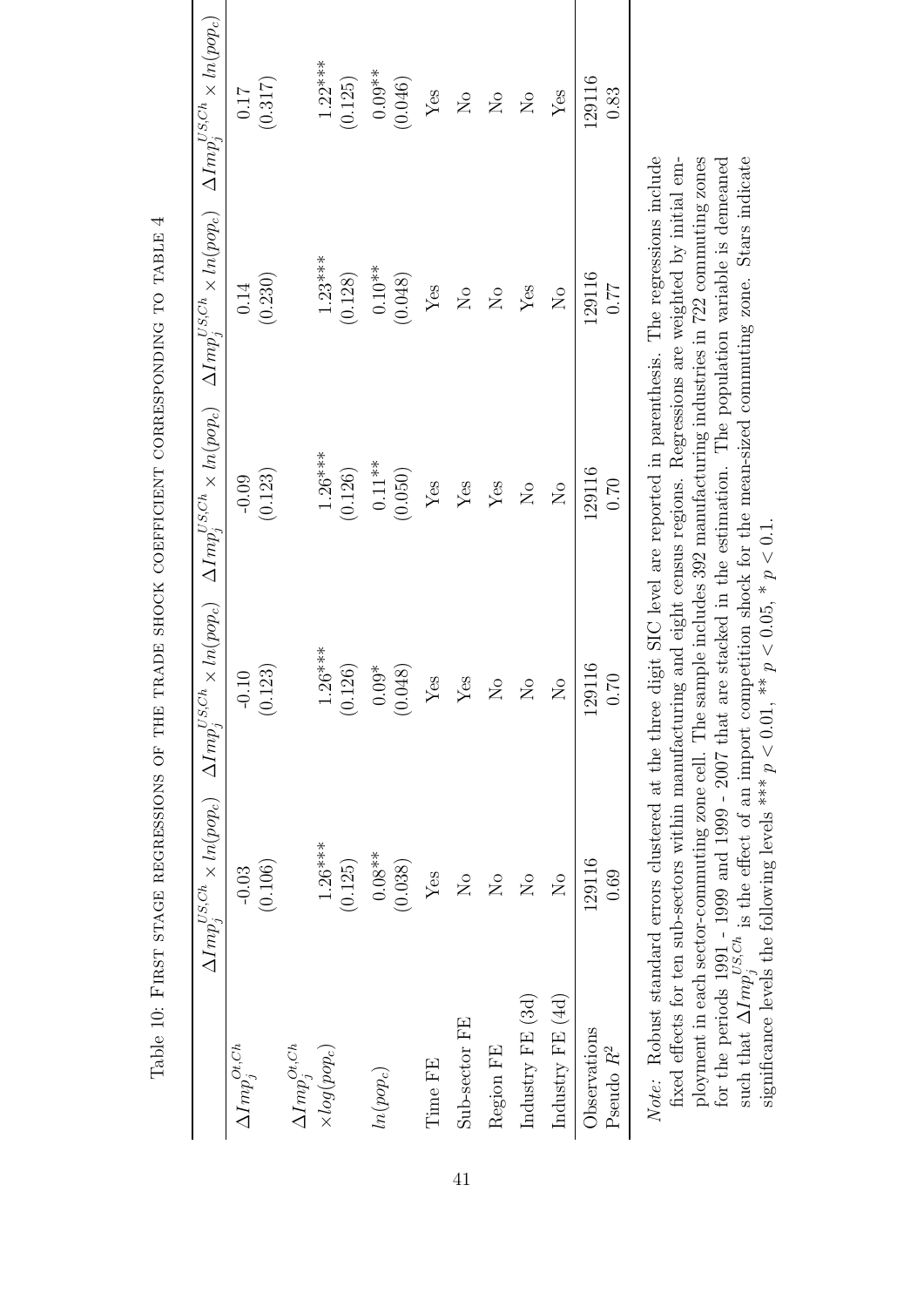Table 10: First stage regressions of the trade shock coefficient corresponding to table 4

| | $\Delta Imp_j^{US,Ch} \times ln(pop_c)$ | $\Delta Imp_j^{US,Ch} \times ln(pop_c)$ | $\Delta Imp_j^{US,Ch} \times ln(pop_c)$ | $\Delta Imp_j^{US,Ch} \times ln(pop_c)$ | $\Delta Imp_j^{US,Ch} \times ln(pop_c)$ |
|---|---|---|---|---|---|
| $\Delta Imp_j^{Ot,Ch}$ | -0.03 | -0.10 | -0.09 | 0.14 | 0.17 |
| | (0.106) | (0.123) | (0.123) | (0.230) | (0.317) |
| $\Delta Imp_j^{Ot,Ch}$ $\times log(pop_c)$ | 1.26*** | 1.26*** | 1.26*** | 1.23*** | 1.22*** |
| | (0.125) | (0.126) | (0.126) | (0.128) | (0.125) |
| $ln(pop_c)$ | 0.08** | 0.09* | 0.11** | 0.10** | 0.09** |
| | (0.038) | (0.048) | (0.050) | (0.048) | (0.046) |
| Time FE | Yes | Yes | Yes | Yes | Yes |
| Sub-sector FE | No | Yes | Yes | No | No |
| Region FE | No | No | Yes | No | No |
| Industry FE (3d) | No | No | No | Yes | No |
| Industry FE (4d) | No | No | No | No | Yes |
| Observations | 129116 | 129116 | 129116 | 129116 | 129116 |
| Pseudo $R^2$ | 0.69 | 0.70 | 0.70 | 0.77 | 0.83 |

*Note:* Robust standard errors clustered at the three digit SIC level are reported in parenthesis. The regressions include fixed effects for ten sub-sectors within manufacturing and eight census regions. Regressions are weighted by initial employment in each sector-commuting zone cell. The sample includes 392 manufacturing industries in 722 commuting zones for the periods 1991 - 1999 and 1999 - 2007 that are stacked in the estimation. The population variable is demeaned such that $\Delta Imp_j^{US,Ch}$ is the effect of an import competition shock for the mean-sized commuting zone. Stars indicate significance levels the following levels *** $p < 0.01$, ** $p < 0.05$, * $p < 0.1$.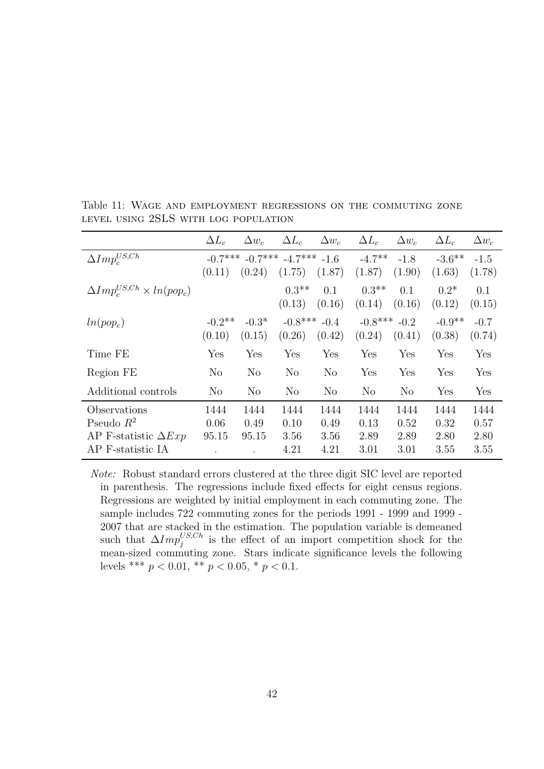Table 11: Wage and employment regressions on the commuting zone level using 2SLS with log population

| | $\Delta L_c$ | $\Delta w_c$ | $\Delta L_c$ | $\Delta w_c$ | $\Delta L_c$ | $\Delta w_c$ | $\Delta L_c$ | $\Delta w_c$ |
|---|---|---|---|---|---|---|---|---|
| $\Delta Imp_c^{US,Ch}$ | -0.7*** | -0.7*** | -4.7*** | -1.6 | -4.7** | -1.8 | -3.6** | -1.5 |
| | (0.11) | (0.24) | (1.75) | (1.87) | (1.87) | (1.90) | (1.63) | (1.78) |
| $\Delta Imp_c^{US,Ch} \times ln(pop_c)$ | | | 0.3** | 0.1 | 0.3** | 0.1 | 0.2* | 0.1 |
| | | | (0.13) | (0.16) | (0.14) | (0.16) | (0.12) | (0.15) |
| $ln(pop_c)$ | -0.2** | -0.3* | -0.8*** | -0.4 | -0.8*** | -0.2 | -0.9** | -0.7 |
| | (0.10) | (0.15) | (0.26) | (0.42) | (0.24) | (0.41) | (0.38) | (0.74) |
| Time FE | Yes | Yes | Yes | Yes | Yes | Yes | Yes | Yes |
| Region FE | No | No | No | No | Yes | Yes | Yes | Yes |
| Additional controls | No | No | No | No | No | No | Yes | Yes |
| Observations | 1444 | 1444 | 1444 | 1444 | 1444 | 1444 | 1444 | 1444 |
| Pseudo $R^2$ | 0.06 | 0.49 | 0.10 | 0.49 | 0.13 | 0.52 | 0.32 | 0.57 |
| AP F-statistic $\Delta Exp$ | 95.15 | 95.15 | 3.56 | 3.56 | 2.89 | 2.89 | 2.80 | 2.80 |
| AP F-statistic IA | . | . | 4.21 | 4.21 | 3.01 | 3.01 | 3.55 | 3.55 |

*Note:* Robust standard errors clustered at the three digit SIC level are reported in parenthesis. The regressions include fixed effects for eight census regions. Regressions are weighted by initial employment in each commuting zone. The sample includes 722 commuting zones for the periods 1991 - 1999 and 1999 - 2007 that are stacked in the estimation. The population variable is demeaned such that $\Delta Imp_j^{US,Ch}$ is the effect of an import competition shock for the mean-sized commuting zone. Stars indicate significance levels the following levels *** $p < 0.01$, ** $p < 0.05$, * $p < 0.1$.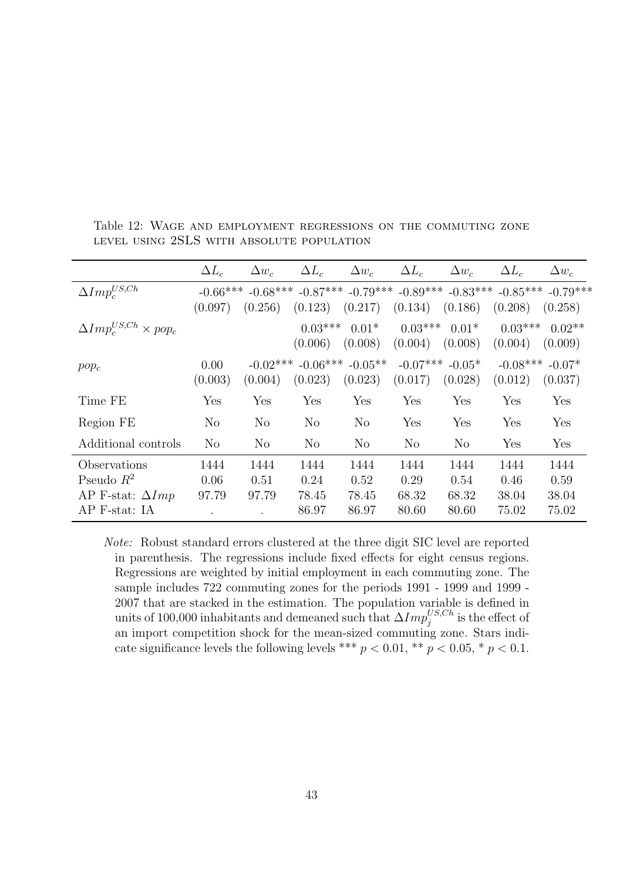Table 12: Wage and employment regressions on the commuting zone level using 2SLS with absolute population

| | $\Delta L_c$ | $\Delta w_c$ | $\Delta L_c$ | $\Delta w_c$ | $\Delta L_c$ | $\Delta w_c$ | $\Delta L_c$ | $\Delta w_c$ |
|---|---|---|---|---|---|---|---|---|
| $\Delta Imp_c^{US,Ch}$ | -0.66*** | -0.68*** | -0.87*** | -0.79*** | -0.89*** | -0.83*** | -0.85*** | -0.79*** |
| | (0.097) | (0.256) | (0.123) | (0.217) | (0.134) | (0.186) | (0.208) | (0.258) |
| $\Delta Imp_c^{US,Ch} \times pop_c$ | | | 0.03*** | 0.01* | 0.03*** | 0.01* | 0.03*** | 0.02** |
| | | | (0.006) | (0.008) | (0.004) | (0.008) | (0.004) | (0.009) |
| $pop_c$ | 0.00 | -0.02*** | -0.06*** | -0.05** | -0.07*** | -0.05* | -0.08*** | -0.07* |
| | (0.003) | (0.004) | (0.023) | (0.023) | (0.017) | (0.028) | (0.012) | (0.037) |
| Time FE | Yes | Yes | Yes | Yes | Yes | Yes | Yes | Yes |
| Region FE | No | No | No | No | Yes | Yes | Yes | Yes |
| Additional controls | No | No | No | No | No | No | Yes | Yes |
| Observations | 1444 | 1444 | 1444 | 1444 | 1444 | 1444 | 1444 | 1444 |
| Pseudo $R^2$ | 0.06 | 0.51 | 0.24 | 0.52 | 0.29 | 0.54 | 0.46 | 0.59 |
| AP F-stat: $\Delta Imp$ | 97.79 | 97.79 | 78.45 | 78.45 | 68.32 | 68.32 | 38.04 | 38.04 |
| AP F-stat: IA | . | . | 86.97 | 86.97 | 80.60 | 80.60 | 75.02 | 75.02 |

*Note:* Robust standard errors clustered at the three digit SIC level are reported in parenthesis. The regressions include fixed effects for eight census regions. Regressions are weighted by initial employment in each commuting zone. The sample includes 722 commuting zones for the periods 1991 - 1999 and 1999 - 2007 that are stacked in the estimation. The population variable is defined in units of 100,000 inhabitants and demeaned such that $\Delta Imp_j^{US,Ch}$ is the effect of an import competition shock for the mean-sized commuting zone. Stars indicate significance levels the following levels *** $p < 0.01$, ** $p < 0.05$, * $p < 0.1$.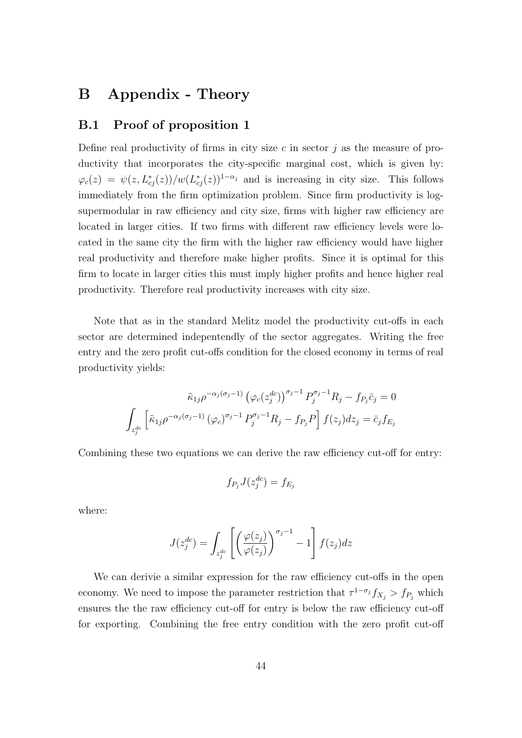# B Appendix - Theory

## B.1 Proof of proposition 1

Define real productivity of firms in city size $c$ in sector $j$ as the measure of productivity that incorporates the city-specific marginal cost, which is given by: $\varphi_c(z) = \psi(z, L^*_{cj}(z))/w(L^*_{cj}(z))^{1-\alpha_j}$ and is increasing in city size. This follows immediately from the firm optimization problem. Since firm productivity is log-supermodular in raw efficiency and city size, firms with higher raw efficiency are located in larger cities. If two firms with different raw efficiency levels were located in the same city the firm with the higher raw efficiency would have higher real productivity and therefore make higher profits. Since it is optimal for this firm to locate in larger cities this must imply higher profits and hence higher real productivity. Therefore real productivity increases with city size.

Note that as in the standard Melitz model the productivity cut-offs in each sector are determined independently of the sector aggregates. Writing the free entry and the zero profit cut-offs condition for the closed economy in terms of real productivity yields:

$$\tilde{\kappa}_{1j}\rho^{-\alpha_j(\sigma_j-1)}\left(\varphi_c(z^{dc}_j)\right)^{\sigma_j-1}P_j^{\sigma_j-1}R_j - f_{P_j}\bar{c}_j = 0$$

$$\int_{z^{dc}_j}\left[\tilde{\kappa}_{1j}\rho^{-\alpha_j(\sigma_j-1)}\left(\varphi_c\right)^{\sigma_j-1}P_j^{\sigma_j-1}R_j - f_{P_j}P\right]f(z_j)dz_j = \bar{c}_j f_{E_j}$$

Combining these two equations we can derive the raw efficiency cut-off for entry:

$$f_{P_j}J(z^{dc}_j) = f_{E_j}$$

where:

$$J(z^{dc}_j) = \int_{z^{dc}_j}\left[\left(\frac{\varphi(z_j)}{\varphi(z_j)}\right)^{\sigma_j-1} - 1\right]f(z_j)dz$$

We can derivie a similar expression for the raw efficiency cut-offs in the open economy. We need to impose the parameter restriction that $\tau^{1-\sigma_j}f_{X_j} > f_{P_j}$ which ensures the the raw efficiency cut-off for entry is below the raw efficiency cut-off for exporting. Combining the free entry condition with the zero profit cut-off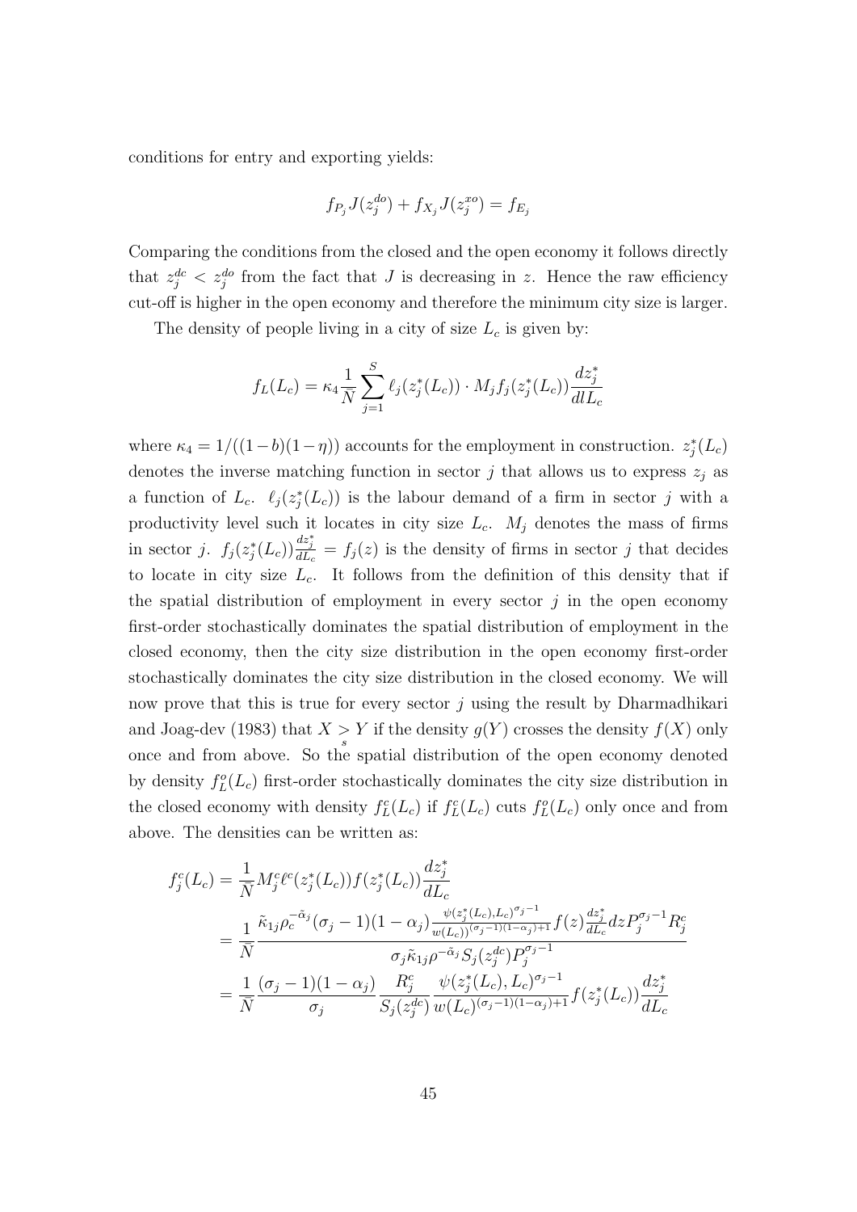conditions for entry and exporting yields:

$$f_{P_j} J(z_j^{do}) + f_{X_j} J(z_j^{xo}) = f_{E_j}$$

Comparing the conditions from the closed and the open economy it follows directly that $z_j^{dc} < z_j^{do}$ from the fact that $J$ is decreasing in $z$. Hence the raw efficiency cut-off is higher in the open economy and therefore the minimum city size is larger.

The density of people living in a city of size $L_c$ is given by:

$$f_L(L_c) = \kappa_4 \frac{1}{\bar{N}} \sum_{j=1}^{S} \ell_j(z_j^*(L_c)) \cdot M_j f_j(z_j^*(L_c)) \frac{dz_j^*}{dL_c}$$

where $\kappa_4 = 1/((1-b)(1-\eta))$ accounts for the employment in construction. $z_j^*(L_c)$ denotes the inverse matching function in sector $j$ that allows us to express $z_j$ as a function of $L_c$. $\ell_j(z_j^*(L_c))$ is the labour demand of a firm in sector $j$ with a productivity level such it locates in city size $L_c$. $M_j$ denotes the mass of firms in sector $j$. $f_j(z_j^*(L_c))\frac{dz_j^*}{dL_c} = f_j(z)$ is the density of firms in sector $j$ that decides to locate in city size $L_c$. It follows from the definition of this density that if the spatial distribution of employment in every sector $j$ in the open economy first-order stochastically dominates the spatial distribution of employment in the closed economy, then the city size distribution in the open economy first-order stochastically dominates the city size distribution in the closed economy. We will now prove that this is true for every sector $j$ using the result by Dharmadhikari and Joag-dev (1983) that $X \underset{s}{>} Y$ if the density $g(Y)$ crosses the density $f(X)$ only once and from above. So the spatial distribution of the open economy denoted by density $f_L^o(L_c)$ first-order stochastically dominates the city size distribution in the closed economy with density $f_L^c(L_c)$ if $f_L^c(L_c)$ cuts $f_L^o(L_c)$ only once and from above. The densities can be written as:

$$\begin{aligned}
f_j^c(L_c) &= \frac{1}{\bar{N}} M_j^c \ell^c(z_j^*(L_c)) f(z_j^*(L_c)) \frac{dz_j^*}{dL_c} \\
&= \frac{1}{\bar{N}} \frac{\tilde{\kappa}_{1j} \rho_c^{-\tilde{\alpha}_j} (\sigma_j - 1)(1-\alpha_j) \frac{\psi(z_j^*(L_c), L_c)^{\sigma_j - 1}}{w(L_c))^{(\sigma_j-1)(1-\alpha_j)+1}} f(z) \frac{dz_j^*}{dL_c} dz P_j^{\sigma_j - 1} R_j^c}{\sigma_j \tilde{\kappa}_{1j} \rho^{-\tilde{\alpha}_j} S_j(z_j^{dc}) P_j^{\sigma_j - 1}} \\
&= \frac{1}{\bar{N}} \frac{(\sigma_j - 1)(1-\alpha_j)}{\sigma_j} \frac{R_j^c}{S_j(z_j^{dc})} \frac{\psi(z_j^*(L_c), L_c)^{\sigma_j - 1}}{w(L_c)^{(\sigma_j-1)(1-\alpha_j)+1}} f(z_j^*(L_c)) \frac{dz_j^*}{dL_c}
\end{aligned}$$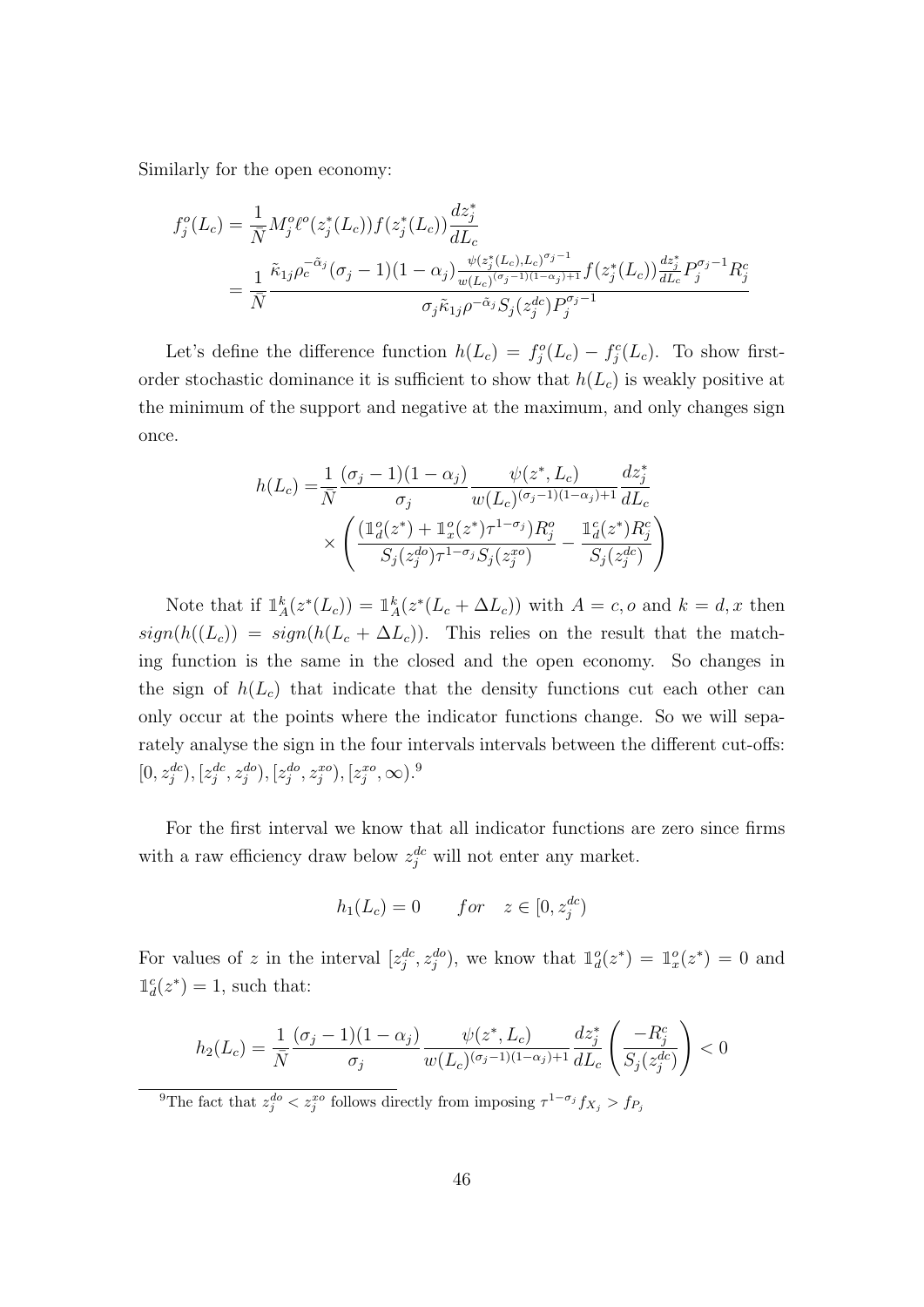Similarly for the open economy:

$$
\begin{aligned}
f_j^o(L_c) &= \frac{1}{\bar{N}} M_j^o \ell^o(z_j^*(L_c)) f(z_j^*(L_c)) \frac{dz_j^*}{dL_c} \\
&= \frac{1}{\bar{N}} \frac{\tilde{\kappa}_{1j} \rho_c^{-\tilde{\alpha}_j} (\sigma_j - 1)(1 - \alpha_j) \frac{\psi(z_j^*(L_c), L_c)^{\sigma_j - 1}}{w(L_c)^{(\sigma_j - 1)(1 - \alpha_j) + 1}} f(z_j^*(L_c)) \frac{dz_j^*}{dL_c} P_j^{\sigma_j - 1} R_j^c}{\sigma_j \tilde{\kappa}_{1j} \rho^{-\tilde{\alpha}_j} S_j(z_j^{dc}) P_j^{\sigma_j - 1}}
\end{aligned}
$$

Let's define the difference function $h(L_c) = f_j^o(L_c) - f_j^c(L_c)$. To show first-order stochastic dominance it is sufficient to show that $h(L_c)$ is weakly positive at the minimum of the support and negative at the maximum, and only changes sign once.

$$
\begin{aligned}
h(L_c) =& \frac{1}{\bar{N}} \frac{(\sigma_j - 1)(1 - \alpha_j)}{\sigma_j} \frac{\psi(z^*, L_c)}{w(L_c)^{(\sigma_j - 1)(1 - \alpha_j) + 1}} \frac{dz_j^*}{dL_c} \\
& \times \left( \frac{(\mathbb{1}_d^o(z^*) + \mathbb{1}_x^o(z^*) \tau^{1 - \sigma_j}) R_j^o}{S_j(z_j^{do}) \tau^{1 - \sigma_j} S_j(z_j^{xo})} - \frac{\mathbb{1}_d^c(z^*) R_j^c}{S_j(z_j^{dc})} \right)
\end{aligned}
$$

Note that if $\mathbb{1}_A^k(z^*(L_c)) = \mathbb{1}_A^k(z^*(L_c + \Delta L_c))$ with $A = c, o$ and $k = d, x$ then $sign(h((L_c)) = sign(h(L_c + \Delta L_c))$. This relies on the result that the matching function is the same in the closed and the open economy. So changes in the sign of $h(L_c)$ that indicate that the density functions cut each other can only occur at the points where the indicator functions change. So we will separately analyse the sign in the four intervals intervals between the different cut-offs: $[0, z_j^{dc}), [z_j^{dc}, z_j^{do}), [z_j^{do}, z_j^{xo}), [z_j^{xo}, \infty)$.[9]

For the first interval we know that all indicator functions are zero since firms with a raw efficiency draw below $z_j^{dc}$ will not enter any market.

$$
h_1(L_c) = 0 \qquad for \quad z \in [0, z_j^{dc})
$$

For values of $z$ in the interval $[z_j^{dc}, z_j^{do})$, we know that $\mathbb{1}_d^o(z^*) = \mathbb{1}_x^o(z^*) = 0$ and $\mathbb{1}_d^c(z^*) = 1$, such that:

$$
h_2(L_c) = \frac{1}{\bar{N}} \frac{(\sigma_j - 1)(1 - \alpha_j)}{\sigma_j} \frac{\psi(z^*, L_c)}{w(L_c)^{(\sigma_j - 1)(1 - \alpha_j) + 1}} \frac{dz_j^*}{dL_c} \left( \frac{-R_j^c}{S_j(z_j^{dc})} \right) < 0
$$

[9] The fact that $z_j^{do} < z_j^{xo}$ follows directly from imposing $\tau^{1 - \sigma_j} f_{X_j} > f_{P_j}$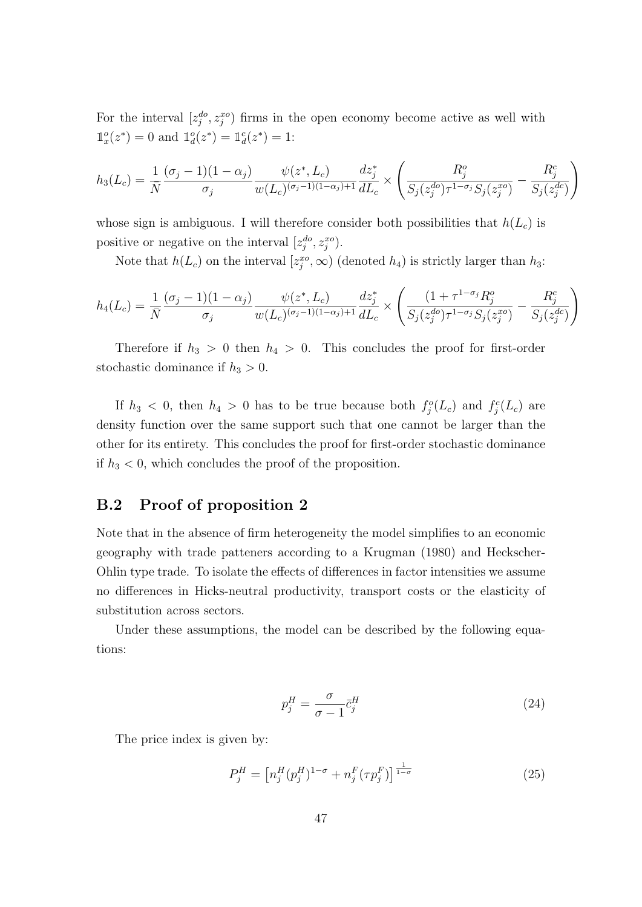For the interval $[z_j^{do}, z_j^{xo})$ firms in the open economy become active as well with $\mathbb{1}_x^o(z^*) = 0$ and $\mathbb{1}_d^o(z^*) = \mathbb{1}_d^c(z^*) = 1$:

$$h_3(L_c) = \frac{1}{\bar{N}} \frac{(\sigma_j - 1)(1-\alpha_j)}{\sigma_j} \frac{\psi(z^*, L_c)}{w(L_c)^{(\sigma_j-1)(1-\alpha_j)+1}} \frac{dz_j^*}{dL_c} \times \left( \frac{R_j^o}{S_j(z_j^{do})\tau^{1-\sigma_j} S_j(z_j^{xo})} - \frac{R_j^c}{S_j(z_j^{dc})} \right)$$

whose sign is ambiguous. I will therefore consider both possibilities that $h(L_c)$ is positive or negative on the interval $[z_j^{do}, z_j^{xo})$.

Note that $h(L_c)$ on the interval $[z_j^{xo}, \infty)$ (denoted $h_4$) is strictly larger than $h_3$:

$$h_4(L_c) = \frac{1}{\bar{N}} \frac{(\sigma_j - 1)(1-\alpha_j)}{\sigma_j} \frac{\psi(z^*, L_c)}{w(L_c)^{(\sigma_j-1)(1-\alpha_j)+1}} \frac{dz_j^*}{dL_c} \times \left( \frac{(1+\tau^{1-\sigma_j} R_j^o}{S_j(z_j^{do})\tau^{1-\sigma_j} S_j(z_j^{xo})} - \frac{R_j^c}{S_j(z_j^{dc})} \right)$$

Therefore if $h_3 > 0$ then $h_4 > 0$. This concludes the proof for first-order stochastic dominance if $h_3 > 0$.

If $h_3 < 0$, then $h_4 > 0$ has to be true because both $f_j^o(L_c)$ and $f_j^c(L_c)$ are density function over the same support such that one cannot be larger than the other for its entirety. This concludes the proof for first-order stochastic dominance if $h_3 < 0$, which concludes the proof of the proposition.

## B.2 Proof of proposition 2

Note that in the absence of firm heterogeneity the model simplifies to an economic geography with trade patteners according to a Krugman (1980) and Heckscher-Ohlin type trade. To isolate the effects of differences in factor intensities we assume no differences in Hicks-neutral productivity, transport costs or the elasticity of substitution across sectors.

Under these assumptions, the model can be described by the following equations:

$$p_j^H = \frac{\sigma}{\sigma - 1} \bar{c}_j^H \tag{24}$$

The price index is given by:

$$P_j^H = \left[ n_j^H (p_j^H)^{1-\sigma} + n_j^F (\tau p_j^F) \right]^{\frac{1}{1-\sigma}} \tag{25}$$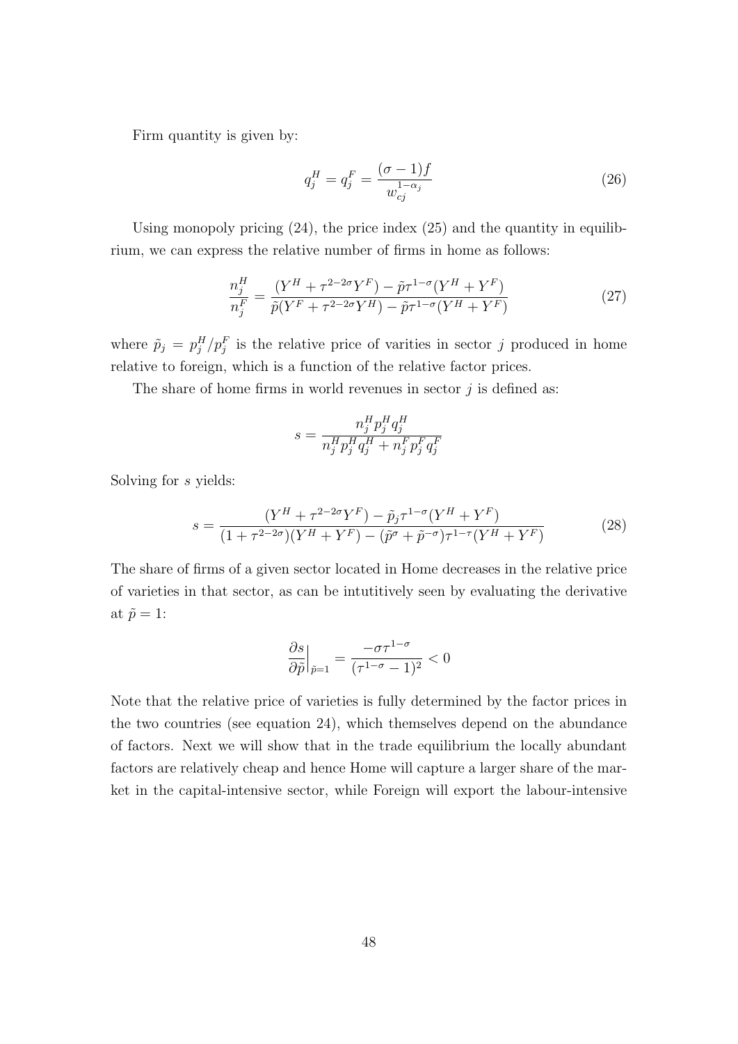Firm quantity is given by:

$$q_j^H = q_j^F = \frac{(\sigma - 1)f}{w_{cj}^{1-\alpha_j}} \tag{26}$$

Using monopoly pricing (24), the price index (25) and the quantity in equilibrium, we can express the relative number of firms in home as follows:

$$\frac{n_j^H}{n_j^F} = \frac{(Y^H + \tau^{2-2\sigma} Y^F) - \tilde{p}\tau^{1-\sigma}(Y^H + Y^F)}{\tilde{p}(Y^F + \tau^{2-2\sigma} Y^H) - \tilde{p}\tau^{1-\sigma}(Y^H + Y^F)} \tag{27}$$

where $\tilde{p}_j = p_j^H / p_j^F$ is the relative price of varities in sector $j$ produced in home relative to foreign, which is a function of the relative factor prices.

The share of home firms in world revenues in sector $j$ is defined as:

$$s = \frac{n_j^H p_j^H q_j^H}{n_j^H p_j^H q_j^H + n_j^F p_j^F q_j^F}$$

Solving for $s$ yields:

$$s = \frac{(Y^H + \tau^{2-2\sigma} Y^F) - \tilde{p}_j \tau^{1-\sigma}(Y^H + Y^F)}{(1 + \tau^{2-2\sigma})(Y^H + Y^F) - (\tilde{p}^\sigma + \tilde{p}^{-\sigma})\tau^{1-\tau}(Y^H + Y^F)} \tag{28}$$

The share of firms of a given sector located in Home decreases in the relative price of varieties in that sector, as can be intutitively seen by evaluating the derivative at $\tilde{p} = 1$:

$$\left.\frac{\partial s}{\partial \tilde{p}}\right|_{\tilde{p}=1} = \frac{-\sigma\tau^{1-\sigma}}{(\tau^{1-\sigma} - 1)^2} < 0$$

Note that the relative price of varieties is fully determined by the factor prices in the two countries (see equation 24), which themselves depend on the abundance of factors. Next we will show that in the trade equilibrium the locally abundant factors are relatively cheap and hence Home will capture a larger share of the market in the capital-intensive sector, while Foreign will export the labour-intensive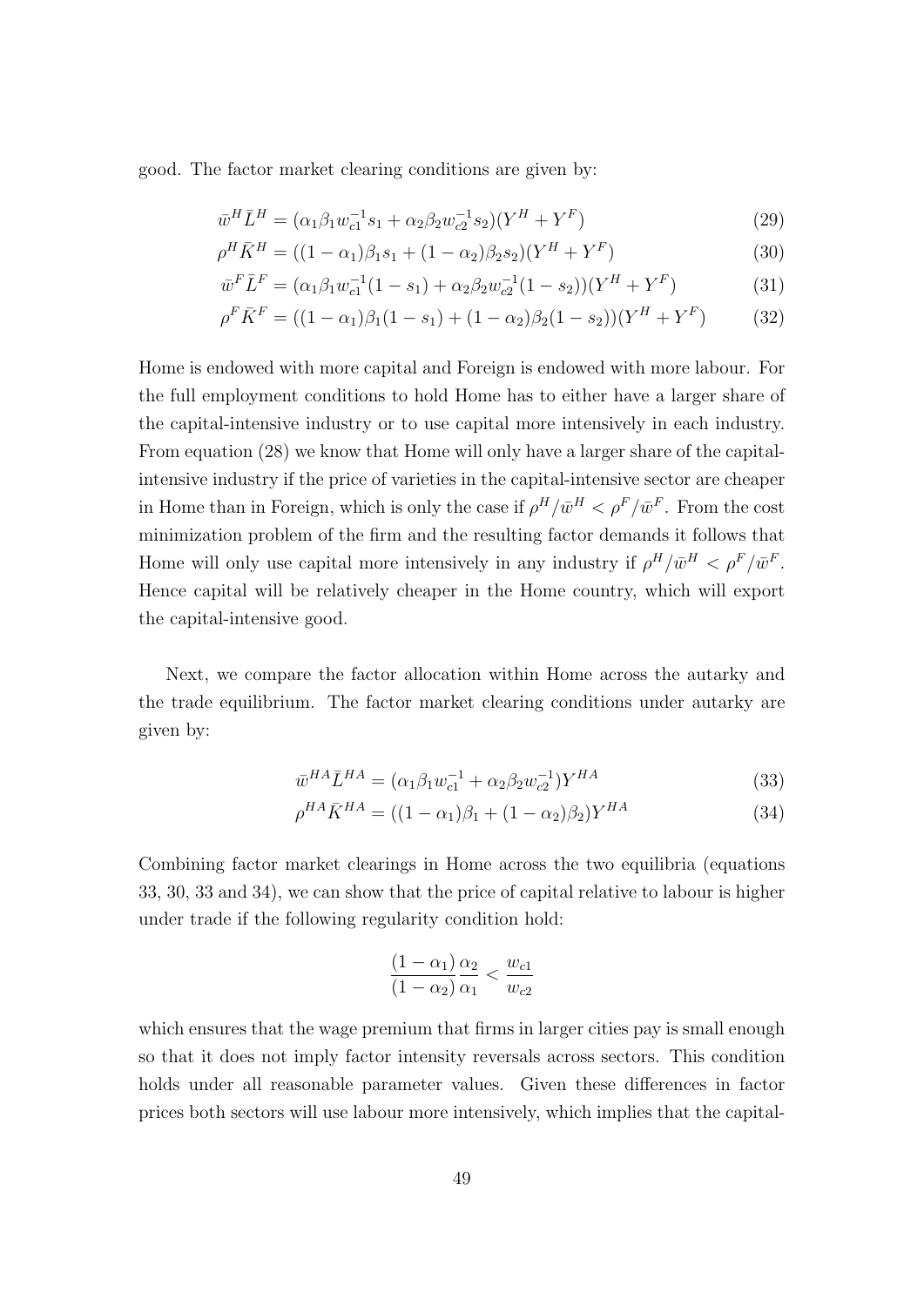good. The factor market clearing conditions are given by:

$$\bar{w}^H \bar{L}^H = (\alpha_1 \beta_1 w_{c1}^{-1} s_1 + \alpha_2 \beta_2 w_{c2}^{-1} s_2)(Y^H + Y^F) \tag{29}$$

$$\rho^H \bar{K}^H = ((1 - \alpha_1)\beta_1 s_1 + (1 - \alpha_2)\beta_2 s_2)(Y^H + Y^F) \tag{30}$$

$$\bar{w}^F \bar{L}^F = (\alpha_1 \beta_1 w_{c1}^{-1}(1 - s_1) + \alpha_2 \beta_2 w_{c2}^{-1}(1 - s_2))(Y^H + Y^F) \tag{31}$$

$$\rho^F \bar{K}^F = ((1 - \alpha_1)\beta_1 (1 - s_1) + (1 - \alpha_2)\beta_2 (1 - s_2))(Y^H + Y^F) \tag{32}$$

Home is endowed with more capital and Foreign is endowed with more labour. For the full employment conditions to hold Home has to either have a larger share of the capital-intensive industry or to use capital more intensively in each industry. From equation (28) we know that Home will only have a larger share of the capital-intensive industry if the price of varieties in the capital-intensive sector are cheaper in Home than in Foreign, which is only the case if $\rho^H/\bar{w}^H < \rho^F/\bar{w}^F$. From the cost minimization problem of the firm and the resulting factor demands it follows that Home will only use capital more intensively in any industry if $\rho^H/\bar{w}^H < \rho^F/\bar{w}^F$. Hence capital will be relatively cheaper in the Home country, which will export the capital-intensive good.

Next, we compare the factor allocation within Home across the autarky and the trade equilibrium. The factor market clearing conditions under autarky are given by:

$$\bar{w}^{HA} \bar{L}^{HA} = (\alpha_1 \beta_1 w_{c1}^{-1} + \alpha_2 \beta_2 w_{c2}^{-1}) Y^{HA} \tag{33}$$

$$\rho^{HA} \bar{K}^{HA} = ((1 - \alpha_1)\beta_1 + (1 - \alpha_2)\beta_2) Y^{HA} \tag{34}$$

Combining factor market clearings in Home across the two equilibria (equations 33, 30, 33 and 34), we can show that the price of capital relative to labour is higher under trade if the following regularity condition hold:

$$\frac{(1 - \alpha_1)}{(1 - \alpha_2)} \frac{\alpha_2}{\alpha_1} < \frac{w_{c1}}{w_{c2}}$$

which ensures that the wage premium that firms in larger cities pay is small enough so that it does not imply factor intensity reversals across sectors. This condition holds under all reasonable parameter values. Given these differences in factor prices both sectors will use labour more intensively, which implies that the capital-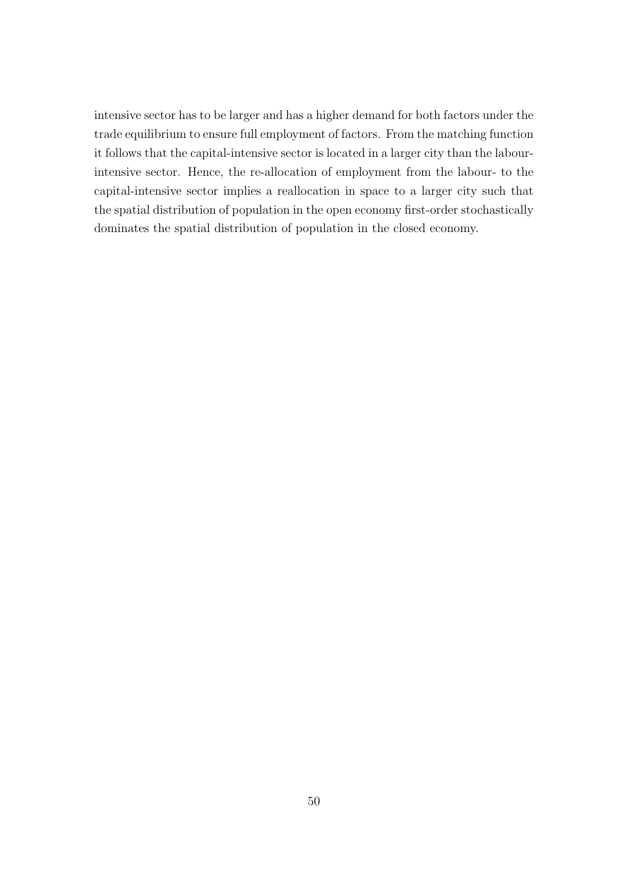intensive sector has to be larger and has a higher demand for both factors under the trade equilibrium to ensure full employment of factors. From the matching function it follows that the capital-intensive sector is located in a larger city than the labour-intensive sector. Hence, the re-allocation of employment from the labour- to the capital-intensive sector implies a reallocation in space to a larger city such that the spatial distribution of population in the open economy first-order stochastically dominates the spatial distribution of population in the closed economy.